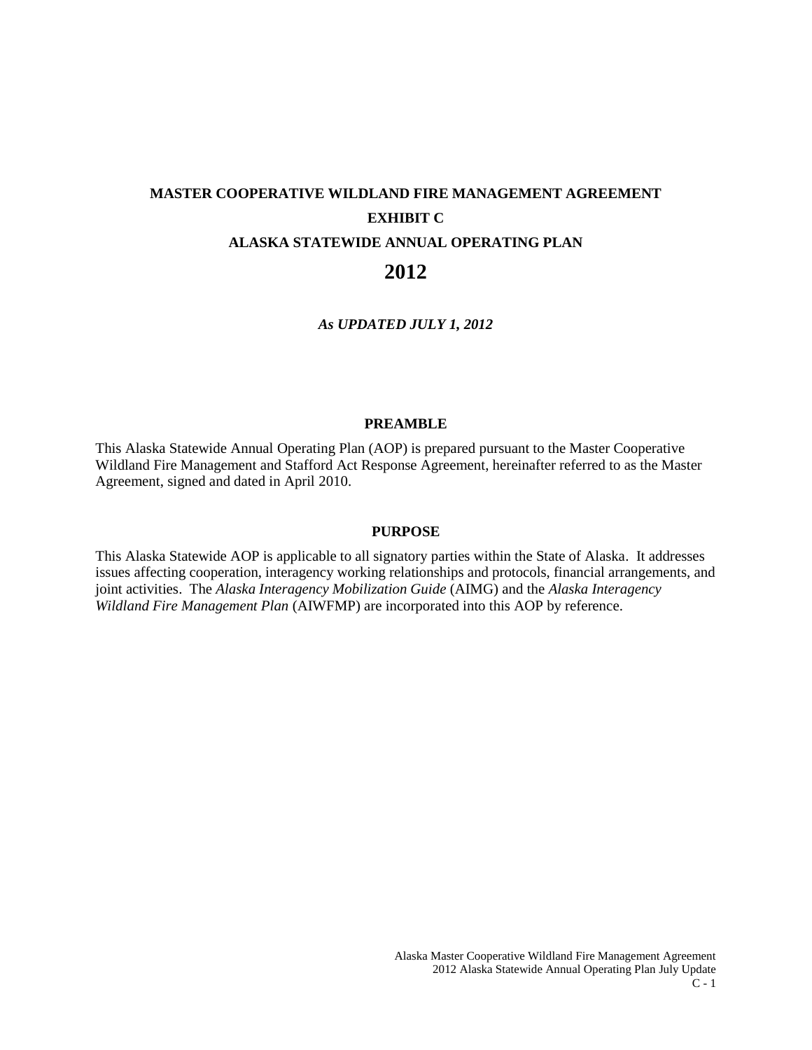# MASTER COOPERATIVE WILDLAND FIRE MANAGEMENT AGREEMENT

## EXHIBIT C

## ALASKA STATEWIDE ANNUAL OPERATING PLAN

# 2012

***As UPDATED JULY 1, 2012***

### PREAMBLE

This Alaska Statewide Annual Operating Plan (AOP) is prepared pursuant to the Master Cooperative Wildland Fire Management and Stafford Act Response Agreement, hereinafter referred to as the Master Agreement, signed and dated in April 2010.

### PURPOSE

This Alaska Statewide AOP is applicable to all signatory parties within the State of Alaska. It addresses issues affecting cooperation, interagency working relationships and protocols, financial arrangements, and joint activities. The *Alaska Interagency Mobilization Guide* (AIMG) and the *Alaska Interagency Wildland Fire Management Plan* (AIWFMP) are incorporated into this AOP by reference.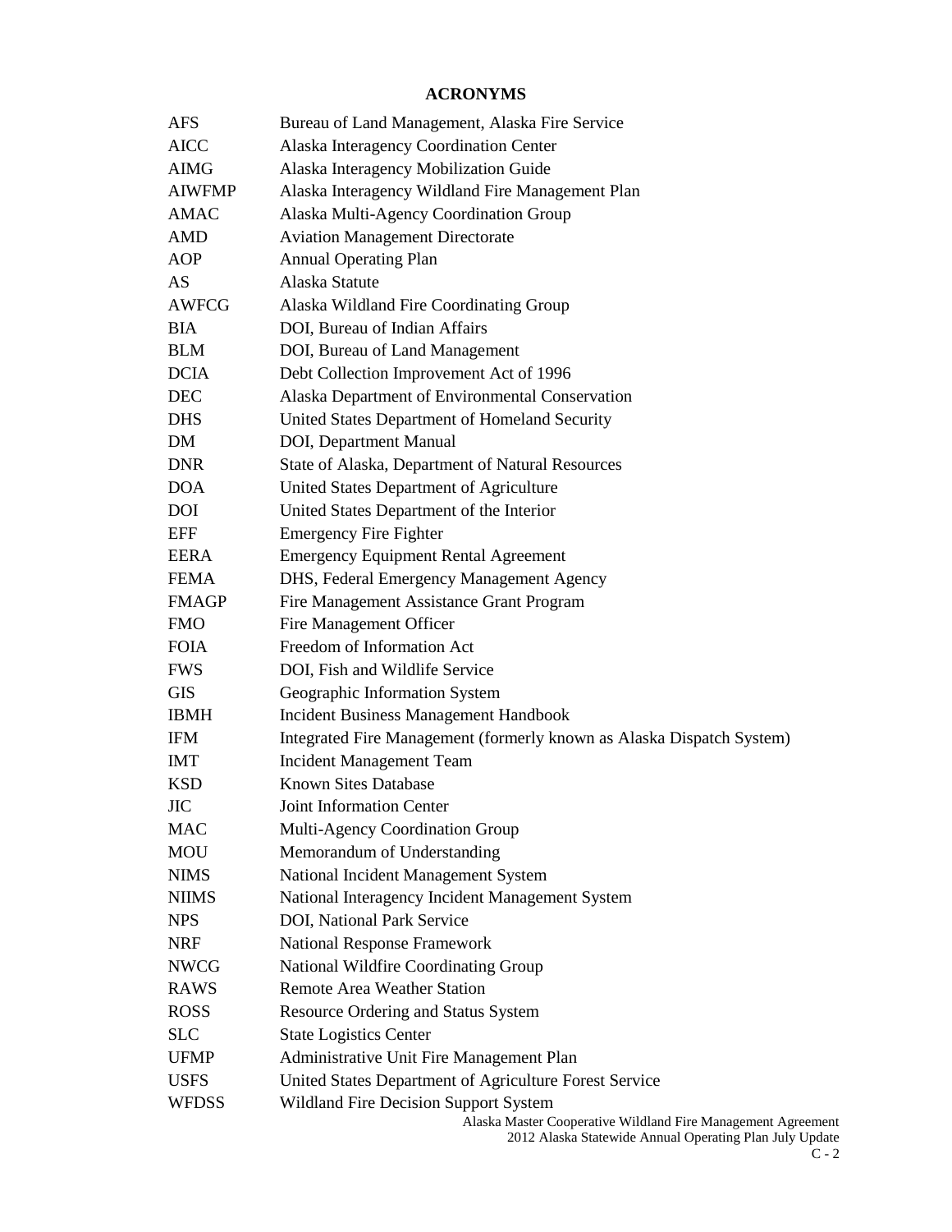## ACRONYMS

| | |
|---|---|
| AFS | Bureau of Land Management, Alaska Fire Service |
| AICC | Alaska Interagency Coordination Center |
| AIMG | Alaska Interagency Mobilization Guide |
| AIWFMP | Alaska Interagency Wildland Fire Management Plan |
| AMAC | Alaska Multi-Agency Coordination Group |
| AMD | Aviation Management Directorate |
| AOP | Annual Operating Plan |
| AS | Alaska Statute |
| AWFCG | Alaska Wildland Fire Coordinating Group |
| BIA | DOI, Bureau of Indian Affairs |
| BLM | DOI, Bureau of Land Management |
| DCIA | Debt Collection Improvement Act of 1996 |
| DEC | Alaska Department of Environmental Conservation |
| DHS | United States Department of Homeland Security |
| DM | DOI, Department Manual |
| DNR | State of Alaska, Department of Natural Resources |
| DOA | United States Department of Agriculture |
| DOI | United States Department of the Interior |
| EFF | Emergency Fire Fighter |
| EERA | Emergency Equipment Rental Agreement |
| FEMA | DHS, Federal Emergency Management Agency |
| FMAGP | Fire Management Assistance Grant Program |
| FMO | Fire Management Officer |
| FOIA | Freedom of Information Act |
| FWS | DOI, Fish and Wildlife Service |
| GIS | Geographic Information System |
| IBMH | Incident Business Management Handbook |
| IFM | Integrated Fire Management (formerly known as Alaska Dispatch System) |
| IMT | Incident Management Team |
| KSD | Known Sites Database |
| JIC | Joint Information Center |
| MAC | Multi-Agency Coordination Group |
| MOU | Memorandum of Understanding |
| NIMS | National Incident Management System |
| NIIMS | National Interagency Incident Management System |
| NPS | DOI, National Park Service |
| NRF | National Response Framework |
| NWCG | National Wildfire Coordinating Group |
| RAWS | Remote Area Weather Station |
| ROSS | Resource Ordering and Status System |
| SLC | State Logistics Center |
| UFMP | Administrative Unit Fire Management Plan |
| USFS | United States Department of Agriculture Forest Service |
| WFDSS | Wildland Fire Decision Support System |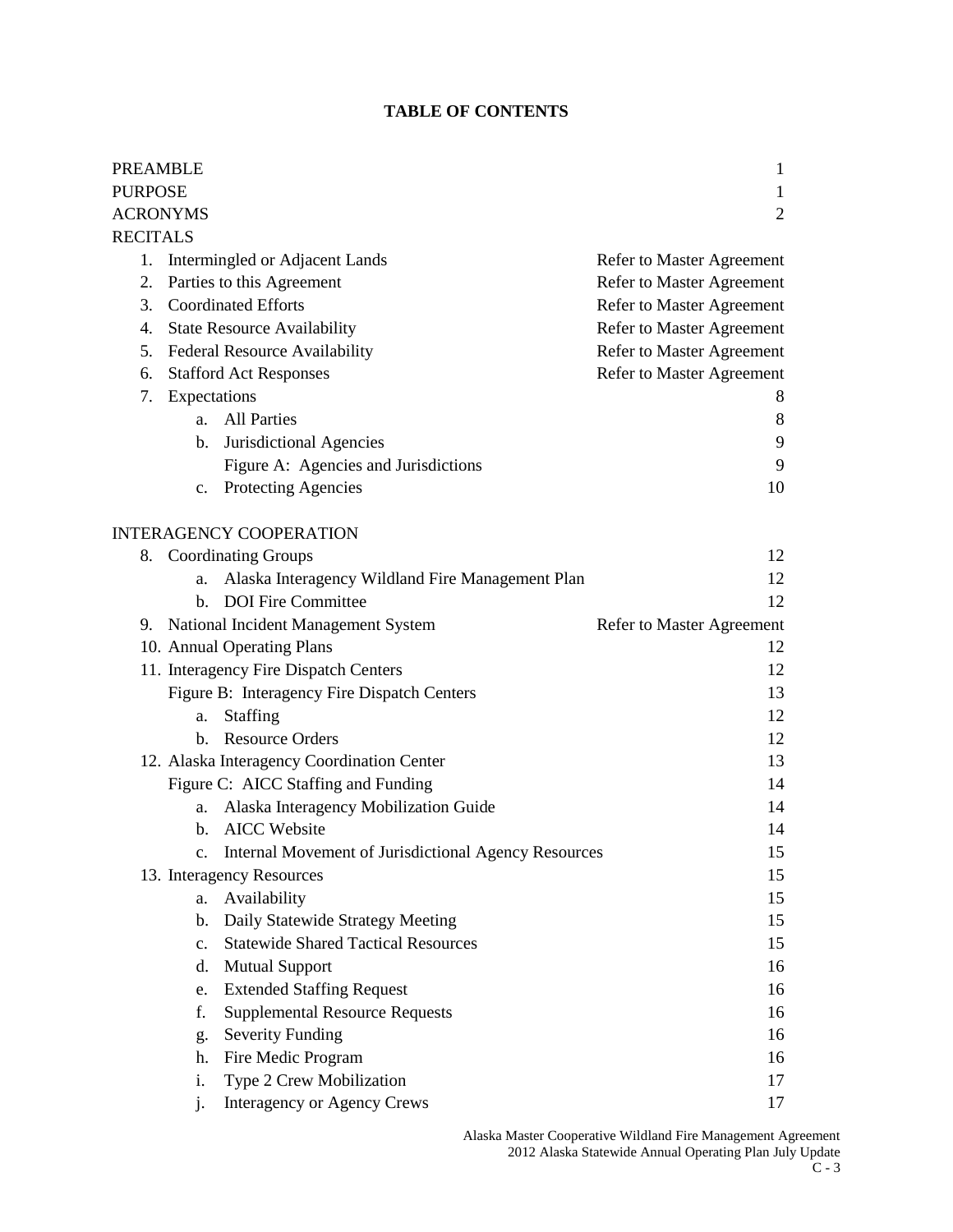# TABLE OF CONTENTS

| | |
|---|---|
| PREAMBLE | 1 |
| PURPOSE | 1 |
| ACRONYMS | 2 |
| RECITALS | |
| 1. Intermingled or Adjacent Lands | Refer to Master Agreement |
| 2. Parties to this Agreement | Refer to Master Agreement |
| 3. Coordinated Efforts | Refer to Master Agreement |
| 4. State Resource Availability | Refer to Master Agreement |
| 5. Federal Resource Availability | Refer to Master Agreement |
| 6. Stafford Act Responses | Refer to Master Agreement |
| 7. Expectations | 8 |
| a. All Parties | 8 |
| b. Jurisdictional Agencies | 9 |
| Figure A: Agencies and Jurisdictions | 9 |
| c. Protecting Agencies | 10 |
| | |
| INTERAGENCY COOPERATION | |
| 8. Coordinating Groups | 12 |
| a. Alaska Interagency Wildland Fire Management Plan | 12 |
| b. DOI Fire Committee | 12 |
| 9. National Incident Management System | Refer to Master Agreement |
| 10. Annual Operating Plans | 12 |
| 11. Interagency Fire Dispatch Centers | 12 |
| Figure B: Interagency Fire Dispatch Centers | 13 |
| a. Staffing | 12 |
| b. Resource Orders | 12 |
| 12. Alaska Interagency Coordination Center | 13 |
| Figure C: AICC Staffing and Funding | 14 |
| a. Alaska Interagency Mobilization Guide | 14 |
| b. AICC Website | 14 |
| c. Internal Movement of Jurisdictional Agency Resources | 15 |
| 13. Interagency Resources | 15 |
| a. Availability | 15 |
| b. Daily Statewide Strategy Meeting | 15 |
| c. Statewide Shared Tactical Resources | 15 |
| d. Mutual Support | 16 |
| e. Extended Staffing Request | 16 |
| f. Supplemental Resource Requests | 16 |
| g. Severity Funding | 16 |
| h. Fire Medic Program | 16 |
| i. Type 2 Crew Mobilization | 17 |
| j. Interagency or Agency Crews | 17 |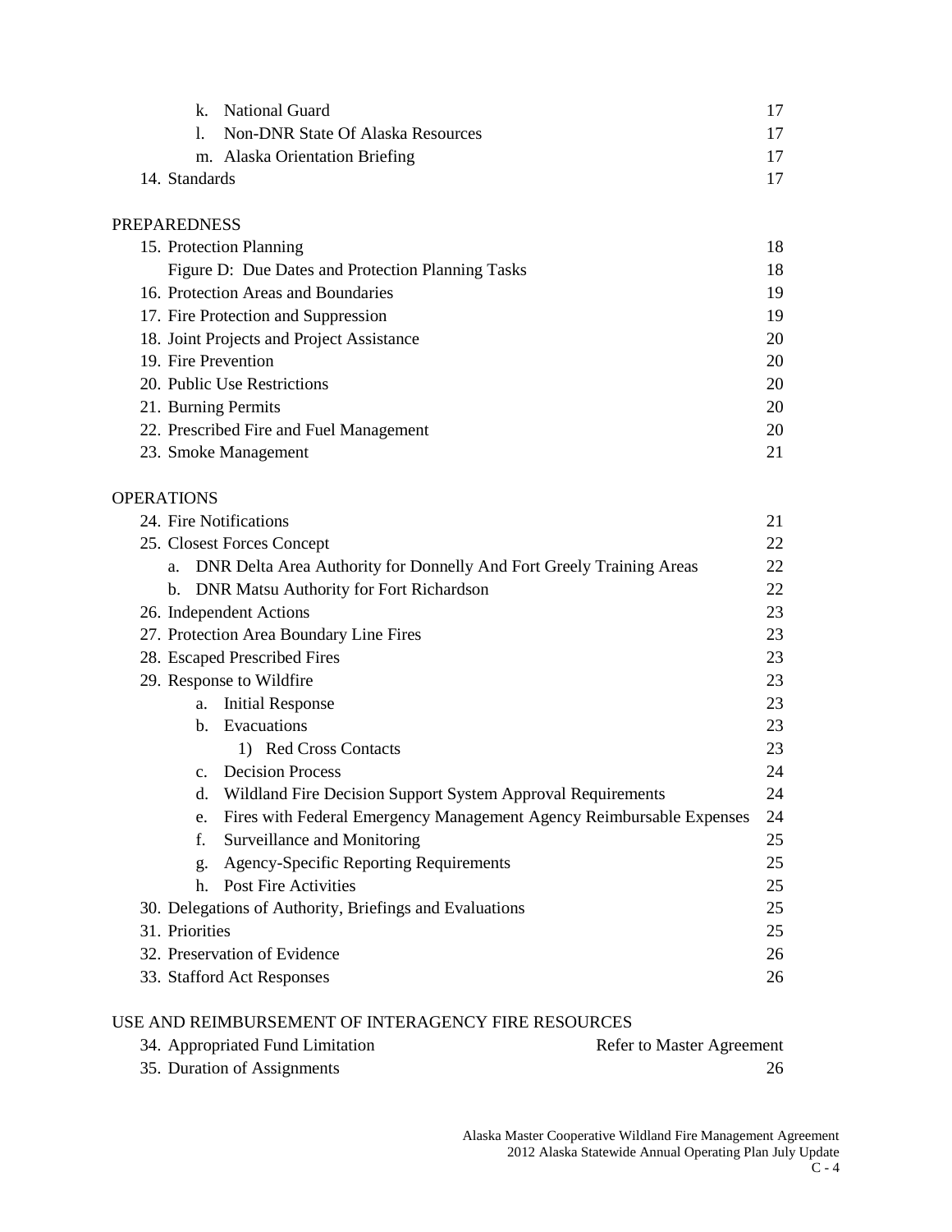k. National Guard 17
l. Non-DNR State Of Alaska Resources 17
m. Alaska Orientation Briefing 17
14. Standards 17

PREPAREDNESS

15. Protection Planning 18
Figure D: Due Dates and Protection Planning Tasks 18
16. Protection Areas and Boundaries 19
17. Fire Protection and Suppression 19
18. Joint Projects and Project Assistance 20
19. Fire Prevention 20
20. Public Use Restrictions 20
21. Burning Permits 20
22. Prescribed Fire and Fuel Management 20
23. Smoke Management 21

OPERATIONS

24. Fire Notifications 21
25. Closest Forces Concept 22
a. DNR Delta Area Authority for Donnelly And Fort Greely Training Areas 22
b. DNR Matsu Authority for Fort Richardson 22
26. Independent Actions 23
27. Protection Area Boundary Line Fires 23
28. Escaped Prescribed Fires 23
29. Response to Wildfire 23
a. Initial Response 23
b. Evacuations 23
1) Red Cross Contacts 23
c. Decision Process 24
d. Wildland Fire Decision Support System Approval Requirements 24
e. Fires with Federal Emergency Management Agency Reimbursable Expenses 24
f. Surveillance and Monitoring 25
g. Agency-Specific Reporting Requirements 25
h. Post Fire Activities 25
30. Delegations of Authority, Briefings and Evaluations 25
31. Priorities 25
32. Preservation of Evidence 26
33. Stafford Act Responses 26

USE AND REIMBURSEMENT OF INTERAGENCY FIRE RESOURCES

34. Appropriated Fund Limitation Refer to Master Agreement
35. Duration of Assignments 26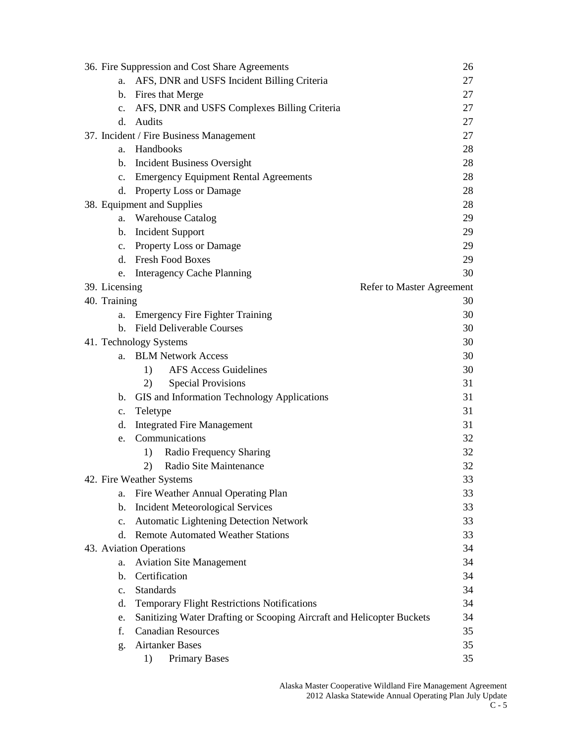| | |
|---|---|
| 36. Fire Suppression and Cost Share Agreements | 26 |
| a. AFS, DNR and USFS Incident Billing Criteria | 27 |
| b. Fires that Merge | 27 |
| c. AFS, DNR and USFS Complexes Billing Criteria | 27 |
| d. Audits | 27 |
| 37. Incident / Fire Business Management | 27 |
| a. Handbooks | 28 |
| b. Incident Business Oversight | 28 |
| c. Emergency Equipment Rental Agreements | 28 |
| d. Property Loss or Damage | 28 |
| 38. Equipment and Supplies | 28 |
| a. Warehouse Catalog | 29 |
| b. Incident Support | 29 |
| c. Property Loss or Damage | 29 |
| d. Fresh Food Boxes | 29 |
| e. Interagency Cache Planning | 30 |
| 39. Licensing | Refer to Master Agreement |
| 40. Training | 30 |
| a. Emergency Fire Fighter Training | 30 |
| b. Field Deliverable Courses | 30 |
| 41. Technology Systems | 30 |
| a. BLM Network Access | 30 |
| 1) AFS Access Guidelines | 30 |
| 2) Special Provisions | 31 |
| b. GIS and Information Technology Applications | 31 |
| c. Teletype | 31 |
| d. Integrated Fire Management | 31 |
| e. Communications | 32 |
| 1) Radio Frequency Sharing | 32 |
| 2) Radio Site Maintenance | 32 |
| 42. Fire Weather Systems | 33 |
| a. Fire Weather Annual Operating Plan | 33 |
| b. Incident Meteorological Services | 33 |
| c. Automatic Lightening Detection Network | 33 |
| d. Remote Automated Weather Stations | 33 |
| 43. Aviation Operations | 34 |
| a. Aviation Site Management | 34 |
| b. Certification | 34 |
| c. Standards | 34 |
| d. Temporary Flight Restrictions Notifications | 34 |
| e. Sanitizing Water Drafting or Scooping Aircraft and Helicopter Buckets | 34 |
| f. Canadian Resources | 35 |
| g. Airtanker Bases | 35 |
| 1) Primary Bases | 35 |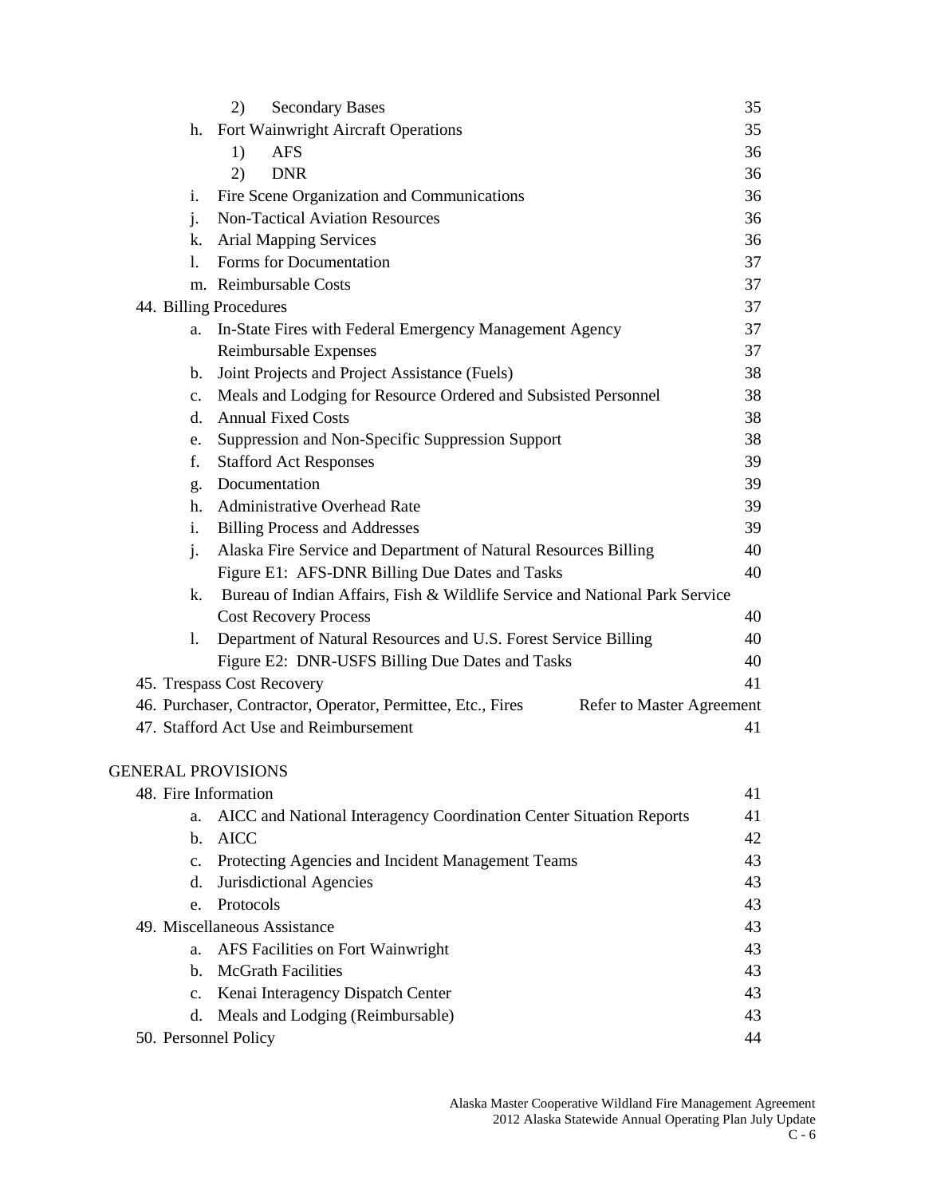2) Secondary Bases 35

h. Fort Wainwright Aircraft Operations 35

1) AFS 36

2) DNR 36

i. Fire Scene Organization and Communications 36

j. Non-Tactical Aviation Resources 36

k. Arial Mapping Services 36

l. Forms for Documentation 37

m. Reimbursable Costs 37

44. Billing Procedures 37

a. In-State Fires with Federal Emergency Management Agency Reimbursable Expenses 37

b. Joint Projects and Project Assistance (Fuels) 38

c. Meals and Lodging for Resource Ordered and Subsisted Personnel 38

d. Annual Fixed Costs 38

e. Suppression and Non-Specific Suppression Support 38

f. Stafford Act Responses 39

g. Documentation 39

h. Administrative Overhead Rate 39

i. Billing Process and Addresses 39

j. Alaska Fire Service and Department of Natural Resources Billing 40

Figure E1: AFS-DNR Billing Due Dates and Tasks 40

k. Bureau of Indian Affairs, Fish & Wildlife Service and National Park Service Cost Recovery Process 40

l. Department of Natural Resources and U.S. Forest Service Billing 40

Figure E2: DNR-USFS Billing Due Dates and Tasks 40

45. Trespass Cost Recovery 41

46. Purchaser, Contractor, Operator, Permittee, Etc., Fires Refer to Master Agreement

47. Stafford Act Use and Reimbursement 41

GENERAL PROVISIONS

48. Fire Information 41

a. AICC and National Interagency Coordination Center Situation Reports 41

b. AICC 42

c. Protecting Agencies and Incident Management Teams 43

d. Jurisdictional Agencies 43

e. Protocols 43

49. Miscellaneous Assistance 43

a. AFS Facilities on Fort Wainwright 43

b. McGrath Facilities 43

c. Kenai Interagency Dispatch Center 43

d. Meals and Lodging (Reimbursable) 43

50. Personnel Policy 44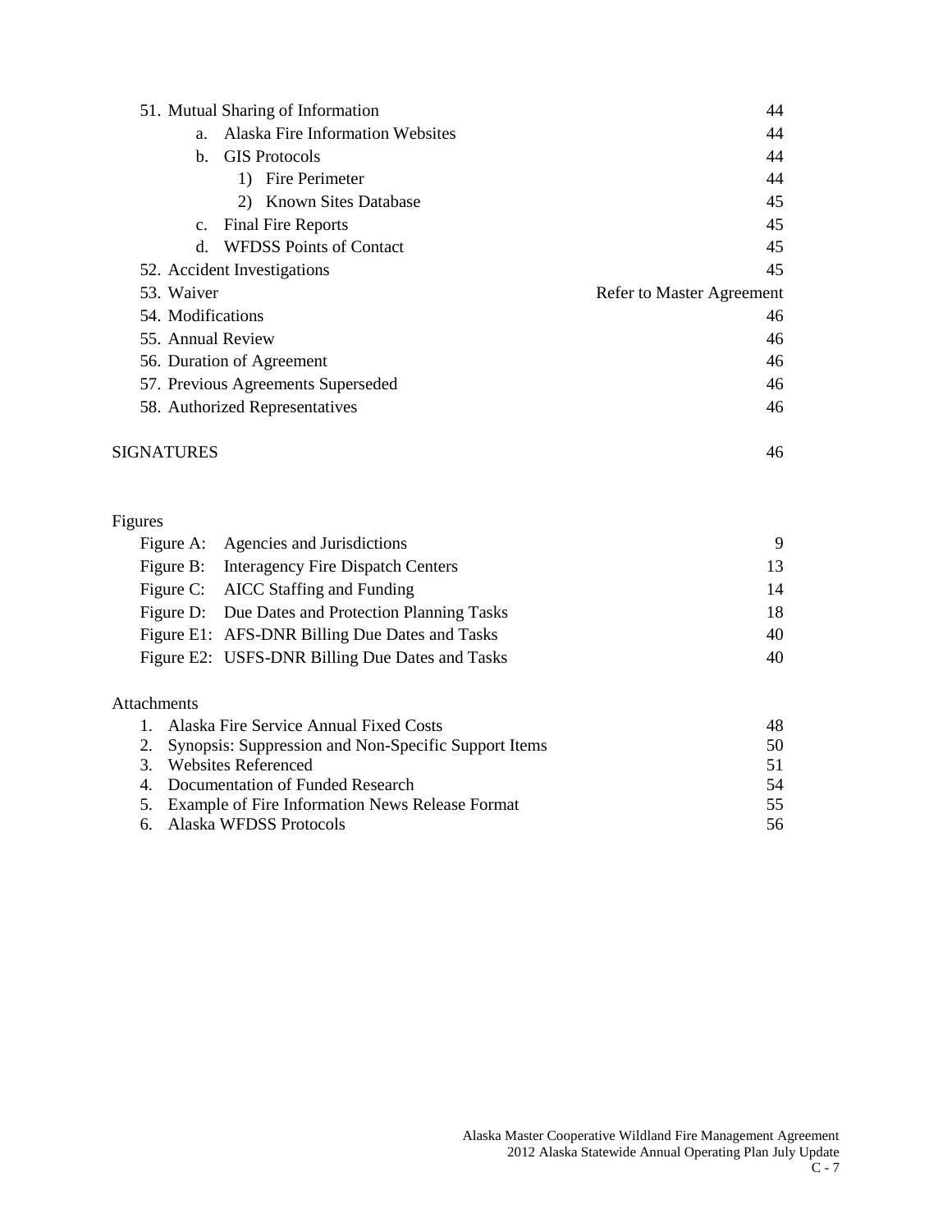| | |
|---|---|
| 51. Mutual Sharing of Information | 44 |
| a. Alaska Fire Information Websites | 44 |
| b. GIS Protocols | 44 |
| 1) Fire Perimeter | 44 |
| 2) Known Sites Database | 45 |
| c. Final Fire Reports | 45 |
| d. WFDSS Points of Contact | 45 |
| 52. Accident Investigations | 45 |
| 53. Waiver | Refer to Master Agreement |
| 54. Modifications | 46 |
| 55. Annual Review | 46 |
| 56. Duration of Agreement | 46 |
| 57. Previous Agreements Superseded | 46 |
| 58. Authorized Representatives | 46 |
| | |
| SIGNATURES | 46 |

Figures

| | |
|---|---|
| Figure A: Agencies and Jurisdictions | 9 |
| Figure B: Interagency Fire Dispatch Centers | 13 |
| Figure C: AICC Staffing and Funding | 14 |
| Figure D: Due Dates and Protection Planning Tasks | 18 |
| Figure E1: AFS-DNR Billing Due Dates and Tasks | 40 |
| Figure E2: USFS-DNR Billing Due Dates and Tasks | 40 |

Attachments

| | |
|---|---|
| 1. Alaska Fire Service Annual Fixed Costs | 48 |
| 2. Synopsis: Suppression and Non-Specific Support Items | 50 |
| 3. Websites Referenced | 51 |
| 4. Documentation of Funded Research | 54 |
| 5. Example of Fire Information News Release Format | 55 |
| 6. Alaska WFDSS Protocols | 56 |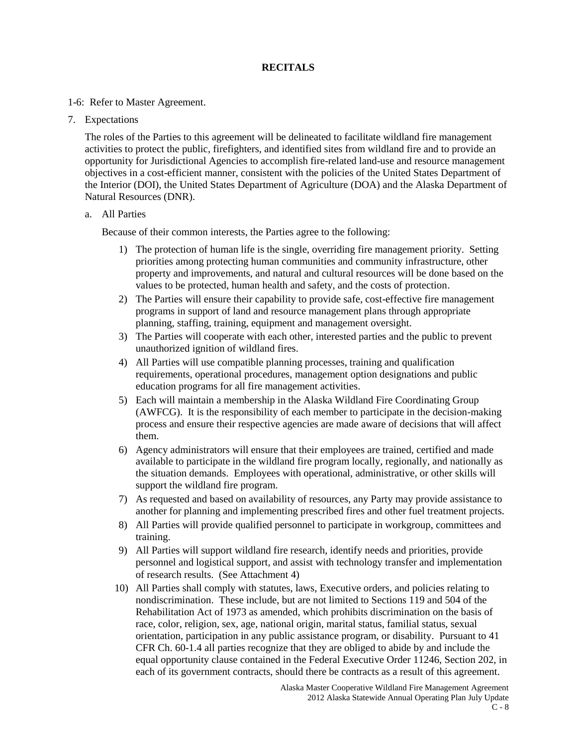# RECITALS

1-6: Refer to Master Agreement.

7. Expectations

   The roles of the Parties to this agreement will be delineated to facilitate wildland fire management activities to protect the public, firefighters, and identified sites from wildland fire and to provide an opportunity for Jurisdictional Agencies to accomplish fire-related land-use and resource management objectives in a cost-efficient manner, consistent with the policies of the United States Department of the Interior (DOI), the United States Department of Agriculture (DOA) and the Alaska Department of Natural Resources (DNR).

   a. All Parties

      Because of their common interests, the Parties agree to the following:

      1) The protection of human life is the single, overriding fire management priority. Setting priorities among protecting human communities and community infrastructure, other property and improvements, and natural and cultural resources will be done based on the values to be protected, human health and safety, and the costs of protection.
      2) The Parties will ensure their capability to provide safe, cost-effective fire management programs in support of land and resource management plans through appropriate planning, staffing, training, equipment and management oversight.
      3) The Parties will cooperate with each other, interested parties and the public to prevent unauthorized ignition of wildland fires.
      4) All Parties will use compatible planning processes, training and qualification requirements, operational procedures, management option designations and public education programs for all fire management activities.
      5) Each will maintain a membership in the Alaska Wildland Fire Coordinating Group (AWFCG). It is the responsibility of each member to participate in the decision-making process and ensure their respective agencies are made aware of decisions that will affect them.
      6) Agency administrators will ensure that their employees are trained, certified and made available to participate in the wildland fire program locally, regionally, and nationally as the situation demands. Employees with operational, administrative, or other skills will support the wildland fire program.
      7) As requested and based on availability of resources, any Party may provide assistance to another for planning and implementing prescribed fires and other fuel treatment projects.
      8) All Parties will provide qualified personnel to participate in workgroup, committees and training.
      9) All Parties will support wildland fire research, identify needs and priorities, provide personnel and logistical support, and assist with technology transfer and implementation of research results. (See Attachment 4)
      10) All Parties shall comply with statutes, laws, Executive orders, and policies relating to nondiscrimination. These include, but are not limited to Sections 119 and 504 of the Rehabilitation Act of 1973 as amended, which prohibits discrimination on the basis of race, color, religion, sex, age, national origin, marital status, familial status, sexual orientation, participation in any public assistance program, or disability. Pursuant to 41 CFR Ch. 60-1.4 all parties recognize that they are obliged to abide by and include the equal opportunity clause contained in the Federal Executive Order 11246, Section 202, in each of its government contracts, should there be contracts as a result of this agreement.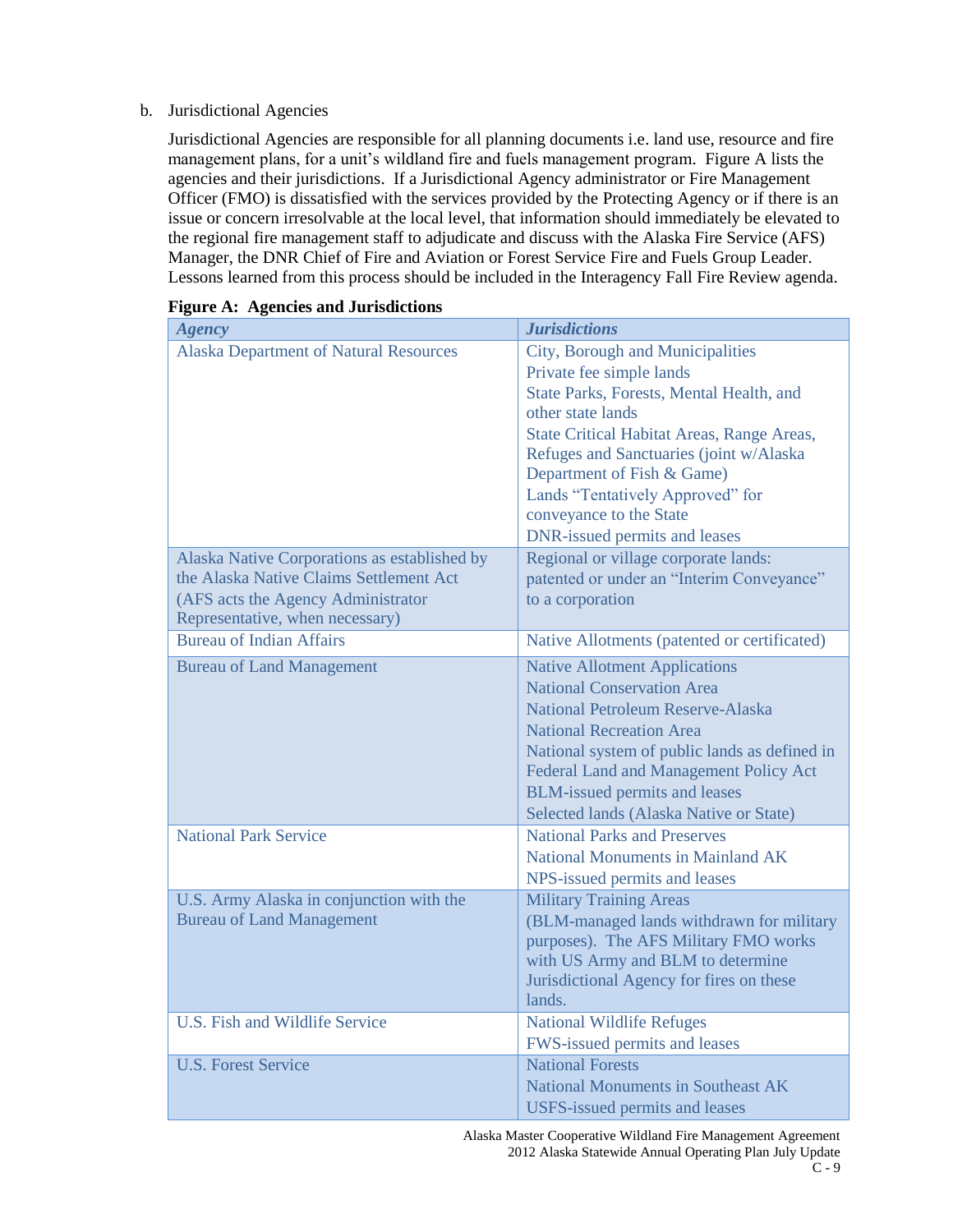b. Jurisdictional Agencies

Jurisdictional Agencies are responsible for all planning documents i.e. land use, resource and fire management plans, for a unit's wildland fire and fuels management program. Figure A lists the agencies and their jurisdictions. If a Jurisdictional Agency administrator or Fire Management Officer (FMO) is dissatisfied with the services provided by the Protecting Agency or if there is an issue or concern irresolvable at the local level, that information should immediately be elevated to the regional fire management staff to adjudicate and discuss with the Alaska Fire Service (AFS) Manager, the DNR Chief of Fire and Aviation or Forest Service Fire and Fuels Group Leader. Lessons learned from this process should be included in the Interagency Fall Fire Review agenda.

**Figure A: Agencies and Jurisdictions**

| *Agency* | *Jurisdictions* |
|---|---|
| Alaska Department of Natural Resources | City, Borough and Municipalities<br>Private fee simple lands<br>State Parks, Forests, Mental Health, and other state lands<br>State Critical Habitat Areas, Range Areas, Refuges and Sanctuaries (joint w/Alaska Department of Fish & Game)<br>Lands "Tentatively Approved" for conveyance to the State<br>DNR-issued permits and leases |
| Alaska Native Corporations as established by the Alaska Native Claims Settlement Act (AFS acts the Agency Administrator Representative, when necessary) | Regional or village corporate lands: patented or under an "Interim Conveyance" to a corporation |
| Bureau of Indian Affairs | Native Allotments (patented or certificated) |
| Bureau of Land Management | Native Allotment Applications<br>National Conservation Area<br>National Petroleum Reserve-Alaska<br>National Recreation Area<br>National system of public lands as defined in Federal Land and Management Policy Act<br>BLM-issued permits and leases<br>Selected lands (Alaska Native or State) |
| National Park Service | National Parks and Preserves<br>National Monuments in Mainland AK<br>NPS-issued permits and leases |
| U.S. Army Alaska in conjunction with the Bureau of Land Management | Military Training Areas (BLM-managed lands withdrawn for military purposes). The AFS Military FMO works with US Army and BLM to determine Jurisdictional Agency for fires on these lands. |
| U.S. Fish and Wildlife Service | National Wildlife Refuges<br>FWS-issued permits and leases |
| U.S. Forest Service | National Forests<br>National Monuments in Southeast AK<br>USFS-issued permits and leases |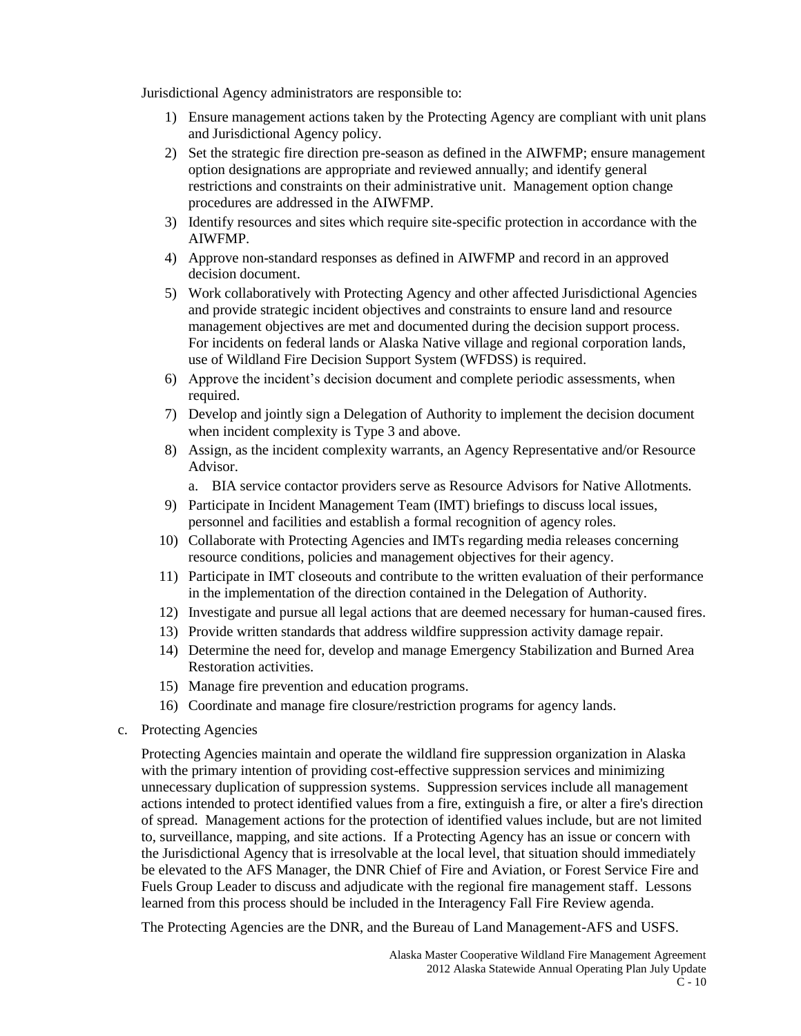Jurisdictional Agency administrators are responsible to:

1) Ensure management actions taken by the Protecting Agency are compliant with unit plans and Jurisdictional Agency policy.
2) Set the strategic fire direction pre-season as defined in the AIWFMP; ensure management option designations are appropriate and reviewed annually; and identify general restrictions and constraints on their administrative unit. Management option change procedures are addressed in the AIWFMP.
3) Identify resources and sites which require site-specific protection in accordance with the AIWFMP.
4) Approve non-standard responses as defined in AIWFMP and record in an approved decision document.
5) Work collaboratively with Protecting Agency and other affected Jurisdictional Agencies and provide strategic incident objectives and constraints to ensure land and resource management objectives are met and documented during the decision support process. For incidents on federal lands or Alaska Native village and regional corporation lands, use of Wildland Fire Decision Support System (WFDSS) is required.
6) Approve the incident's decision document and complete periodic assessments, when required.
7) Develop and jointly sign a Delegation of Authority to implement the decision document when incident complexity is Type 3 and above.
8) Assign, as the incident complexity warrants, an Agency Representative and/or Resource Advisor.
   a. BIA service contactor providers serve as Resource Advisors for Native Allotments.
9) Participate in Incident Management Team (IMT) briefings to discuss local issues, personnel and facilities and establish a formal recognition of agency roles.
10) Collaborate with Protecting Agencies and IMTs regarding media releases concerning resource conditions, policies and management objectives for their agency.
11) Participate in IMT closeouts and contribute to the written evaluation of their performance in the implementation of the direction contained in the Delegation of Authority.
12) Investigate and pursue all legal actions that are deemed necessary for human-caused fires.
13) Provide written standards that address wildfire suppression activity damage repair.
14) Determine the need for, develop and manage Emergency Stabilization and Burned Area Restoration activities.
15) Manage fire prevention and education programs.
16) Coordinate and manage fire closure/restriction programs for agency lands.

c. Protecting Agencies

Protecting Agencies maintain and operate the wildland fire suppression organization in Alaska with the primary intention of providing cost-effective suppression services and minimizing unnecessary duplication of suppression systems. Suppression services include all management actions intended to protect identified values from a fire, extinguish a fire, or alter a fire's direction of spread. Management actions for the protection of identified values include, but are not limited to, surveillance, mapping, and site actions. If a Protecting Agency has an issue or concern with the Jurisdictional Agency that is irresolvable at the local level, that situation should immediately be elevated to the AFS Manager, the DNR Chief of Fire and Aviation, or Forest Service Fire and Fuels Group Leader to discuss and adjudicate with the regional fire management staff. Lessons learned from this process should be included in the Interagency Fall Fire Review agenda.

The Protecting Agencies are the DNR, and the Bureau of Land Management-AFS and USFS.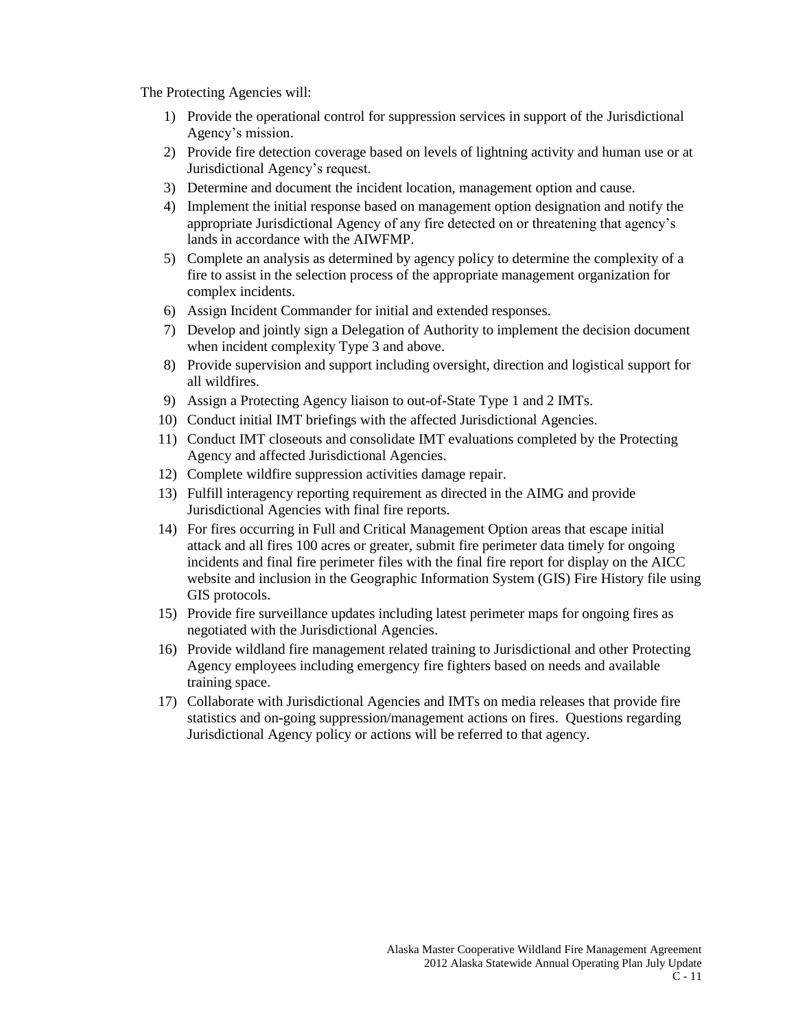The Protecting Agencies will:

1) Provide the operational control for suppression services in support of the Jurisdictional Agency's mission.
2) Provide fire detection coverage based on levels of lightning activity and human use or at Jurisdictional Agency's request.
3) Determine and document the incident location, management option and cause.
4) Implement the initial response based on management option designation and notify the appropriate Jurisdictional Agency of any fire detected on or threatening that agency's lands in accordance with the AIWFMP.
5) Complete an analysis as determined by agency policy to determine the complexity of a fire to assist in the selection process of the appropriate management organization for complex incidents.
6) Assign Incident Commander for initial and extended responses.
7) Develop and jointly sign a Delegation of Authority to implement the decision document when incident complexity Type 3 and above.
8) Provide supervision and support including oversight, direction and logistical support for all wildfires.
9) Assign a Protecting Agency liaison to out-of-State Type 1 and 2 IMTs.
10) Conduct initial IMT briefings with the affected Jurisdictional Agencies.
11) Conduct IMT closeouts and consolidate IMT evaluations completed by the Protecting Agency and affected Jurisdictional Agencies.
12) Complete wildfire suppression activities damage repair.
13) Fulfill interagency reporting requirement as directed in the AIMG and provide Jurisdictional Agencies with final fire reports.
14) For fires occurring in Full and Critical Management Option areas that escape initial attack and all fires 100 acres or greater, submit fire perimeter data timely for ongoing incidents and final fire perimeter files with the final fire report for display on the AICC website and inclusion in the Geographic Information System (GIS) Fire History file using GIS protocols.
15) Provide fire surveillance updates including latest perimeter maps for ongoing fires as negotiated with the Jurisdictional Agencies.
16) Provide wildland fire management related training to Jurisdictional and other Protecting Agency employees including emergency fire fighters based on needs and available training space.
17) Collaborate with Jurisdictional Agencies and IMTs on media releases that provide fire statistics and on-going suppression/management actions on fires. Questions regarding Jurisdictional Agency policy or actions will be referred to that agency.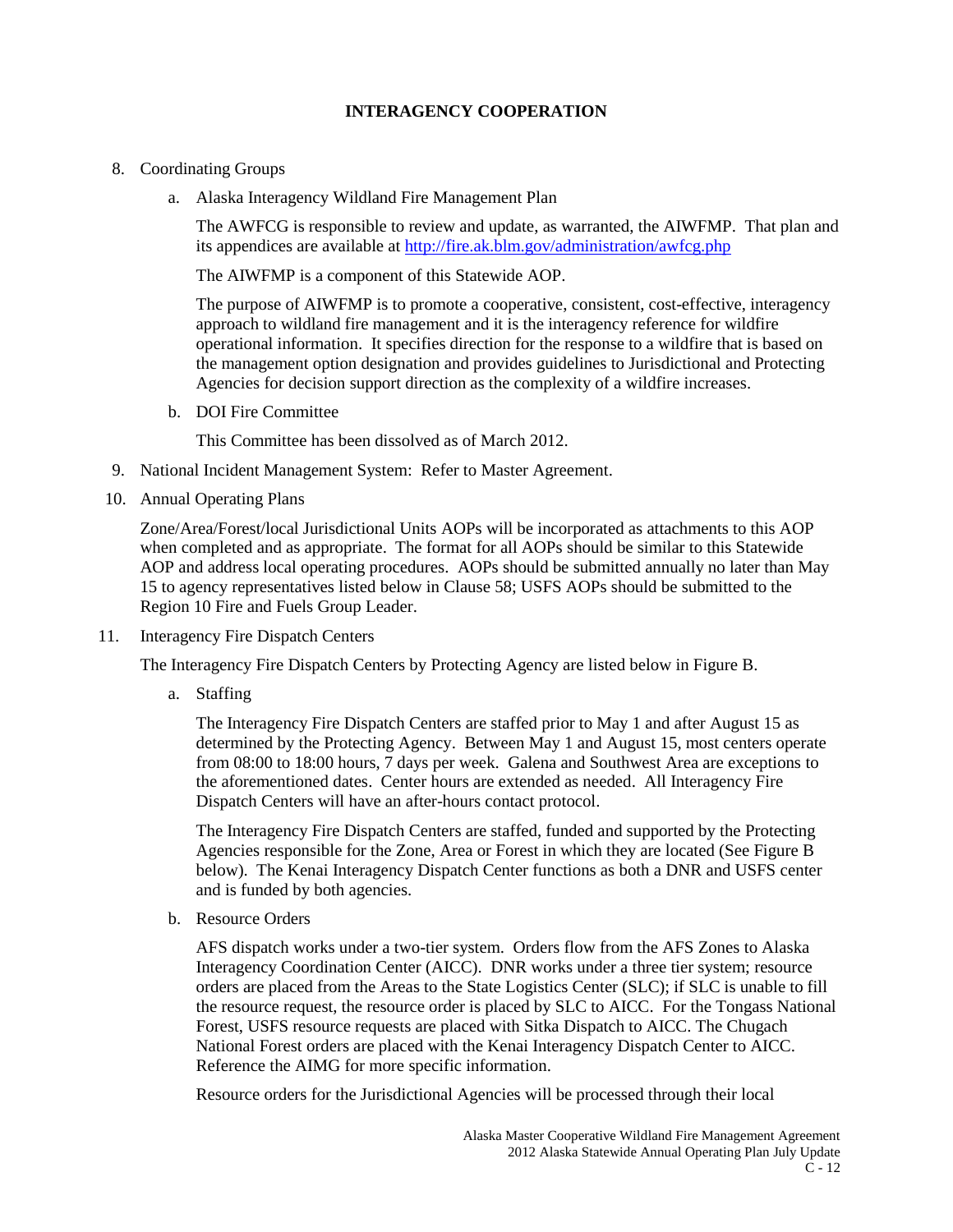## INTERAGENCY COOPERATION

8. Coordinating Groups

   a. Alaska Interagency Wildland Fire Management Plan

      The AWFCG is responsible to review and update, as warranted, the AIWFMP. That plan and its appendices are available at http://fire.ak.blm.gov/administration/awfcg.php

      The AIWFMP is a component of this Statewide AOP.

      The purpose of AIWFMP is to promote a cooperative, consistent, cost-effective, interagency approach to wildland fire management and it is the interagency reference for wildfire operational information. It specifies direction for the response to a wildfire that is based on the management option designation and provides guidelines to Jurisdictional and Protecting Agencies for decision support direction as the complexity of a wildfire increases.

   b. DOI Fire Committee

      This Committee has been dissolved as of March 2012.

9. National Incident Management System: Refer to Master Agreement.

10. Annual Operating Plans

    Zone/Area/Forest/local Jurisdictional Units AOPs will be incorporated as attachments to this AOP when completed and as appropriate. The format for all AOPs should be similar to this Statewide AOP and address local operating procedures. AOPs should be submitted annually no later than May 15 to agency representatives listed below in Clause 58; USFS AOPs should be submitted to the Region 10 Fire and Fuels Group Leader.

11. Interagency Fire Dispatch Centers

    The Interagency Fire Dispatch Centers by Protecting Agency are listed below in Figure B.

    a. Staffing

       The Interagency Fire Dispatch Centers are staffed prior to May 1 and after August 15 as determined by the Protecting Agency. Between May 1 and August 15, most centers operate from 08:00 to 18:00 hours, 7 days per week. Galena and Southwest Area are exceptions to the aforementioned dates. Center hours are extended as needed. All Interagency Fire Dispatch Centers will have an after-hours contact protocol.

       The Interagency Fire Dispatch Centers are staffed, funded and supported by the Protecting Agencies responsible for the Zone, Area or Forest in which they are located (See Figure B below). The Kenai Interagency Dispatch Center functions as both a DNR and USFS center and is funded by both agencies.

    b. Resource Orders

       AFS dispatch works under a two-tier system. Orders flow from the AFS Zones to Alaska Interagency Coordination Center (AICC). DNR works under a three tier system; resource orders are placed from the Areas to the State Logistics Center (SLC); if SLC is unable to fill the resource request, the resource order is placed by SLC to AICC. For the Tongass National Forest, USFS resource requests are placed with Sitka Dispatch to AICC. The Chugach National Forest orders are placed with the Kenai Interagency Dispatch Center to AICC. Reference the AIMG for more specific information.

       Resource orders for the Jurisdictional Agencies will be processed through their local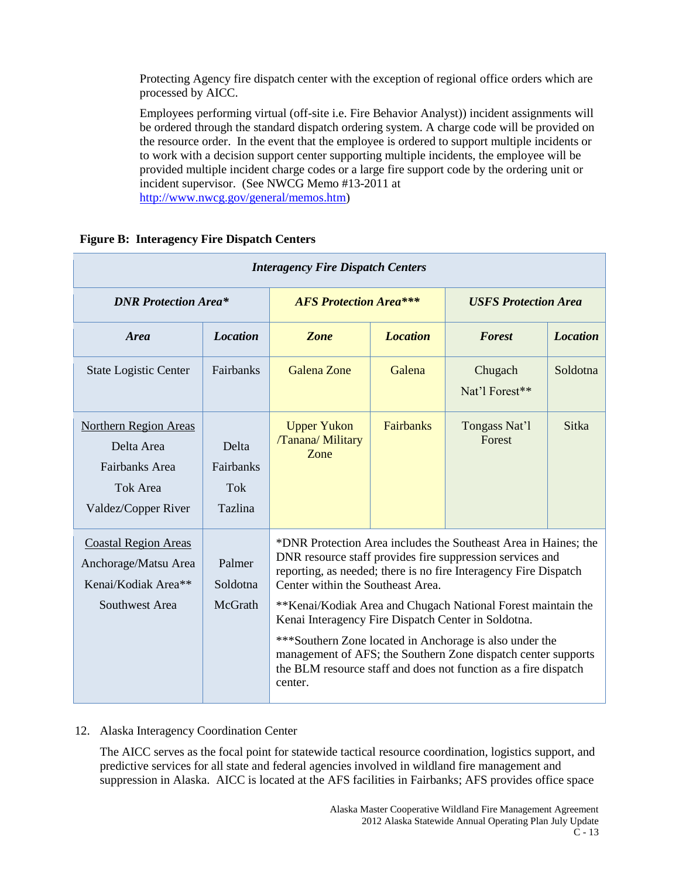Protecting Agency fire dispatch center with the exception of regional office orders which are processed by AICC.

Employees performing virtual (off-site i.e. Fire Behavior Analyst)) incident assignments will be ordered through the standard dispatch ordering system. A charge code will be provided on the resource order. In the event that the employee is ordered to support multiple incidents or to work with a decision support center supporting multiple incidents, the employee will be provided multiple incident charge codes or a large fire support code by the ordering unit or incident supervisor. (See NWCG Memo #13-2011 at http://www.nwcg.gov/general/memos.htm)

**Figure B: Interagency Fire Dispatch Centers**

| ***Interagency Fire Dispatch Centers*** | | | | | |
|---|---|---|---|---|---|
| ***DNR Protection Area**** | | ***AFS Protection Area***** | | ***USFS Protection Area*** | |
| ***Area*** | ***Location*** | ***Zone*** | ***Location*** | ***Forest*** | ***Location*** |
| State Logistic Center | Fairbanks | Galena Zone | Galena | Chugach Nat'l Forest** | Soldotna |
| Northern Region Areas<br>Delta Area<br>Fairbanks Area<br>Tok Area<br>Valdez/Copper River | <br>Delta<br>Fairbanks<br>Tok<br>Tazlina | Upper Yukon /Tanana/ Military Zone | Fairbanks | Tongass Nat'l Forest | Sitka |
| Coastal Region Areas<br>Anchorage/Matsu Area<br>Kenai/Kodiak Area**<br>Southwest Area | <br>Palmer<br>Soldotna<br>McGrath | *DNR Protection Area includes the Southeast Area in Haines; the DNR resource staff provides fire suppression services and reporting, as needed; there is no fire Interagency Fire Dispatch Center within the Southeast Area.<br><br>**Kenai/Kodiak Area and Chugach National Forest maintain the Kenai Interagency Fire Dispatch Center in Soldotna.<br><br>***Southern Zone located in Anchorage is also under the management of AFS; the Southern Zone dispatch center supports the BLM resource staff and does not function as a fire dispatch center. | | | |

12. Alaska Interagency Coordination Center

The AICC serves as the focal point for statewide tactical resource coordination, logistics support, and predictive services for all state and federal agencies involved in wildland fire management and suppression in Alaska. AICC is located at the AFS facilities in Fairbanks; AFS provides office space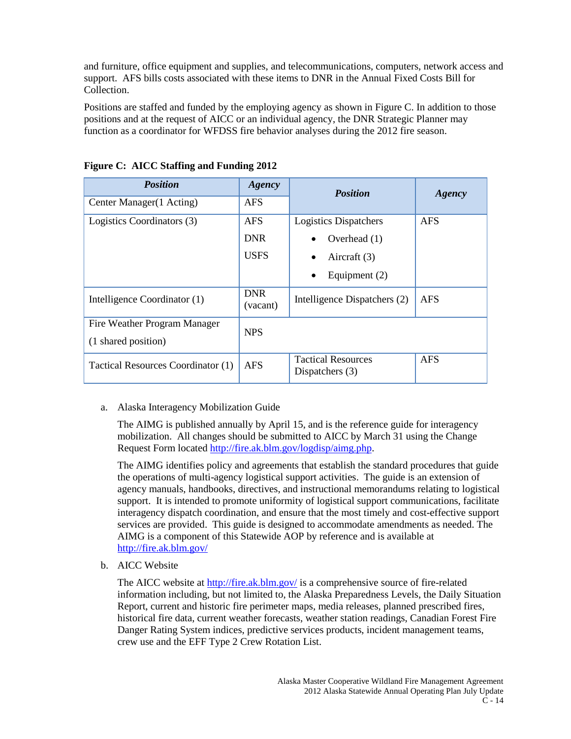and furniture, office equipment and supplies, and telecommunications, computers, network access and support. AFS bills costs associated with these items to DNR in the Annual Fixed Costs Bill for Collection.

Positions are staffed and funded by the employing agency as shown in Figure C. In addition to those positions and at the request of AICC or an individual agency, the DNR Strategic Planner may function as a coordinator for WFDSS fire behavior analyses during the 2012 fire season.

**Figure C: AICC Staffing and Funding 2012**

| *Position* | *Agency* | *Position* | *Agency* |
|---|---|---|---|
| Center Manager(1 Acting) | AFS | | |
| Logistics Coordinators (3) | AFS<br>DNR<br>USFS | Logistics Dispatchers<br>• Overhead (1)<br>• Aircraft (3)<br>• Equipment (2) | AFS |
| Intelligence Coordinator (1) | DNR (vacant) | Intelligence Dispatchers (2) | AFS |
| Fire Weather Program Manager (1 shared position) | NPS | | |
| Tactical Resources Coordinator (1) | AFS | Tactical Resources Dispatchers (3) | AFS |

a. Alaska Interagency Mobilization Guide

The AIMG is published annually by April 15, and is the reference guide for interagency mobilization. All changes should be submitted to AICC by March 31 using the Change Request Form located http://fire.ak.blm.gov/logdisp/aimg.php.

The AIMG identifies policy and agreements that establish the standard procedures that guide the operations of multi-agency logistical support activities. The guide is an extension of agency manuals, handbooks, directives, and instructional memorandums relating to logistical support. It is intended to promote uniformity of logistical support communications, facilitate interagency dispatch coordination, and ensure that the most timely and cost-effective support services are provided. This guide is designed to accommodate amendments as needed. The AIMG is a component of this Statewide AOP by reference and is available at http://fire.ak.blm.gov/

b. AICC Website

The AICC website at http://fire.ak.blm.gov/ is a comprehensive source of fire-related information including, but not limited to, the Alaska Preparedness Levels, the Daily Situation Report, current and historic fire perimeter maps, media releases, planned prescribed fires, historical fire data, current weather forecasts, weather station readings, Canadian Forest Fire Danger Rating System indices, predictive services products, incident management teams, crew use and the EFF Type 2 Crew Rotation List.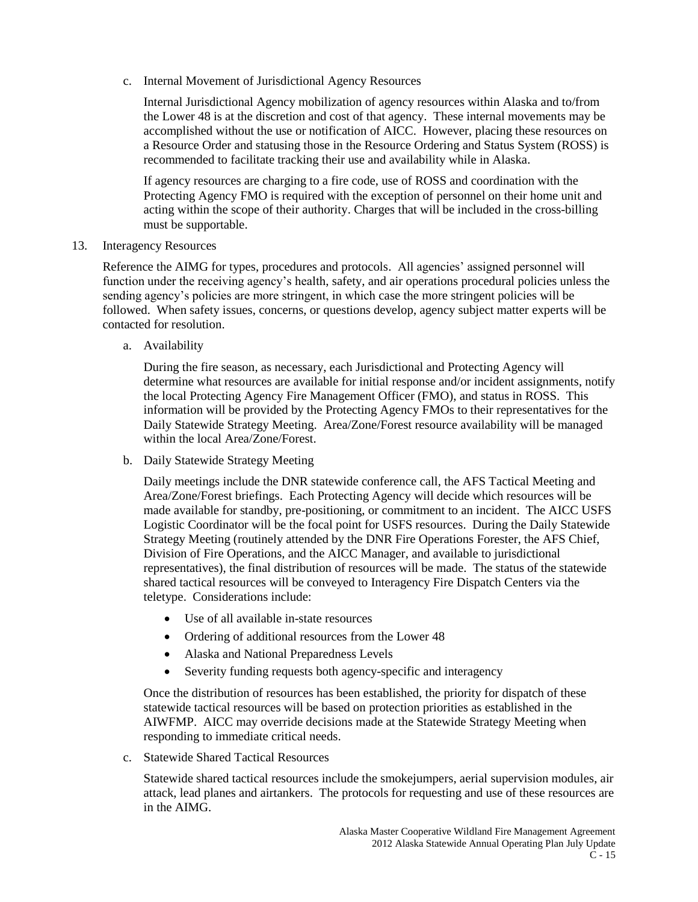c. Internal Movement of Jurisdictional Agency Resources

Internal Jurisdictional Agency mobilization of agency resources within Alaska and to/from the Lower 48 is at the discretion and cost of that agency. These internal movements may be accomplished without the use or notification of AICC. However, placing these resources on a Resource Order and statusing those in the Resource Ordering and Status System (ROSS) is recommended to facilitate tracking their use and availability while in Alaska.

If agency resources are charging to a fire code, use of ROSS and coordination with the Protecting Agency FMO is required with the exception of personnel on their home unit and acting within the scope of their authority. Charges that will be included in the cross-billing must be supportable.

13. Interagency Resources

Reference the AIMG for types, procedures and protocols. All agencies' assigned personnel will function under the receiving agency's health, safety, and air operations procedural policies unless the sending agency's policies are more stringent, in which case the more stringent policies will be followed. When safety issues, concerns, or questions develop, agency subject matter experts will be contacted for resolution.

a. Availability

During the fire season, as necessary, each Jurisdictional and Protecting Agency will determine what resources are available for initial response and/or incident assignments, notify the local Protecting Agency Fire Management Officer (FMO), and status in ROSS. This information will be provided by the Protecting Agency FMOs to their representatives for the Daily Statewide Strategy Meeting. Area/Zone/Forest resource availability will be managed within the local Area/Zone/Forest.

b. Daily Statewide Strategy Meeting

Daily meetings include the DNR statewide conference call, the AFS Tactical Meeting and Area/Zone/Forest briefings. Each Protecting Agency will decide which resources will be made available for standby, pre-positioning, or commitment to an incident. The AICC USFS Logistic Coordinator will be the focal point for USFS resources. During the Daily Statewide Strategy Meeting (routinely attended by the DNR Fire Operations Forester, the AFS Chief, Division of Fire Operations, and the AICC Manager, and available to jurisdictional representatives), the final distribution of resources will be made. The status of the statewide shared tactical resources will be conveyed to Interagency Fire Dispatch Centers via the teletype. Considerations include:

- Use of all available in-state resources
- Ordering of additional resources from the Lower 48
- Alaska and National Preparedness Levels
- Severity funding requests both agency-specific and interagency

Once the distribution of resources has been established, the priority for dispatch of these statewide tactical resources will be based on protection priorities as established in the AIWFMP. AICC may override decisions made at the Statewide Strategy Meeting when responding to immediate critical needs.

c. Statewide Shared Tactical Resources

Statewide shared tactical resources include the smokejumpers, aerial supervision modules, air attack, lead planes and airtankers. The protocols for requesting and use of these resources are in the AIMG.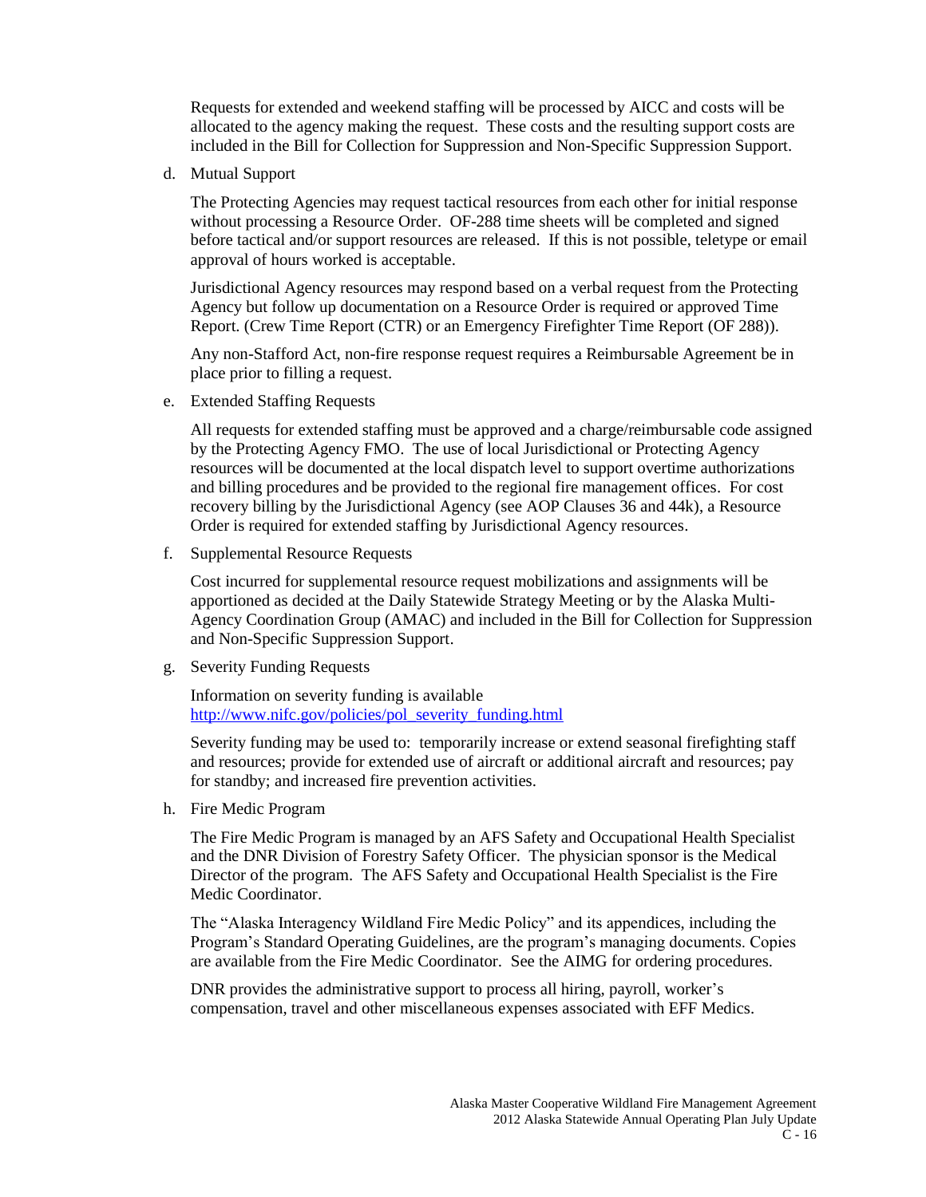Requests for extended and weekend staffing will be processed by AICC and costs will be allocated to the agency making the request. These costs and the resulting support costs are included in the Bill for Collection for Suppression and Non-Specific Suppression Support.

d. Mutual Support

   The Protecting Agencies may request tactical resources from each other for initial response without processing a Resource Order. OF-288 time sheets will be completed and signed before tactical and/or support resources are released. If this is not possible, teletype or email approval of hours worked is acceptable.

   Jurisdictional Agency resources may respond based on a verbal request from the Protecting Agency but follow up documentation on a Resource Order is required or approved Time Report. (Crew Time Report (CTR) or an Emergency Firefighter Time Report (OF 288)).

   Any non-Stafford Act, non-fire response request requires a Reimbursable Agreement be in place prior to filling a request.

e. Extended Staffing Requests

   All requests for extended staffing must be approved and a charge/reimbursable code assigned by the Protecting Agency FMO. The use of local Jurisdictional or Protecting Agency resources will be documented at the local dispatch level to support overtime authorizations and billing procedures and be provided to the regional fire management offices. For cost recovery billing by the Jurisdictional Agency (see AOP Clauses 36 and 44k), a Resource Order is required for extended staffing by Jurisdictional Agency resources.

f. Supplemental Resource Requests

   Cost incurred for supplemental resource request mobilizations and assignments will be apportioned as decided at the Daily Statewide Strategy Meeting or by the Alaska Multi-Agency Coordination Group (AMAC) and included in the Bill for Collection for Suppression and Non-Specific Suppression Support.

g. Severity Funding Requests

   Information on severity funding is available [http://www.nifc.gov/policies/pol_severity_funding.html](http://www.nifc.gov/policies/pol_severity_funding.html)

   Severity funding may be used to: temporarily increase or extend seasonal firefighting staff and resources; provide for extended use of aircraft or additional aircraft and resources; pay for standby; and increased fire prevention activities.

h. Fire Medic Program

   The Fire Medic Program is managed by an AFS Safety and Occupational Health Specialist and the DNR Division of Forestry Safety Officer. The physician sponsor is the Medical Director of the program. The AFS Safety and Occupational Health Specialist is the Fire Medic Coordinator.

   The "Alaska Interagency Wildland Fire Medic Policy" and its appendices, including the Program's Standard Operating Guidelines, are the program's managing documents. Copies are available from the Fire Medic Coordinator. See the AIMG for ordering procedures.

   DNR provides the administrative support to process all hiring, payroll, worker's compensation, travel and other miscellaneous expenses associated with EFF Medics.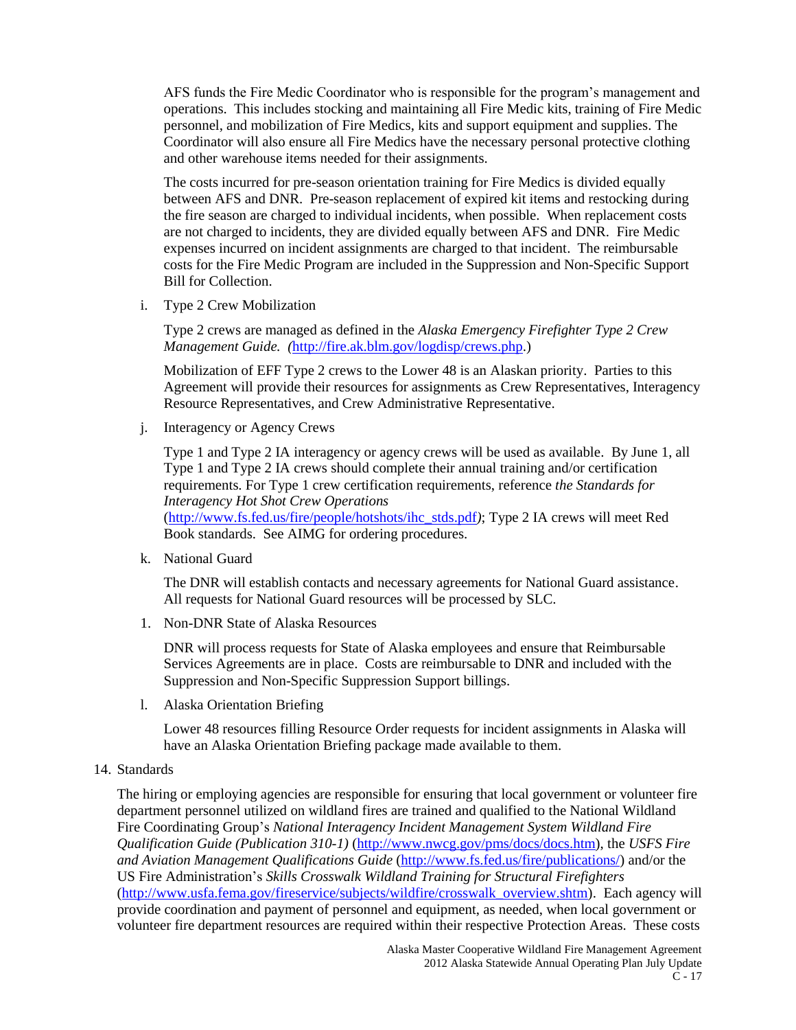AFS funds the Fire Medic Coordinator who is responsible for the program's management and operations. This includes stocking and maintaining all Fire Medic kits, training of Fire Medic personnel, and mobilization of Fire Medics, kits and support equipment and supplies. The Coordinator will also ensure all Fire Medics have the necessary personal protective clothing and other warehouse items needed for their assignments.

The costs incurred for pre-season orientation training for Fire Medics is divided equally between AFS and DNR. Pre-season replacement of expired kit items and restocking during the fire season are charged to individual incidents, when possible. When replacement costs are not charged to incidents, they are divided equally between AFS and DNR. Fire Medic expenses incurred on incident assignments are charged to that incident. The reimbursable costs for the Fire Medic Program are included in the Suppression and Non-Specific Support Bill for Collection.

i. Type 2 Crew Mobilization

   Type 2 crews are managed as defined in the *Alaska Emergency Firefighter Type 2 Crew Management Guide. (*[http://fire.ak.blm.gov/logdisp/crews.php](http://fire.ak.blm.gov/logdisp/crews.php).)

   Mobilization of EFF Type 2 crews to the Lower 48 is an Alaskan priority. Parties to this Agreement will provide their resources for assignments as Crew Representatives, Interagency Resource Representatives, and Crew Administrative Representative.

j. Interagency or Agency Crews

   Type 1 and Type 2 IA interagency or agency crews will be used as available. By June 1, all Type 1 and Type 2 IA crews should complete their annual training and/or certification requirements. For Type 1 crew certification requirements, reference *the Standards for Interagency Hot Shot Crew Operations* ([http://www.fs.fed.us/fire/people/hotshots/ihc_stds.pdf](http://www.fs.fed.us/fire/people/hotshots/ihc_stds.pdf)*)*; Type 2 IA crews will meet Red Book standards. See AIMG for ordering procedures.

k. National Guard

   The DNR will establish contacts and necessary agreements for National Guard assistance. All requests for National Guard resources will be processed by SLC.

1. Non-DNR State of Alaska Resources

   DNR will process requests for State of Alaska employees and ensure that Reimbursable Services Agreements are in place. Costs are reimbursable to DNR and included with the Suppression and Non-Specific Suppression Support billings.

l. Alaska Orientation Briefing

   Lower 48 resources filling Resource Order requests for incident assignments in Alaska will have an Alaska Orientation Briefing package made available to them.

14. Standards

The hiring or employing agencies are responsible for ensuring that local government or volunteer fire department personnel utilized on wildland fires are trained and qualified to the National Wildland Fire Coordinating Group's *National Interagency Incident Management System Wildland Fire Qualification Guide (Publication 310-1)* ([http://www.nwcg.gov/pms/docs/docs.htm](http://www.nwcg.gov/pms/docs/docs.htm)), the *USFS Fire and Aviation Management Qualifications Guide* ([http://www.fs.fed.us/fire/publications/](http://www.fs.fed.us/fire/publications/)) and/or the US Fire Administration's *Skills Crosswalk Wildland Training for Structural Firefighters* ([http://www.usfa.fema.gov/fireservice/subjects/wildfire/crosswalk_overview.shtm](http://www.usfa.fema.gov/fireservice/subjects/wildfire/crosswalk_overview.shtm)). Each agency will provide coordination and payment of personnel and equipment, as needed, when local government or volunteer fire department resources are required within their respective Protection Areas. These costs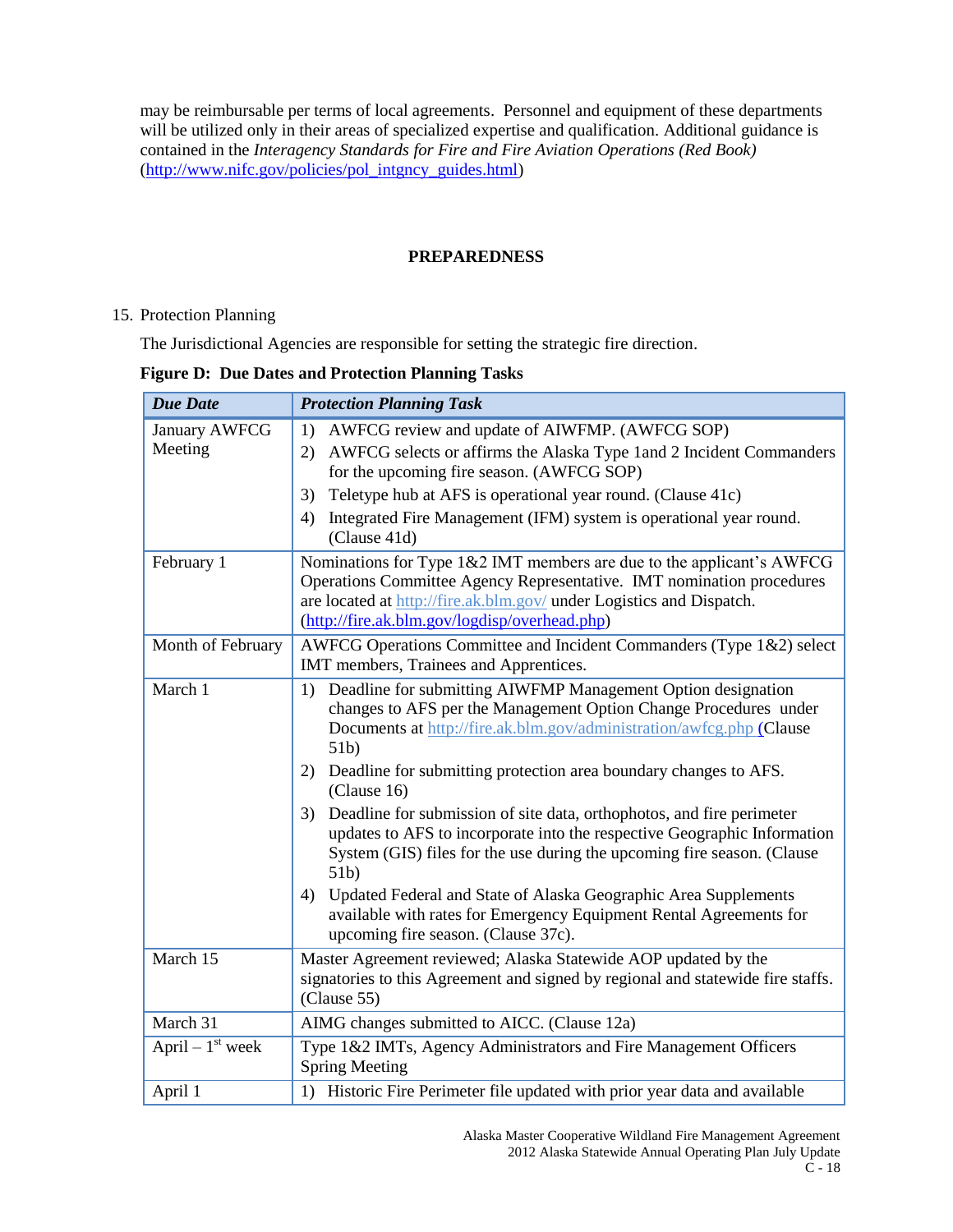may be reimbursable per terms of local agreements. Personnel and equipment of these departments will be utilized only in their areas of specialized expertise and qualification. Additional guidance is contained in the *Interagency Standards for Fire and Fire Aviation Operations (Red Book)* (http://www.nifc.gov/policies/pol_intgncy_guides.html)

## PREPAREDNESS

15. Protection Planning

The Jurisdictional Agencies are responsible for setting the strategic fire direction.

**Figure D: Due Dates and Protection Planning Tasks**

| *Due Date* | *Protection Planning Task* |
|---|---|
| January AWFCG Meeting | 1) AWFCG review and update of AIWFMP. (AWFCG SOP)<br>2) AWFCG selects or affirms the Alaska Type 1and 2 Incident Commanders for the upcoming fire season. (AWFCG SOP)<br>3) Teletype hub at AFS is operational year round. (Clause 41c)<br>4) Integrated Fire Management (IFM) system is operational year round. (Clause 41d) |
| February 1 | Nominations for Type 1&2 IMT members are due to the applicant's AWFCG Operations Committee Agency Representative. IMT nomination procedures are located at http://fire.ak.blm.gov/ under Logistics and Dispatch. (http://fire.ak.blm.gov/logdisp/overhead.php) |
| Month of February | AWFCG Operations Committee and Incident Commanders (Type 1&2) select IMT members, Trainees and Apprentices. |
| March 1 | 1) Deadline for submitting AIWFMP Management Option designation changes to AFS per the Management Option Change Procedures under Documents at http://fire.ak.blm.gov/administration/awfcg.php (Clause 51b)<br>2) Deadline for submitting protection area boundary changes to AFS. (Clause 16)<br>3) Deadline for submission of site data, orthophotos, and fire perimeter updates to AFS to incorporate into the respective Geographic Information System (GIS) files for the use during the upcoming fire season. (Clause 51b)<br>4) Updated Federal and State of Alaska Geographic Area Supplements available with rates for Emergency Equipment Rental Agreements for upcoming fire season. (Clause 37c). |
| March 15 | Master Agreement reviewed; Alaska Statewide AOP updated by the signatories to this Agreement and signed by regional and statewide fire staffs. (Clause 55) |
| March 31 | AIMG changes submitted to AICC. (Clause 12a) |
| April – 1st week | Type 1&2 IMTs, Agency Administrators and Fire Management Officers Spring Meeting |
| April 1 | 1) Historic Fire Perimeter file updated with prior year data and available |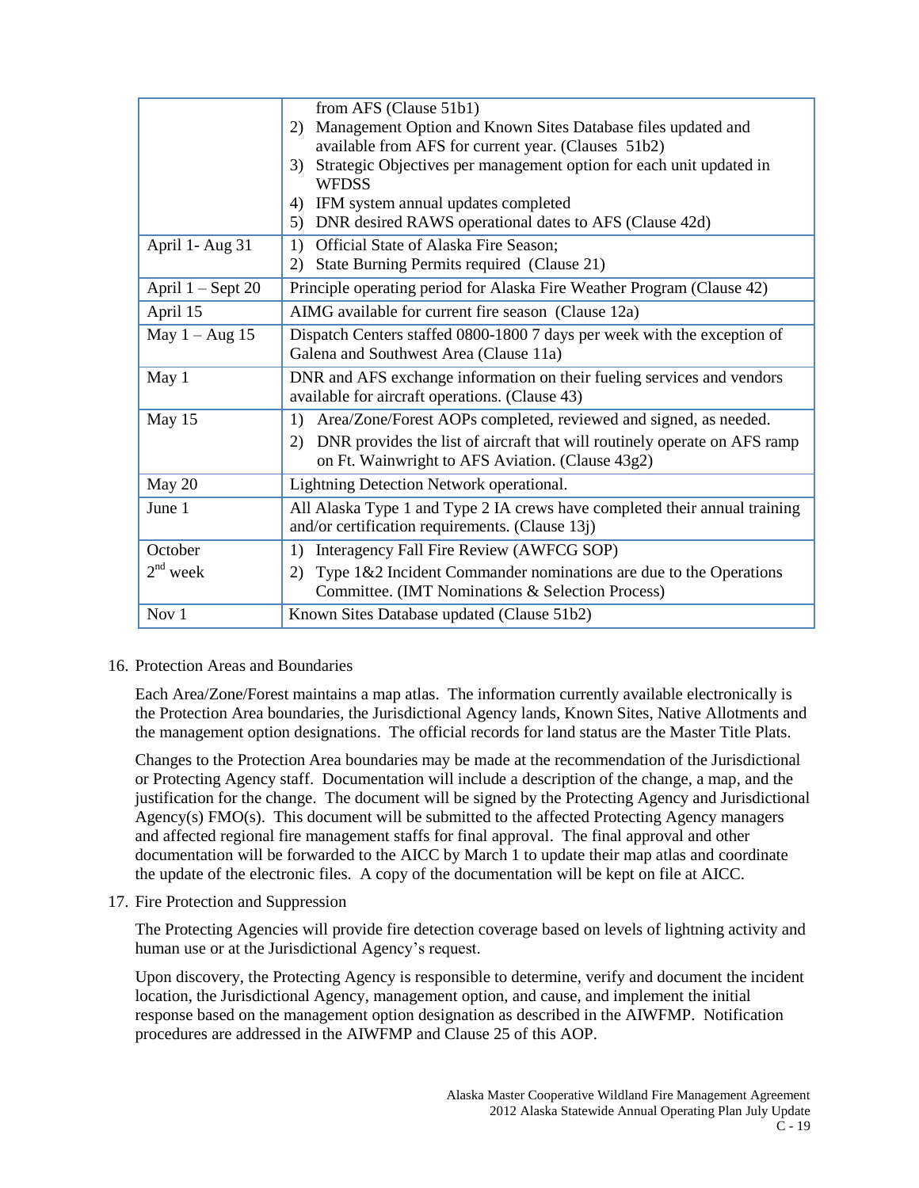| | |
|---|---|
| | from AFS (Clause 51b1)<br>2) Management Option and Known Sites Database files updated and available from AFS for current year. (Clauses 51b2)<br>3) Strategic Objectives per management option for each unit updated in WFDSS<br>4) IFM system annual updates completed<br>5) DNR desired RAWS operational dates to AFS (Clause 42d) |
| April 1- Aug 31 | 1) Official State of Alaska Fire Season;<br>2) State Burning Permits required (Clause 21) |
| April 1 – Sept 20 | Principle operating period for Alaska Fire Weather Program (Clause 42) |
| April 15 | AIMG available for current fire season (Clause 12a) |
| May 1 – Aug 15 | Dispatch Centers staffed 0800-1800 7 days per week with the exception of Galena and Southwest Area (Clause 11a) |
| May 1 | DNR and AFS exchange information on their fueling services and vendors available for aircraft operations. (Clause 43) |
| May 15 | 1) Area/Zone/Forest AOPs completed, reviewed and signed, as needed.<br>2) DNR provides the list of aircraft that will routinely operate on AFS ramp on Ft. Wainwright to AFS Aviation. (Clause 43g2) |
| May 20 | Lightning Detection Network operational. |
| June 1 | All Alaska Type 1 and Type 2 IA crews have completed their annual training and/or certification requirements. (Clause 13j) |
| October 2nd week | 1) Interagency Fall Fire Review (AWFCG SOP)<br>2) Type 1&2 Incident Commander nominations are due to the Operations Committee. (IMT Nominations & Selection Process) |
| Nov 1 | Known Sites Database updated (Clause 51b2) |

16. Protection Areas and Boundaries

Each Area/Zone/Forest maintains a map atlas. The information currently available electronically is the Protection Area boundaries, the Jurisdictional Agency lands, Known Sites, Native Allotments and the management option designations. The official records for land status are the Master Title Plats.

Changes to the Protection Area boundaries may be made at the recommendation of the Jurisdictional or Protecting Agency staff. Documentation will include a description of the change, a map, and the justification for the change. The document will be signed by the Protecting Agency and Jurisdictional Agency(s) FMO(s). This document will be submitted to the affected Protecting Agency managers and affected regional fire management staffs for final approval. The final approval and other documentation will be forwarded to the AICC by March 1 to update their map atlas and coordinate the update of the electronic files. A copy of the documentation will be kept on file at AICC.

17. Fire Protection and Suppression

The Protecting Agencies will provide fire detection coverage based on levels of lightning activity and human use or at the Jurisdictional Agency's request.

Upon discovery, the Protecting Agency is responsible to determine, verify and document the incident location, the Jurisdictional Agency, management option, and cause, and implement the initial response based on the management option designation as described in the AIWFMP. Notification procedures are addressed in the AIWFMP and Clause 25 of this AOP.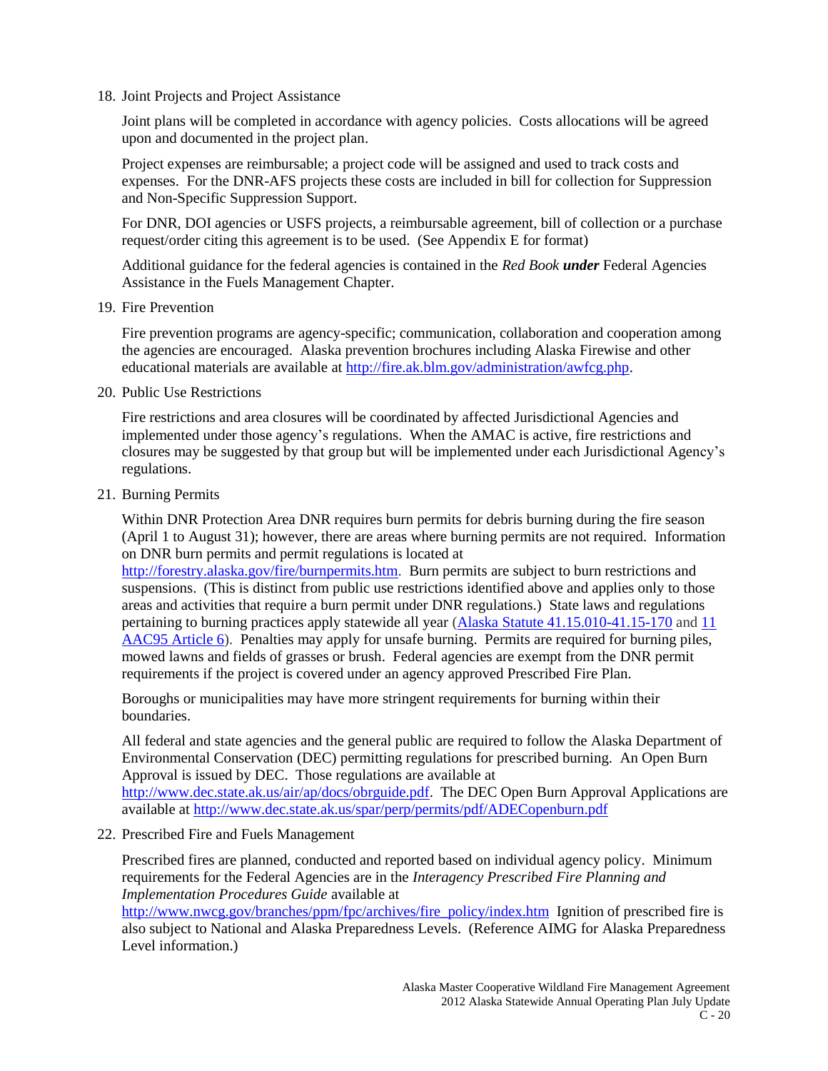18. Joint Projects and Project Assistance

    Joint plans will be completed in accordance with agency policies. Costs allocations will be agreed upon and documented in the project plan.

    Project expenses are reimbursable; a project code will be assigned and used to track costs and expenses. For the DNR-AFS projects these costs are included in bill for collection for Suppression and Non-Specific Suppression Support.

    For DNR, DOI agencies or USFS projects, a reimbursable agreement, bill of collection or a purchase request/order citing this agreement is to be used. (See Appendix E for format)

    Additional guidance for the federal agencies is contained in the *Red Book* ***under*** Federal Agencies Assistance in the Fuels Management Chapter.

19. Fire Prevention

    Fire prevention programs are agency-specific; communication, collaboration and cooperation among the agencies are encouraged. Alaska prevention brochures including Alaska Firewise and other educational materials are available at [http://fire.ak.blm.gov/administration/awfcg.php](http://fire.ak.blm.gov/administration/awfcg.php).

20. Public Use Restrictions

    Fire restrictions and area closures will be coordinated by affected Jurisdictional Agencies and implemented under those agency's regulations. When the AMAC is active, fire restrictions and closures may be suggested by that group but will be implemented under each Jurisdictional Agency's regulations.

21. Burning Permits

    Within DNR Protection Area DNR requires burn permits for debris burning during the fire season (April 1 to August 31); however, there are areas where burning permits are not required. Information on DNR burn permits and permit regulations is located at [http://forestry.alaska.gov/fire/burnpermits.htm](http://forestry.alaska.gov/fire/burnpermits.htm). Burn permits are subject to burn restrictions and suspensions. (This is distinct from public use restrictions identified above and applies only to those areas and activities that require a burn permit under DNR regulations.) State laws and regulations pertaining to burning practices apply statewide all year (Alaska Statute 41.15.010-41.15-170 and 11 AAC95 Article 6). Penalties may apply for unsafe burning. Permits are required for burning piles, mowed lawns and fields of grasses or brush. Federal agencies are exempt from the DNR permit requirements if the project is covered under an agency approved Prescribed Fire Plan.

    Boroughs or municipalities may have more stringent requirements for burning within their boundaries.

    All federal and state agencies and the general public are required to follow the Alaska Department of Environmental Conservation (DEC) permitting regulations for prescribed burning. An Open Burn Approval is issued by DEC. Those regulations are available at [http://www.dec.state.ak.us/air/ap/docs/obrguide.pdf](http://www.dec.state.ak.us/air/ap/docs/obrguide.pdf). The DEC Open Burn Approval Applications are available at [http://www.dec.state.ak.us/spar/perp/permits/pdf/ADECopenburn.pdf](http://www.dec.state.ak.us/spar/perp/permits/pdf/ADECopenburn.pdf)

22. Prescribed Fire and Fuels Management

    Prescribed fires are planned, conducted and reported based on individual agency policy. Minimum requirements for the Federal Agencies are in the *Interagency Prescribed Fire Planning and Implementation Procedures Guide* available at [http://www.nwcg.gov/branches/ppm/fpc/archives/fire_policy/index.htm](http://www.nwcg.gov/branches/ppm/fpc/archives/fire_policy/index.htm) Ignition of prescribed fire is also subject to National and Alaska Preparedness Levels. (Reference AIMG for Alaska Preparedness Level information.)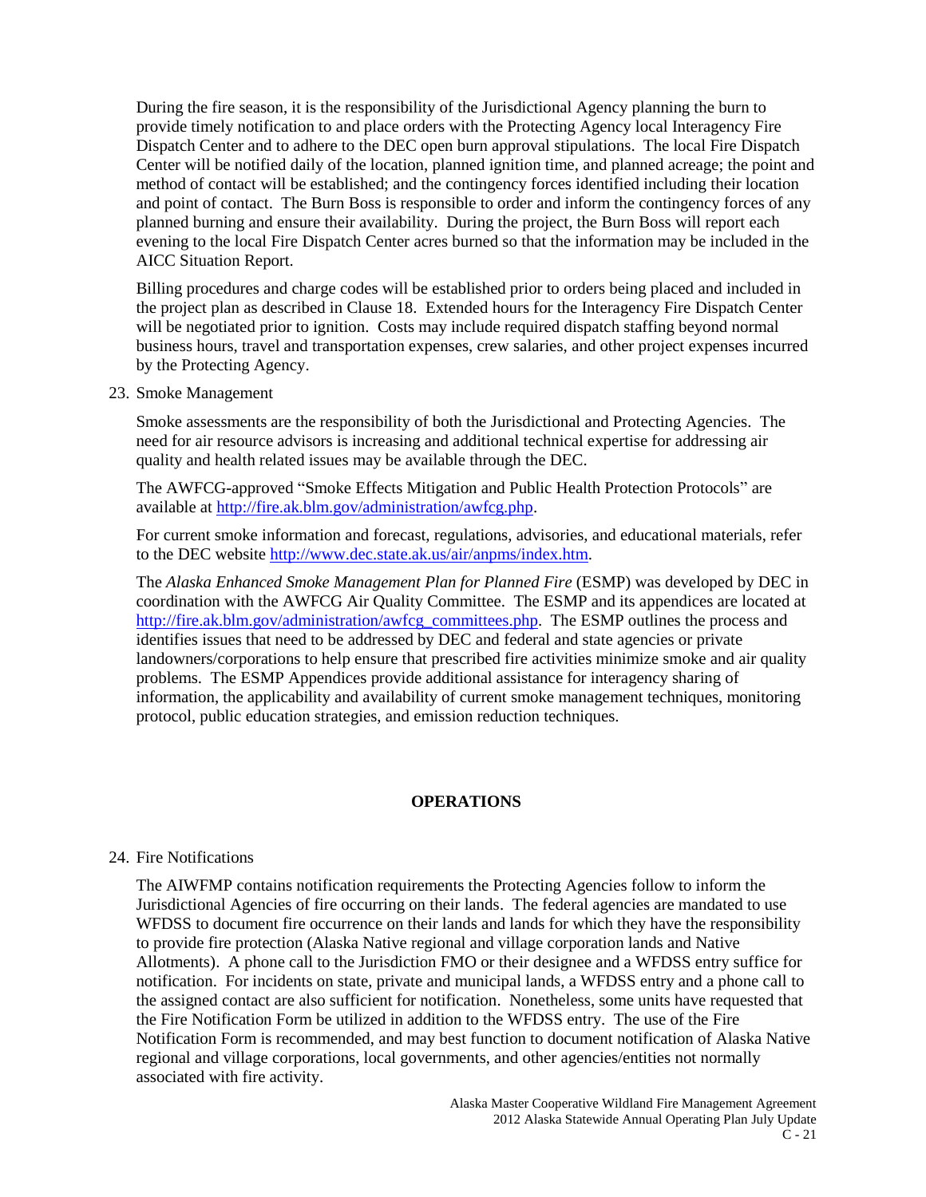During the fire season, it is the responsibility of the Jurisdictional Agency planning the burn to provide timely notification to and place orders with the Protecting Agency local Interagency Fire Dispatch Center and to adhere to the DEC open burn approval stipulations. The local Fire Dispatch Center will be notified daily of the location, planned ignition time, and planned acreage; the point and method of contact will be established; and the contingency forces identified including their location and point of contact. The Burn Boss is responsible to order and inform the contingency forces of any planned burning and ensure their availability. During the project, the Burn Boss will report each evening to the local Fire Dispatch Center acres burned so that the information may be included in the AICC Situation Report.

Billing procedures and charge codes will be established prior to orders being placed and included in the project plan as described in Clause 18. Extended hours for the Interagency Fire Dispatch Center will be negotiated prior to ignition. Costs may include required dispatch staffing beyond normal business hours, travel and transportation expenses, crew salaries, and other project expenses incurred by the Protecting Agency.

23. Smoke Management

Smoke assessments are the responsibility of both the Jurisdictional and Protecting Agencies. The need for air resource advisors is increasing and additional technical expertise for addressing air quality and health related issues may be available through the DEC.

The AWFCG-approved "Smoke Effects Mitigation and Public Health Protection Protocols" are available at http://fire.ak.blm.gov/administration/awfcg.php.

For current smoke information and forecast, regulations, advisories, and educational materials, refer to the DEC website http://www.dec.state.ak.us/air/anpms/index.htm.

The *Alaska Enhanced Smoke Management Plan for Planned Fire* (ESMP) was developed by DEC in coordination with the AWFCG Air Quality Committee. The ESMP and its appendices are located at http://fire.ak.blm.gov/administration/awfcg_committees.php. The ESMP outlines the process and identifies issues that need to be addressed by DEC and federal and state agencies or private landowners/corporations to help ensure that prescribed fire activities minimize smoke and air quality problems. The ESMP Appendices provide additional assistance for interagency sharing of information, the applicability and availability of current smoke management techniques, monitoring protocol, public education strategies, and emission reduction techniques.

## OPERATIONS

24. Fire Notifications

The AIWFMP contains notification requirements the Protecting Agencies follow to inform the Jurisdictional Agencies of fire occurring on their lands. The federal agencies are mandated to use WFDSS to document fire occurrence on their lands and lands for which they have the responsibility to provide fire protection (Alaska Native regional and village corporation lands and Native Allotments). A phone call to the Jurisdiction FMO or their designee and a WFDSS entry suffice for notification. For incidents on state, private and municipal lands, a WFDSS entry and a phone call to the assigned contact are also sufficient for notification. Nonetheless, some units have requested that the Fire Notification Form be utilized in addition to the WFDSS entry. The use of the Fire Notification Form is recommended, and may best function to document notification of Alaska Native regional and village corporations, local governments, and other agencies/entities not normally associated with fire activity.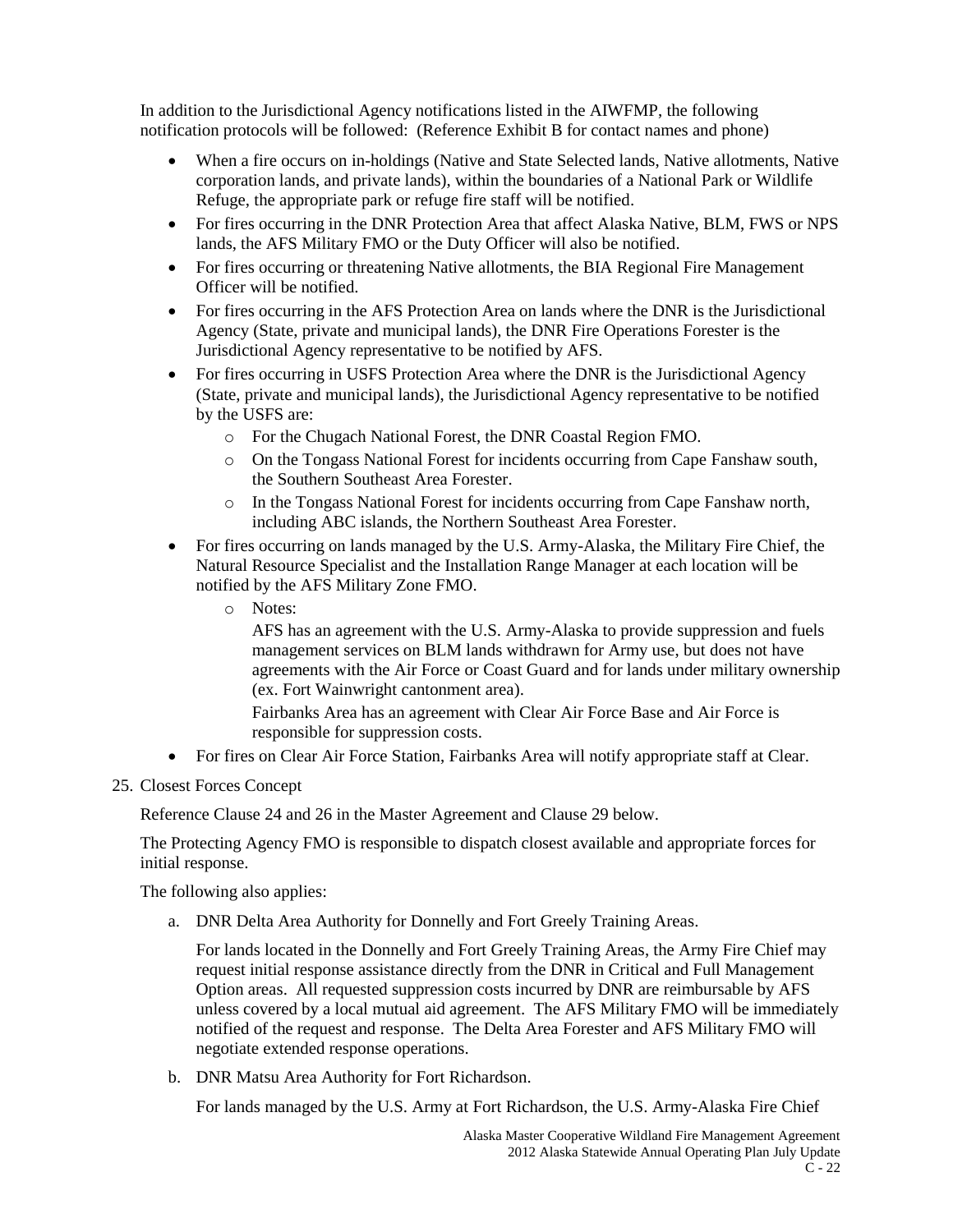In addition to the Jurisdictional Agency notifications listed in the AIWFMP, the following notification protocols will be followed: (Reference Exhibit B for contact names and phone)

- When a fire occurs on in-holdings (Native and State Selected lands, Native allotments, Native corporation lands, and private lands), within the boundaries of a National Park or Wildlife Refuge, the appropriate park or refuge fire staff will be notified.
- For fires occurring in the DNR Protection Area that affect Alaska Native, BLM, FWS or NPS lands, the AFS Military FMO or the Duty Officer will also be notified.
- For fires occurring or threatening Native allotments, the BIA Regional Fire Management Officer will be notified.
- For fires occurring in the AFS Protection Area on lands where the DNR is the Jurisdictional Agency (State, private and municipal lands), the DNR Fire Operations Forester is the Jurisdictional Agency representative to be notified by AFS.
- For fires occurring in USFS Protection Area where the DNR is the Jurisdictional Agency (State, private and municipal lands), the Jurisdictional Agency representative to be notified by the USFS are:
  - For the Chugach National Forest, the DNR Coastal Region FMO.
  - On the Tongass National Forest for incidents occurring from Cape Fanshaw south, the Southern Southeast Area Forester.
  - In the Tongass National Forest for incidents occurring from Cape Fanshaw north, including ABC islands, the Northern Southeast Area Forester.
- For fires occurring on lands managed by the U.S. Army-Alaska, the Military Fire Chief, the Natural Resource Specialist and the Installation Range Manager at each location will be notified by the AFS Military Zone FMO.
  - Notes:

    AFS has an agreement with the U.S. Army-Alaska to provide suppression and fuels management services on BLM lands withdrawn for Army use, but does not have agreements with the Air Force or Coast Guard and for lands under military ownership (ex. Fort Wainwright cantonment area).

    Fairbanks Area has an agreement with Clear Air Force Base and Air Force is responsible for suppression costs.
- For fires on Clear Air Force Station, Fairbanks Area will notify appropriate staff at Clear.

25. Closest Forces Concept

    Reference Clause 24 and 26 in the Master Agreement and Clause 29 below.

    The Protecting Agency FMO is responsible to dispatch closest available and appropriate forces for initial response.

    The following also applies:

    a. DNR Delta Area Authority for Donnelly and Fort Greely Training Areas.

       For lands located in the Donnelly and Fort Greely Training Areas, the Army Fire Chief may request initial response assistance directly from the DNR in Critical and Full Management Option areas. All requested suppression costs incurred by DNR are reimbursable by AFS unless covered by a local mutual aid agreement. The AFS Military FMO will be immediately notified of the request and response. The Delta Area Forester and AFS Military FMO will negotiate extended response operations.

    b. DNR Matsu Area Authority for Fort Richardson.

       For lands managed by the U.S. Army at Fort Richardson, the U.S. Army-Alaska Fire Chief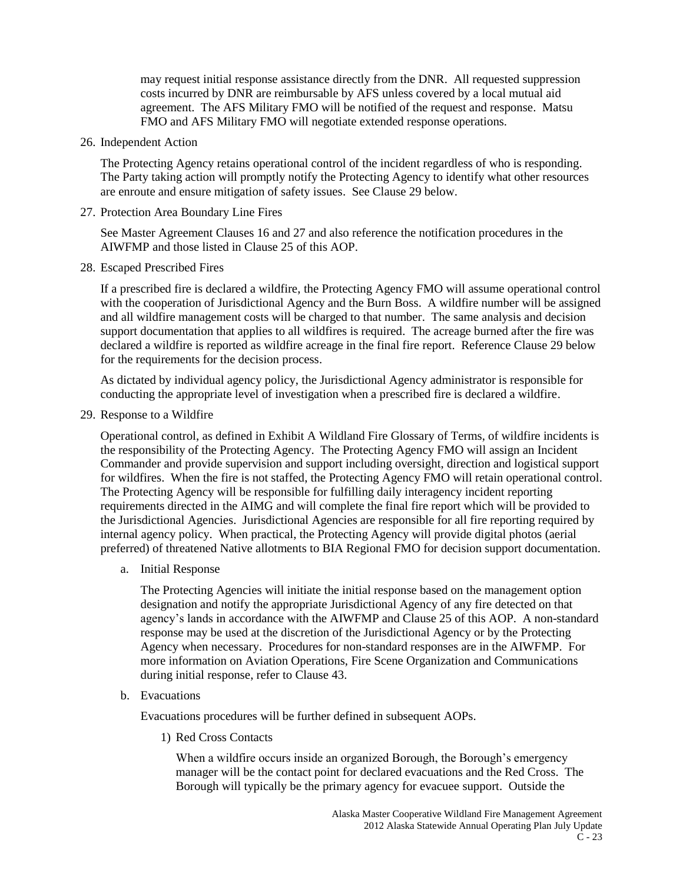may request initial response assistance directly from the DNR. All requested suppression costs incurred by DNR are reimbursable by AFS unless covered by a local mutual aid agreement. The AFS Military FMO will be notified of the request and response. Matsu FMO and AFS Military FMO will negotiate extended response operations.

26. Independent Action

    The Protecting Agency retains operational control of the incident regardless of who is responding. The Party taking action will promptly notify the Protecting Agency to identify what other resources are enroute and ensure mitigation of safety issues. See Clause 29 below.

27. Protection Area Boundary Line Fires

    See Master Agreement Clauses 16 and 27 and also reference the notification procedures in the AIWFMP and those listed in Clause 25 of this AOP.

28. Escaped Prescribed Fires

    If a prescribed fire is declared a wildfire, the Protecting Agency FMO will assume operational control with the cooperation of Jurisdictional Agency and the Burn Boss. A wildfire number will be assigned and all wildfire management costs will be charged to that number. The same analysis and decision support documentation that applies to all wildfires is required. The acreage burned after the fire was declared a wildfire is reported as wildfire acreage in the final fire report. Reference Clause 29 below for the requirements for the decision process.

    As dictated by individual agency policy, the Jurisdictional Agency administrator is responsible for conducting the appropriate level of investigation when a prescribed fire is declared a wildfire.

29. Response to a Wildfire

    Operational control, as defined in Exhibit A Wildland Fire Glossary of Terms, of wildfire incidents is the responsibility of the Protecting Agency. The Protecting Agency FMO will assign an Incident Commander and provide supervision and support including oversight, direction and logistical support for wildfires. When the fire is not staffed, the Protecting Agency FMO will retain operational control. The Protecting Agency will be responsible for fulfilling daily interagency incident reporting requirements directed in the AIMG and will complete the final fire report which will be provided to the Jurisdictional Agencies. Jurisdictional Agencies are responsible for all fire reporting required by internal agency policy. When practical, the Protecting Agency will provide digital photos (aerial preferred) of threatened Native allotments to BIA Regional FMO for decision support documentation.

    a. Initial Response

       The Protecting Agencies will initiate the initial response based on the management option designation and notify the appropriate Jurisdictional Agency of any fire detected on that agency's lands in accordance with the AIWFMP and Clause 25 of this AOP. A non-standard response may be used at the discretion of the Jurisdictional Agency or by the Protecting Agency when necessary. Procedures for non-standard responses are in the AIWFMP. For more information on Aviation Operations, Fire Scene Organization and Communications during initial response, refer to Clause 43.

    b. Evacuations

       Evacuations procedures will be further defined in subsequent AOPs.

       1) Red Cross Contacts

          When a wildfire occurs inside an organized Borough, the Borough's emergency manager will be the contact point for declared evacuations and the Red Cross. The Borough will typically be the primary agency for evacuee support. Outside the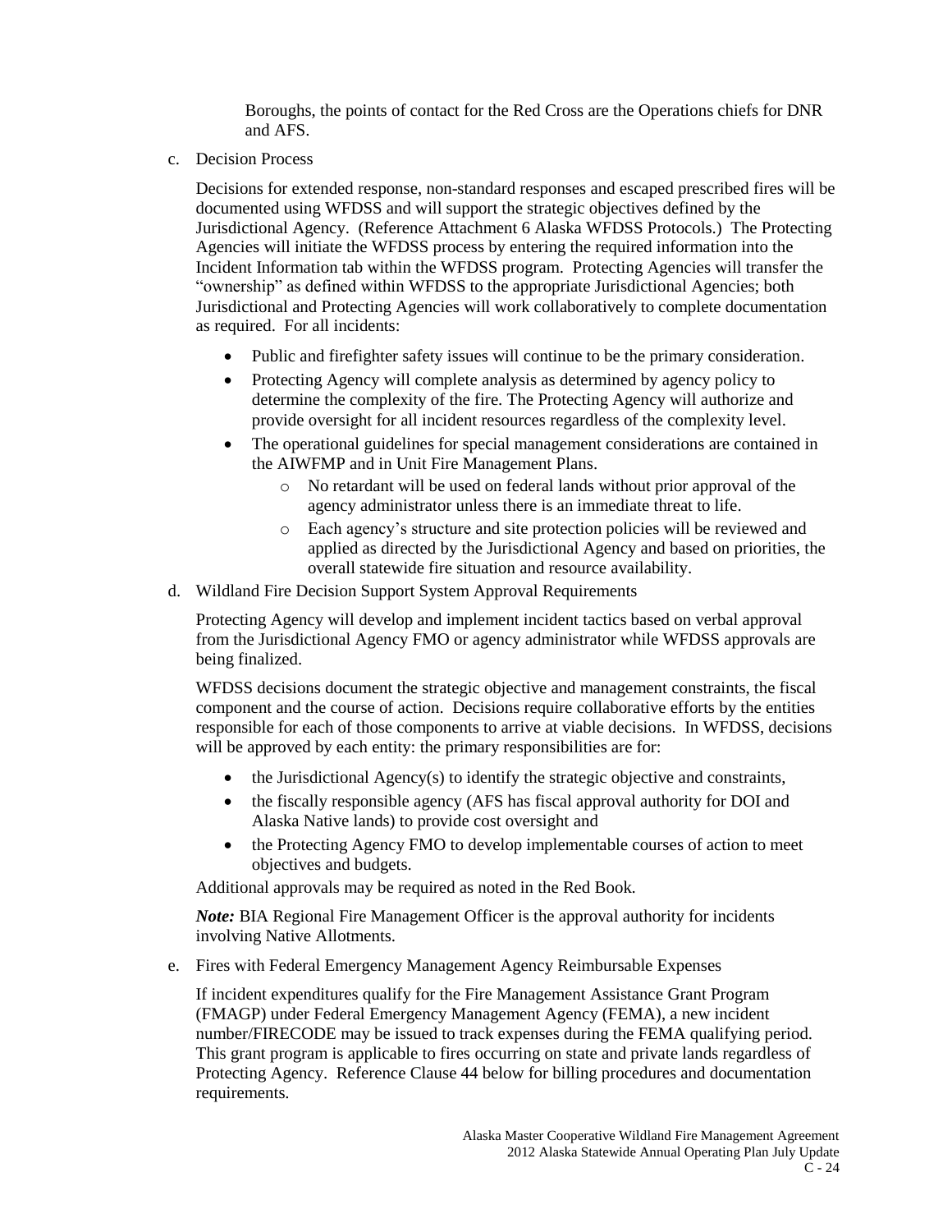Boroughs, the points of contact for the Red Cross are the Operations chiefs for DNR and AFS.

c. Decision Process

Decisions for extended response, non-standard responses and escaped prescribed fires will be documented using WFDSS and will support the strategic objectives defined by the Jurisdictional Agency. (Reference Attachment 6 Alaska WFDSS Protocols.) The Protecting Agencies will initiate the WFDSS process by entering the required information into the Incident Information tab within the WFDSS program. Protecting Agencies will transfer the "ownership" as defined within WFDSS to the appropriate Jurisdictional Agencies; both Jurisdictional and Protecting Agencies will work collaboratively to complete documentation as required. For all incidents:

- Public and firefighter safety issues will continue to be the primary consideration.
- Protecting Agency will complete analysis as determined by agency policy to determine the complexity of the fire. The Protecting Agency will authorize and provide oversight for all incident resources regardless of the complexity level.
- The operational guidelines for special management considerations are contained in the AIWFMP and in Unit Fire Management Plans.
  - No retardant will be used on federal lands without prior approval of the agency administrator unless there is an immediate threat to life.
  - Each agency's structure and site protection policies will be reviewed and applied as directed by the Jurisdictional Agency and based on priorities, the overall statewide fire situation and resource availability.

d. Wildland Fire Decision Support System Approval Requirements

Protecting Agency will develop and implement incident tactics based on verbal approval from the Jurisdictional Agency FMO or agency administrator while WFDSS approvals are being finalized.

WFDSS decisions document the strategic objective and management constraints, the fiscal component and the course of action. Decisions require collaborative efforts by the entities responsible for each of those components to arrive at viable decisions. In WFDSS, decisions will be approved by each entity: the primary responsibilities are for:

- the Jurisdictional Agency(s) to identify the strategic objective and constraints,
- the fiscally responsible agency (AFS has fiscal approval authority for DOI and Alaska Native lands) to provide cost oversight and
- the Protecting Agency FMO to develop implementable courses of action to meet objectives and budgets.

Additional approvals may be required as noted in the Red Book.

***Note:*** BIA Regional Fire Management Officer is the approval authority for incidents involving Native Allotments.

e. Fires with Federal Emergency Management Agency Reimbursable Expenses

If incident expenditures qualify for the Fire Management Assistance Grant Program (FMAGP) under Federal Emergency Management Agency (FEMA), a new incident number/FIRECODE may be issued to track expenses during the FEMA qualifying period. This grant program is applicable to fires occurring on state and private lands regardless of Protecting Agency. Reference Clause 44 below for billing procedures and documentation requirements.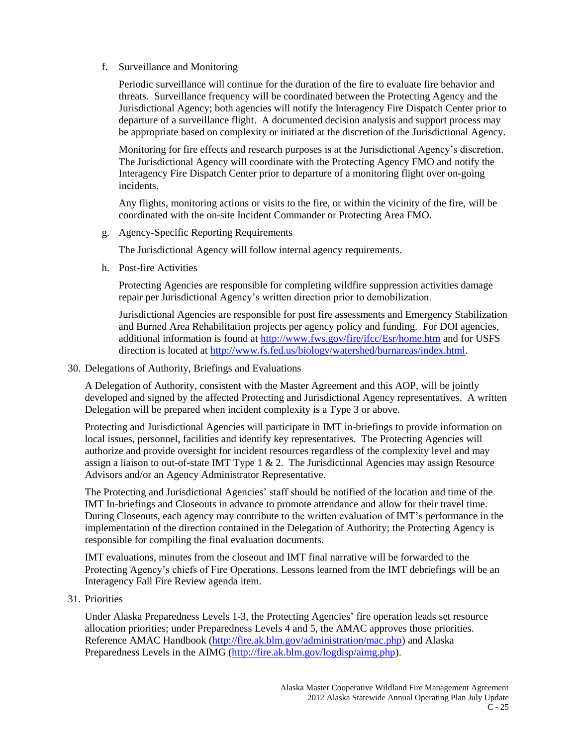f. Surveillance and Monitoring

   Periodic surveillance will continue for the duration of the fire to evaluate fire behavior and threats. Surveillance frequency will be coordinated between the Protecting Agency and the Jurisdictional Agency; both agencies will notify the Interagency Fire Dispatch Center prior to departure of a surveillance flight. A documented decision analysis and support process may be appropriate based on complexity or initiated at the discretion of the Jurisdictional Agency.

   Monitoring for fire effects and research purposes is at the Jurisdictional Agency's discretion. The Jurisdictional Agency will coordinate with the Protecting Agency FMO and notify the Interagency Fire Dispatch Center prior to departure of a monitoring flight over on-going incidents.

   Any flights, monitoring actions or visits to the fire, or within the vicinity of the fire, will be coordinated with the on-site Incident Commander or Protecting Area FMO.

g. Agency-Specific Reporting Requirements

   The Jurisdictional Agency will follow internal agency requirements.

h. Post-fire Activities

   Protecting Agencies are responsible for completing wildfire suppression activities damage repair per Jurisdictional Agency's written direction prior to demobilization.

   Jurisdictional Agencies are responsible for post fire assessments and Emergency Stabilization and Burned Area Rehabilitation projects per agency policy and funding. For DOI agencies, additional information is found at [http://www.fws.gov/fire/ifcc/Esr/home.htm](http://www.fws.gov/fire/ifcc/Esr/home.htm) and for USFS direction is located at [http://www.fs.fed.us/biology/watershed/burnareas/index.html](http://www.fs.fed.us/biology/watershed/burnareas/index.html).

30. Delegations of Authority, Briefings and Evaluations

    A Delegation of Authority, consistent with the Master Agreement and this AOP, will be jointly developed and signed by the affected Protecting and Jurisdictional Agency representatives. A written Delegation will be prepared when incident complexity is a Type 3 or above.

    Protecting and Jurisdictional Agencies will participate in IMT in-briefings to provide information on local issues, personnel, facilities and identify key representatives. The Protecting Agencies will authorize and provide oversight for incident resources regardless of the complexity level and may assign a liaison to out-of-state IMT Type 1 & 2. The Jurisdictional Agencies may assign Resource Advisors and/or an Agency Administrator Representative.

    The Protecting and Jurisdictional Agencies' staff should be notified of the location and time of the IMT In-briefings and Closeouts in advance to promote attendance and allow for their travel time. During Closeouts, each agency may contribute to the written evaluation of IMT's performance in the implementation of the direction contained in the Delegation of Authority; the Protecting Agency is responsible for compiling the final evaluation documents.

    IMT evaluations, minutes from the closeout and IMT final narrative will be forwarded to the Protecting Agency's chiefs of Fire Operations. Lessons learned from the IMT debriefings will be an Interagency Fall Fire Review agenda item.

31. Priorities

    Under Alaska Preparedness Levels 1-3, the Protecting Agencies' fire operation leads set resource allocation priorities; under Preparedness Levels 4 and 5, the AMAC approves those priorities. Reference AMAC Handbook ([http://fire.ak.blm.gov/administration/mac.php](http://fire.ak.blm.gov/administration/mac.php)) and Alaska Preparedness Levels in the AIMG ([http://fire.ak.blm.gov/logdisp/aimg.php](http://fire.ak.blm.gov/logdisp/aimg.php)).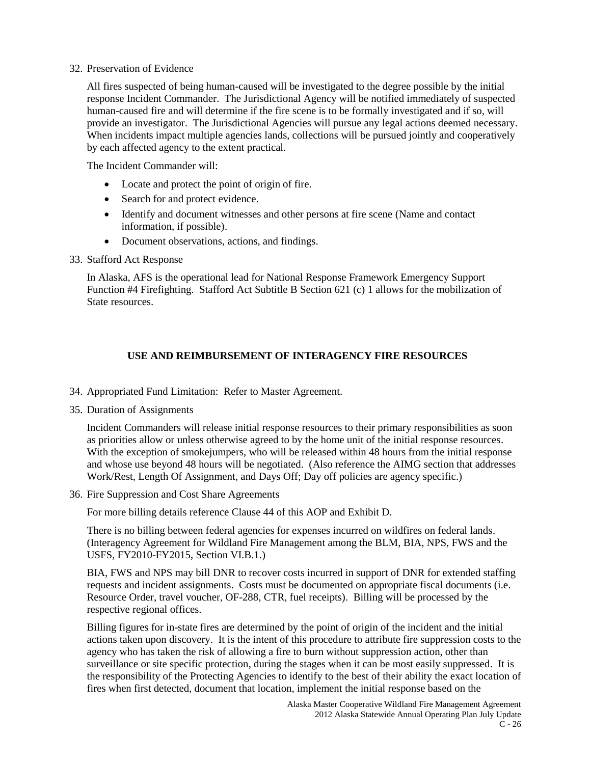32. Preservation of Evidence

    All fires suspected of being human-caused will be investigated to the degree possible by the initial response Incident Commander. The Jurisdictional Agency will be notified immediately of suspected human-caused fire and will determine if the fire scene is to be formally investigated and if so, will provide an investigator. The Jurisdictional Agencies will pursue any legal actions deemed necessary. When incidents impact multiple agencies lands, collections will be pursued jointly and cooperatively by each affected agency to the extent practical.

    The Incident Commander will:

    - Locate and protect the point of origin of fire.
    - Search for and protect evidence.
    - Identify and document witnesses and other persons at fire scene (Name and contact information, if possible).
    - Document observations, actions, and findings.

33. Stafford Act Response

    In Alaska, AFS is the operational lead for National Response Framework Emergency Support Function #4 Firefighting. Stafford Act Subtitle B Section 621 (c) 1 allows for the mobilization of State resources.

## USE AND REIMBURSEMENT OF INTERAGENCY FIRE RESOURCES

34. Appropriated Fund Limitation: Refer to Master Agreement.

35. Duration of Assignments

    Incident Commanders will release initial response resources to their primary responsibilities as soon as priorities allow or unless otherwise agreed to by the home unit of the initial response resources. With the exception of smokejumpers, who will be released within 48 hours from the initial response and whose use beyond 48 hours will be negotiated. (Also reference the AIMG section that addresses Work/Rest, Length Of Assignment, and Days Off; Day off policies are agency specific.)

36. Fire Suppression and Cost Share Agreements

    For more billing details reference Clause 44 of this AOP and Exhibit D.

    There is no billing between federal agencies for expenses incurred on wildfires on federal lands. (Interagency Agreement for Wildland Fire Management among the BLM, BIA, NPS, FWS and the USFS, FY2010-FY2015, Section VI.B.1.)

    BIA, FWS and NPS may bill DNR to recover costs incurred in support of DNR for extended staffing requests and incident assignments. Costs must be documented on appropriate fiscal documents (i.e. Resource Order, travel voucher, OF-288, CTR, fuel receipts). Billing will be processed by the respective regional offices.

    Billing figures for in-state fires are determined by the point of origin of the incident and the initial actions taken upon discovery. It is the intent of this procedure to attribute fire suppression costs to the agency who has taken the risk of allowing a fire to burn without suppression action, other than surveillance or site specific protection, during the stages when it can be most easily suppressed. It is the responsibility of the Protecting Agencies to identify to the best of their ability the exact location of fires when first detected, document that location, implement the initial response based on the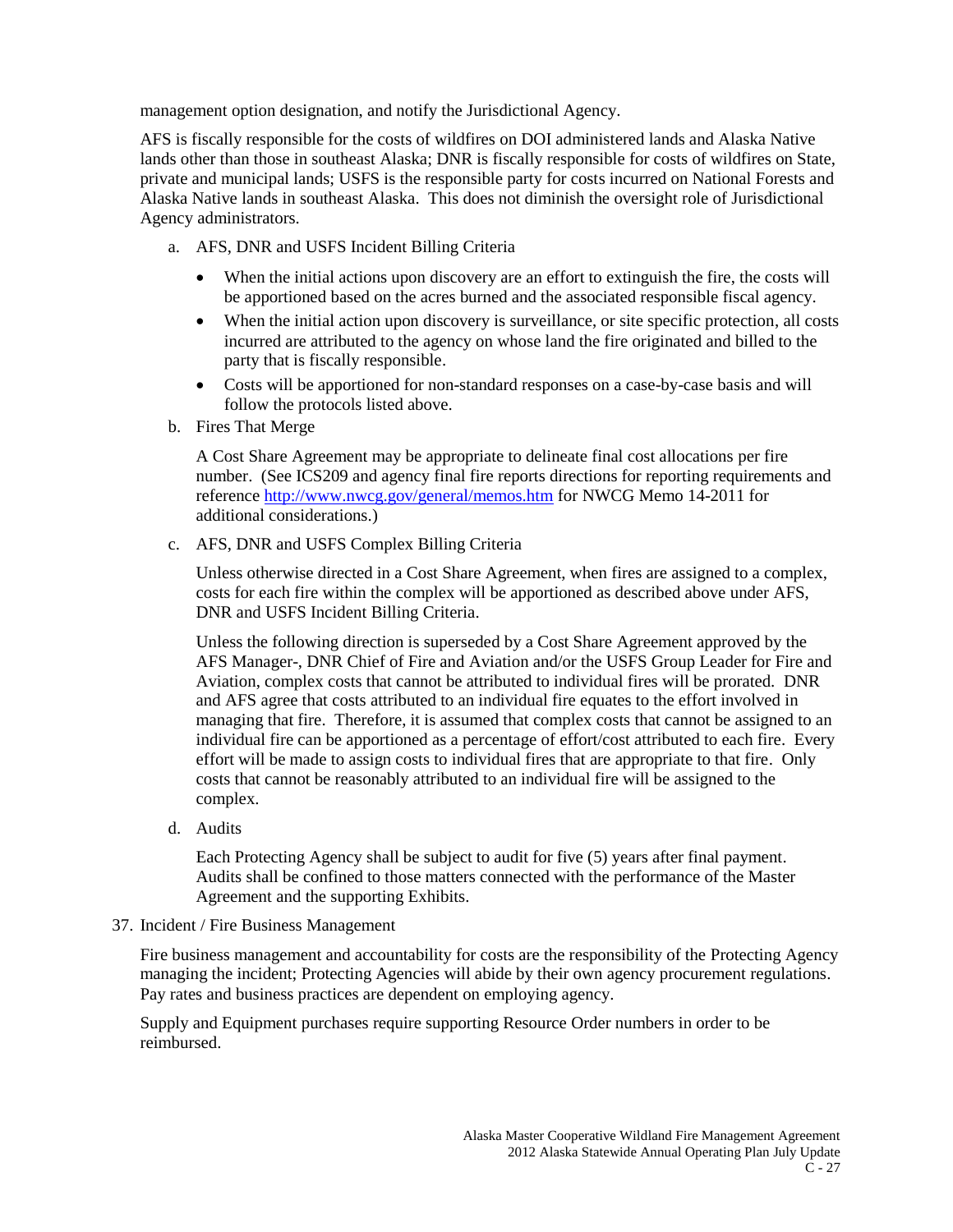management option designation, and notify the Jurisdictional Agency.

AFS is fiscally responsible for the costs of wildfires on DOI administered lands and Alaska Native lands other than those in southeast Alaska; DNR is fiscally responsible for costs of wildfires on State, private and municipal lands; USFS is the responsible party for costs incurred on National Forests and Alaska Native lands in southeast Alaska. This does not diminish the oversight role of Jurisdictional Agency administrators.

a. AFS, DNR and USFS Incident Billing Criteria

- When the initial actions upon discovery are an effort to extinguish the fire, the costs will be apportioned based on the acres burned and the associated responsible fiscal agency.
- When the initial action upon discovery is surveillance, or site specific protection, all costs incurred are attributed to the agency on whose land the fire originated and billed to the party that is fiscally responsible.
- Costs will be apportioned for non-standard responses on a case-by-case basis and will follow the protocols listed above.

b. Fires That Merge

A Cost Share Agreement may be appropriate to delineate final cost allocations per fire number. (See ICS209 and agency final fire reports directions for reporting requirements and reference http://www.nwcg.gov/general/memos.htm for NWCG Memo 14-2011 for additional considerations.)

c. AFS, DNR and USFS Complex Billing Criteria

Unless otherwise directed in a Cost Share Agreement, when fires are assigned to a complex, costs for each fire within the complex will be apportioned as described above under AFS, DNR and USFS Incident Billing Criteria.

Unless the following direction is superseded by a Cost Share Agreement approved by the AFS Manager-, DNR Chief of Fire and Aviation and/or the USFS Group Leader for Fire and Aviation, complex costs that cannot be attributed to individual fires will be prorated. DNR and AFS agree that costs attributed to an individual fire equates to the effort involved in managing that fire. Therefore, it is assumed that complex costs that cannot be assigned to an individual fire can be apportioned as a percentage of effort/cost attributed to each fire. Every effort will be made to assign costs to individual fires that are appropriate to that fire. Only costs that cannot be reasonably attributed to an individual fire will be assigned to the complex.

d. Audits

Each Protecting Agency shall be subject to audit for five (5) years after final payment. Audits shall be confined to those matters connected with the performance of the Master Agreement and the supporting Exhibits.

37. Incident / Fire Business Management

Fire business management and accountability for costs are the responsibility of the Protecting Agency managing the incident; Protecting Agencies will abide by their own agency procurement regulations. Pay rates and business practices are dependent on employing agency.

Supply and Equipment purchases require supporting Resource Order numbers in order to be reimbursed.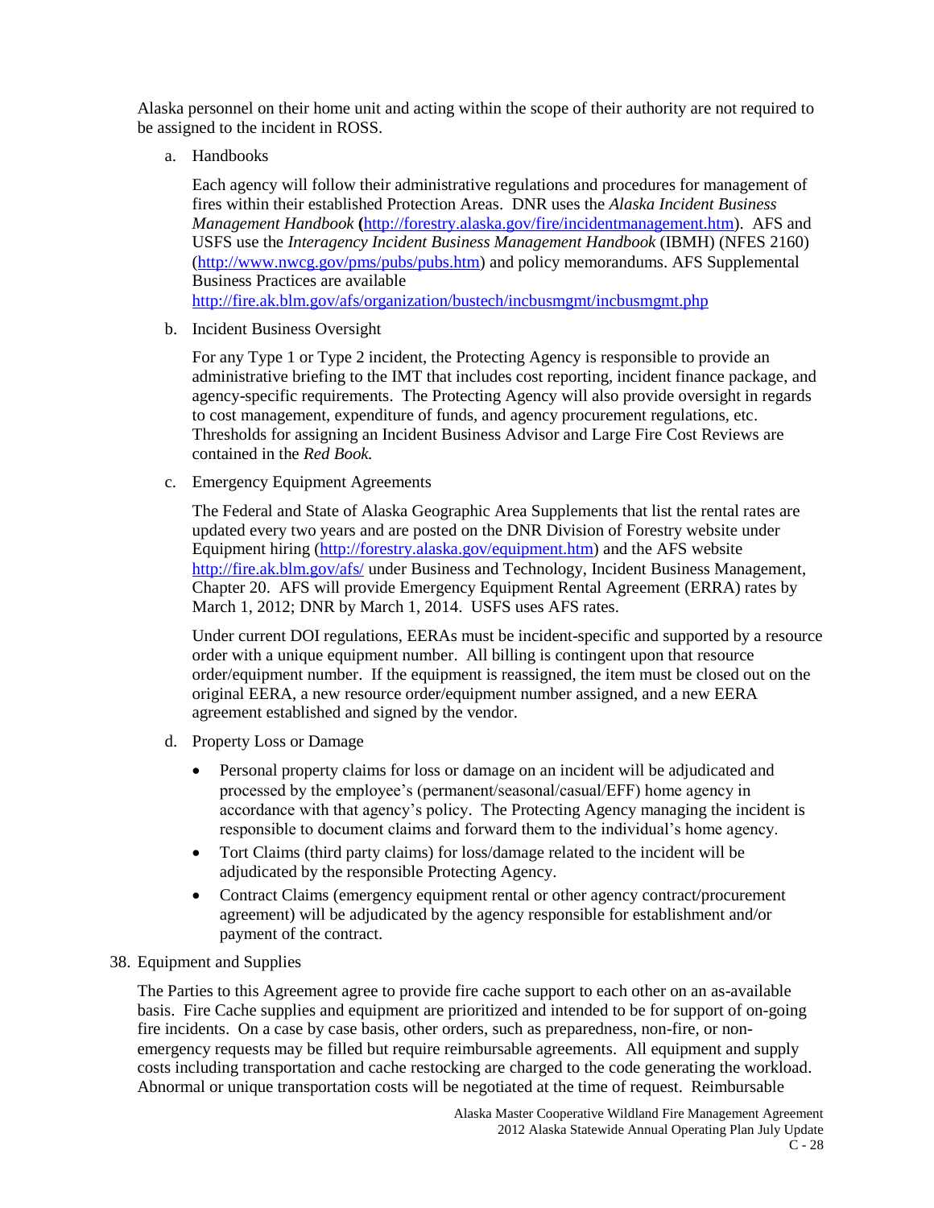Alaska personnel on their home unit and acting within the scope of their authority are not required to be assigned to the incident in ROSS.

a. Handbooks

   Each agency will follow their administrative regulations and procedures for management of fires within their established Protection Areas. DNR uses the *Alaska Incident Business Management Handbook* **(**http://forestry.alaska.gov/fire/incidentmanagement.htm). AFS and USFS use the *Interagency Incident Business Management Handbook* (IBMH) (NFES 2160) (http://www.nwcg.gov/pms/pubs/pubs.htm) and policy memorandums. AFS Supplemental Business Practices are available http://fire.ak.blm.gov/afs/organization/bustech/incbusmgmt/incbusmgmt.php

b. Incident Business Oversight

   For any Type 1 or Type 2 incident, the Protecting Agency is responsible to provide an administrative briefing to the IMT that includes cost reporting, incident finance package, and agency-specific requirements. The Protecting Agency will also provide oversight in regards to cost management, expenditure of funds, and agency procurement regulations, etc. Thresholds for assigning an Incident Business Advisor and Large Fire Cost Reviews are contained in the *Red Book.*

c. Emergency Equipment Agreements

   The Federal and State of Alaska Geographic Area Supplements that list the rental rates are updated every two years and are posted on the DNR Division of Forestry website under Equipment hiring (http://forestry.alaska.gov/equipment.htm) and the AFS website http://fire.ak.blm.gov/afs/ under Business and Technology, Incident Business Management, Chapter 20. AFS will provide Emergency Equipment Rental Agreement (ERRA) rates by March 1, 2012; DNR by March 1, 2014. USFS uses AFS rates.

   Under current DOI regulations, EERAs must be incident-specific and supported by a resource order with a unique equipment number. All billing is contingent upon that resource order/equipment number. If the equipment is reassigned, the item must be closed out on the original EERA, a new resource order/equipment number assigned, and a new EERA agreement established and signed by the vendor.

d. Property Loss or Damage

   - Personal property claims for loss or damage on an incident will be adjudicated and processed by the employee's (permanent/seasonal/casual/EFF) home agency in accordance with that agency's policy. The Protecting Agency managing the incident is responsible to document claims and forward them to the individual's home agency.
   - Tort Claims (third party claims) for loss/damage related to the incident will be adjudicated by the responsible Protecting Agency.
   - Contract Claims (emergency equipment rental or other agency contract/procurement agreement) will be adjudicated by the agency responsible for establishment and/or payment of the contract.

38. Equipment and Supplies

The Parties to this Agreement agree to provide fire cache support to each other on an as-available basis. Fire Cache supplies and equipment are prioritized and intended to be for support of on-going fire incidents. On a case by case basis, other orders, such as preparedness, non-fire, or non-emergency requests may be filled but require reimbursable agreements. All equipment and supply costs including transportation and cache restocking are charged to the code generating the workload. Abnormal or unique transportation costs will be negotiated at the time of request. Reimbursable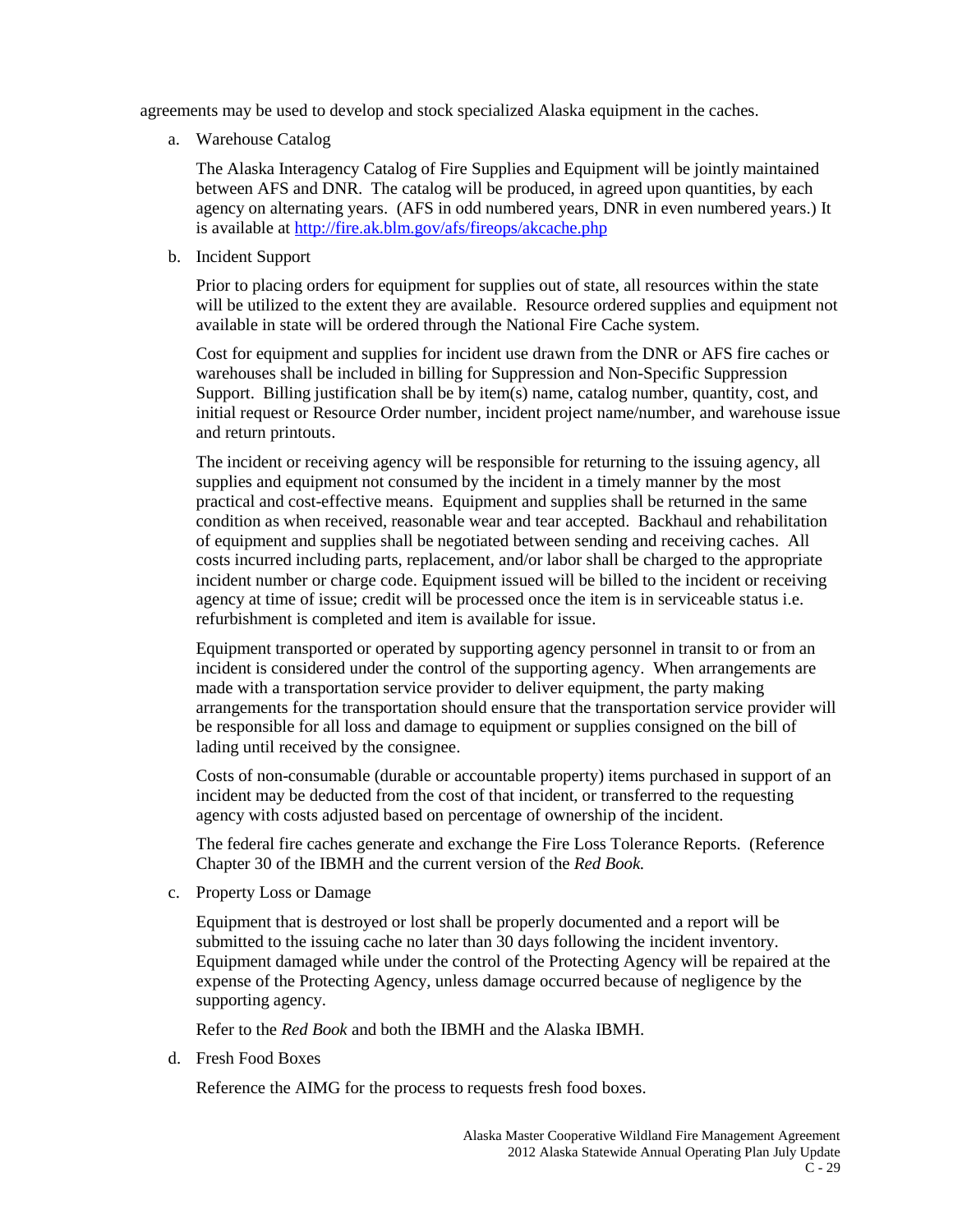agreements may be used to develop and stock specialized Alaska equipment in the caches.

a. Warehouse Catalog

   The Alaska Interagency Catalog of Fire Supplies and Equipment will be jointly maintained between AFS and DNR. The catalog will be produced, in agreed upon quantities, by each agency on alternating years. (AFS in odd numbered years, DNR in even numbered years.) It is available at http://fire.ak.blm.gov/afs/fireops/akcache.php

b. Incident Support

   Prior to placing orders for equipment for supplies out of state, all resources within the state will be utilized to the extent they are available. Resource ordered supplies and equipment not available in state will be ordered through the National Fire Cache system.

   Cost for equipment and supplies for incident use drawn from the DNR or AFS fire caches or warehouses shall be included in billing for Suppression and Non-Specific Suppression Support. Billing justification shall be by item(s) name, catalog number, quantity, cost, and initial request or Resource Order number, incident project name/number, and warehouse issue and return printouts.

   The incident or receiving agency will be responsible for returning to the issuing agency, all supplies and equipment not consumed by the incident in a timely manner by the most practical and cost-effective means. Equipment and supplies shall be returned in the same condition as when received, reasonable wear and tear accepted. Backhaul and rehabilitation of equipment and supplies shall be negotiated between sending and receiving caches. All costs incurred including parts, replacement, and/or labor shall be charged to the appropriate incident number or charge code. Equipment issued will be billed to the incident or receiving agency at time of issue; credit will be processed once the item is in serviceable status i.e. refurbishment is completed and item is available for issue.

   Equipment transported or operated by supporting agency personnel in transit to or from an incident is considered under the control of the supporting agency. When arrangements are made with a transportation service provider to deliver equipment, the party making arrangements for the transportation should ensure that the transportation service provider will be responsible for all loss and damage to equipment or supplies consigned on the bill of lading until received by the consignee.

   Costs of non-consumable (durable or accountable property) items purchased in support of an incident may be deducted from the cost of that incident, or transferred to the requesting agency with costs adjusted based on percentage of ownership of the incident.

   The federal fire caches generate and exchange the Fire Loss Tolerance Reports. (Reference Chapter 30 of the IBMH and the current version of the *Red Book.*

c. Property Loss or Damage

   Equipment that is destroyed or lost shall be properly documented and a report will be submitted to the issuing cache no later than 30 days following the incident inventory. Equipment damaged while under the control of the Protecting Agency will be repaired at the expense of the Protecting Agency, unless damage occurred because of negligence by the supporting agency.

   Refer to the *Red Book* and both the IBMH and the Alaska IBMH.

d. Fresh Food Boxes

   Reference the AIMG for the process to requests fresh food boxes.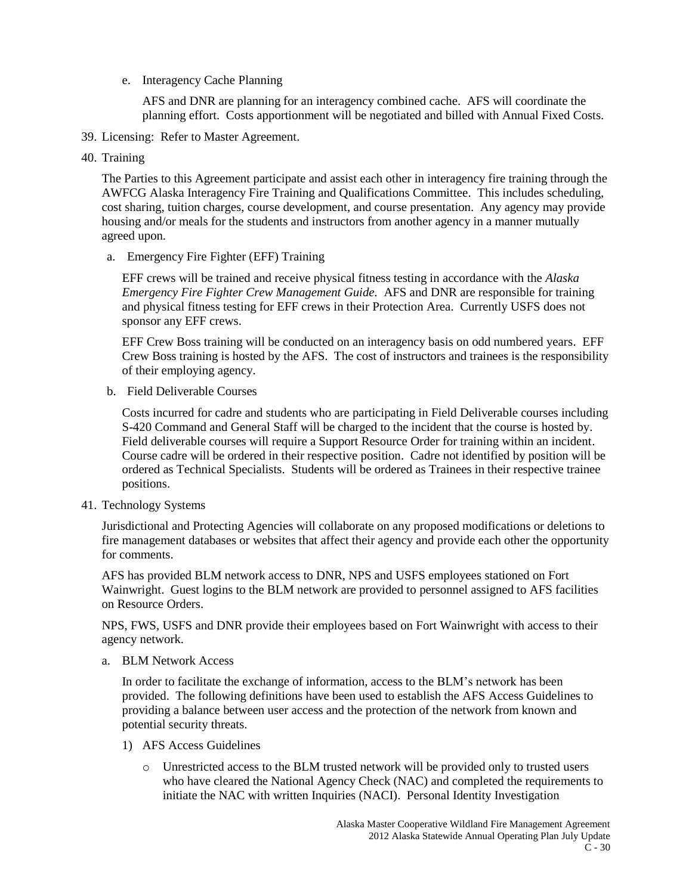e. Interagency Cache Planning

   AFS and DNR are planning for an interagency combined cache. AFS will coordinate the planning effort. Costs apportionment will be negotiated and billed with Annual Fixed Costs.

39. Licensing: Refer to Master Agreement.

40. Training

    The Parties to this Agreement participate and assist each other in interagency fire training through the AWFCG Alaska Interagency Fire Training and Qualifications Committee. This includes scheduling, cost sharing, tuition charges, course development, and course presentation. Any agency may provide housing and/or meals for the students and instructors from another agency in a manner mutually agreed upon.

    a. Emergency Fire Fighter (EFF) Training

       EFF crews will be trained and receive physical fitness testing in accordance with the *Alaska Emergency Fire Fighter Crew Management Guide.* AFS and DNR are responsible for training and physical fitness testing for EFF crews in their Protection Area. Currently USFS does not sponsor any EFF crews.

       EFF Crew Boss training will be conducted on an interagency basis on odd numbered years. EFF Crew Boss training is hosted by the AFS. The cost of instructors and trainees is the responsibility of their employing agency.

    b. Field Deliverable Courses

       Costs incurred for cadre and students who are participating in Field Deliverable courses including S-420 Command and General Staff will be charged to the incident that the course is hosted by. Field deliverable courses will require a Support Resource Order for training within an incident. Course cadre will be ordered in their respective position. Cadre not identified by position will be ordered as Technical Specialists. Students will be ordered as Trainees in their respective trainee positions.

41. Technology Systems

    Jurisdictional and Protecting Agencies will collaborate on any proposed modifications or deletions to fire management databases or websites that affect their agency and provide each other the opportunity for comments.

    AFS has provided BLM network access to DNR, NPS and USFS employees stationed on Fort Wainwright. Guest logins to the BLM network are provided to personnel assigned to AFS facilities on Resource Orders.

    NPS, FWS, USFS and DNR provide their employees based on Fort Wainwright with access to their agency network.

    a. BLM Network Access

       In order to facilitate the exchange of information, access to the BLM's network has been provided. The following definitions have been used to establish the AFS Access Guidelines to providing a balance between user access and the protection of the network from known and potential security threats.

       1) AFS Access Guidelines

          - Unrestricted access to the BLM trusted network will be provided only to trusted users who have cleared the National Agency Check (NAC) and completed the requirements to initiate the NAC with written Inquiries (NACI). Personal Identity Investigation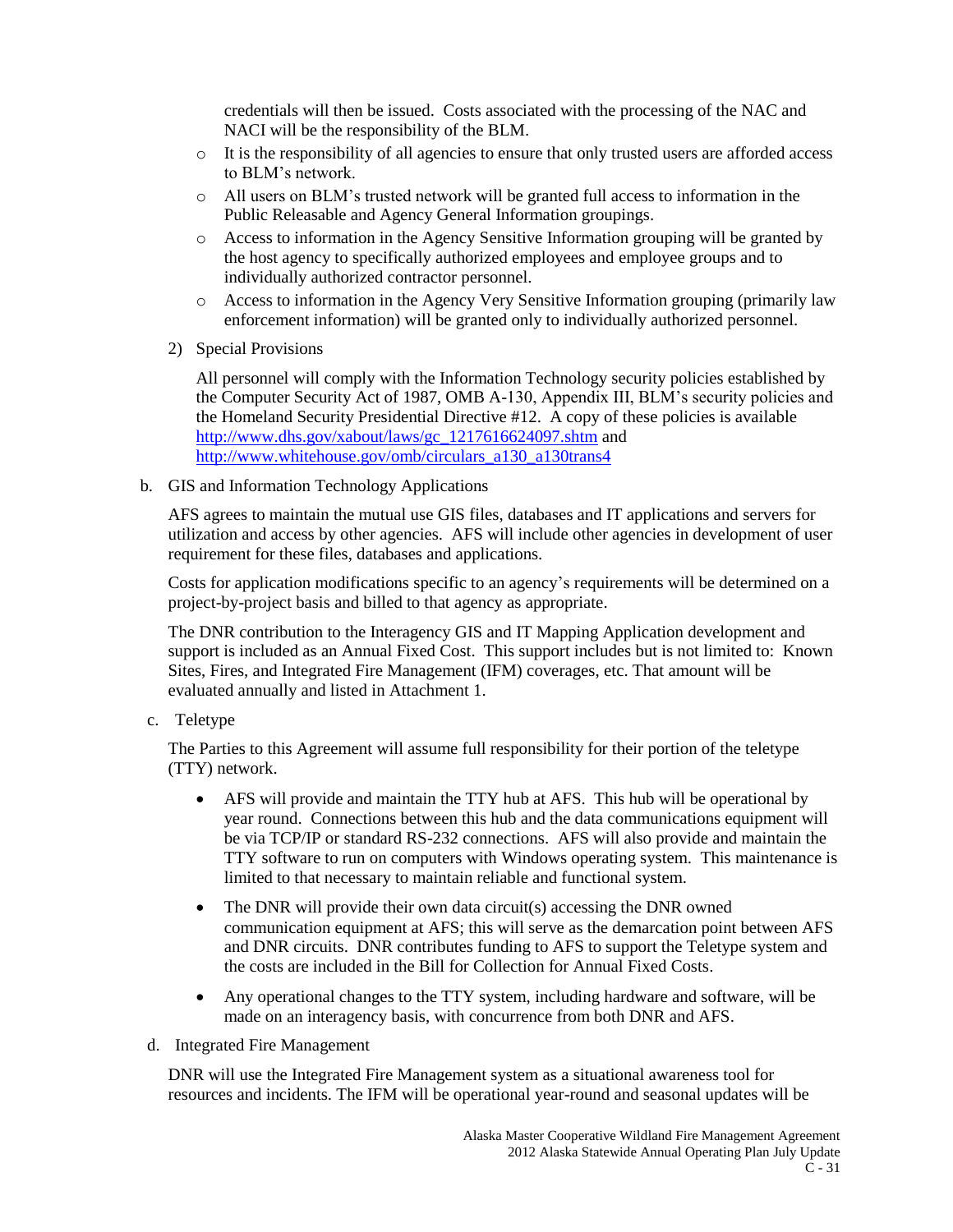credentials will then be issued. Costs associated with the processing of the NAC and NACI will be the responsibility of the BLM.

- It is the responsibility of all agencies to ensure that only trusted users are afforded access to BLM's network.
- All users on BLM's trusted network will be granted full access to information in the Public Releasable and Agency General Information groupings.
- Access to information in the Agency Sensitive Information grouping will be granted by the host agency to specifically authorized employees and employee groups and to individually authorized contractor personnel.
- Access to information in the Agency Very Sensitive Information grouping (primarily law enforcement information) will be granted only to individually authorized personnel.

2) Special Provisions

All personnel will comply with the Information Technology security policies established by the Computer Security Act of 1987, OMB A-130, Appendix III, BLM's security policies and the Homeland Security Presidential Directive #12. A copy of these policies is available http://www.dhs.gov/xabout/laws/gc_1217616624097.shtm and http://www.whitehouse.gov/omb/circulars_a130_a130trans4

b. GIS and Information Technology Applications

AFS agrees to maintain the mutual use GIS files, databases and IT applications and servers for utilization and access by other agencies. AFS will include other agencies in development of user requirement for these files, databases and applications.

Costs for application modifications specific to an agency's requirements will be determined on a project-by-project basis and billed to that agency as appropriate.

The DNR contribution to the Interagency GIS and IT Mapping Application development and support is included as an Annual Fixed Cost. This support includes but is not limited to: Known Sites, Fires, and Integrated Fire Management (IFM) coverages, etc. That amount will be evaluated annually and listed in Attachment 1.

c. Teletype

The Parties to this Agreement will assume full responsibility for their portion of the teletype (TTY) network.

- AFS will provide and maintain the TTY hub at AFS. This hub will be operational by year round. Connections between this hub and the data communications equipment will be via TCP/IP or standard RS-232 connections. AFS will also provide and maintain the TTY software to run on computers with Windows operating system. This maintenance is limited to that necessary to maintain reliable and functional system.
- The DNR will provide their own data circuit(s) accessing the DNR owned communication equipment at AFS; this will serve as the demarcation point between AFS and DNR circuits. DNR contributes funding to AFS to support the Teletype system and the costs are included in the Bill for Collection for Annual Fixed Costs.
- Any operational changes to the TTY system, including hardware and software, will be made on an interagency basis, with concurrence from both DNR and AFS.

d. Integrated Fire Management

DNR will use the Integrated Fire Management system as a situational awareness tool for resources and incidents. The IFM will be operational year-round and seasonal updates will be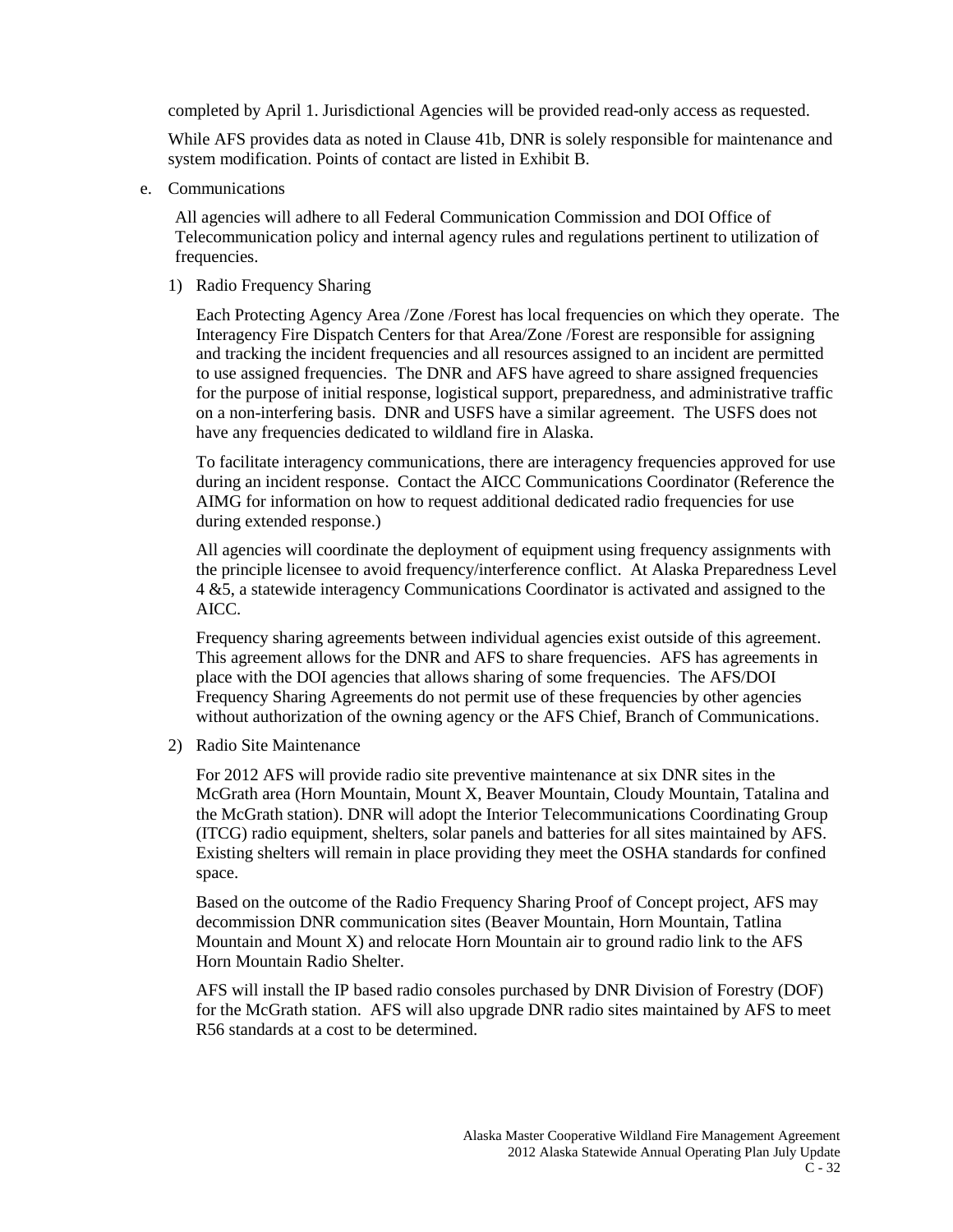completed by April 1. Jurisdictional Agencies will be provided read-only access as requested.

While AFS provides data as noted in Clause 41b, DNR is solely responsible for maintenance and system modification. Points of contact are listed in Exhibit B.

e. Communications

All agencies will adhere to all Federal Communication Commission and DOI Office of Telecommunication policy and internal agency rules and regulations pertinent to utilization of frequencies.

1) Radio Frequency Sharing

Each Protecting Agency Area /Zone /Forest has local frequencies on which they operate. The Interagency Fire Dispatch Centers for that Area/Zone /Forest are responsible for assigning and tracking the incident frequencies and all resources assigned to an incident are permitted to use assigned frequencies. The DNR and AFS have agreed to share assigned frequencies for the purpose of initial response, logistical support, preparedness, and administrative traffic on a non-interfering basis. DNR and USFS have a similar agreement. The USFS does not have any frequencies dedicated to wildland fire in Alaska.

To facilitate interagency communications, there are interagency frequencies approved for use during an incident response. Contact the AICC Communications Coordinator (Reference the AIMG for information on how to request additional dedicated radio frequencies for use during extended response.)

All agencies will coordinate the deployment of equipment using frequency assignments with the principle licensee to avoid frequency/interference conflict. At Alaska Preparedness Level 4 &5, a statewide interagency Communications Coordinator is activated and assigned to the AICC.

Frequency sharing agreements between individual agencies exist outside of this agreement. This agreement allows for the DNR and AFS to share frequencies. AFS has agreements in place with the DOI agencies that allows sharing of some frequencies. The AFS/DOI Frequency Sharing Agreements do not permit use of these frequencies by other agencies without authorization of the owning agency or the AFS Chief, Branch of Communications.

2) Radio Site Maintenance

For 2012 AFS will provide radio site preventive maintenance at six DNR sites in the McGrath area (Horn Mountain, Mount X, Beaver Mountain, Cloudy Mountain, Tatalina and the McGrath station). DNR will adopt the Interior Telecommunications Coordinating Group (ITCG) radio equipment, shelters, solar panels and batteries for all sites maintained by AFS. Existing shelters will remain in place providing they meet the OSHA standards for confined space.

Based on the outcome of the Radio Frequency Sharing Proof of Concept project, AFS may decommission DNR communication sites (Beaver Mountain, Horn Mountain, Tatlina Mountain and Mount X) and relocate Horn Mountain air to ground radio link to the AFS Horn Mountain Radio Shelter.

AFS will install the IP based radio consoles purchased by DNR Division of Forestry (DOF) for the McGrath station. AFS will also upgrade DNR radio sites maintained by AFS to meet R56 standards at a cost to be determined.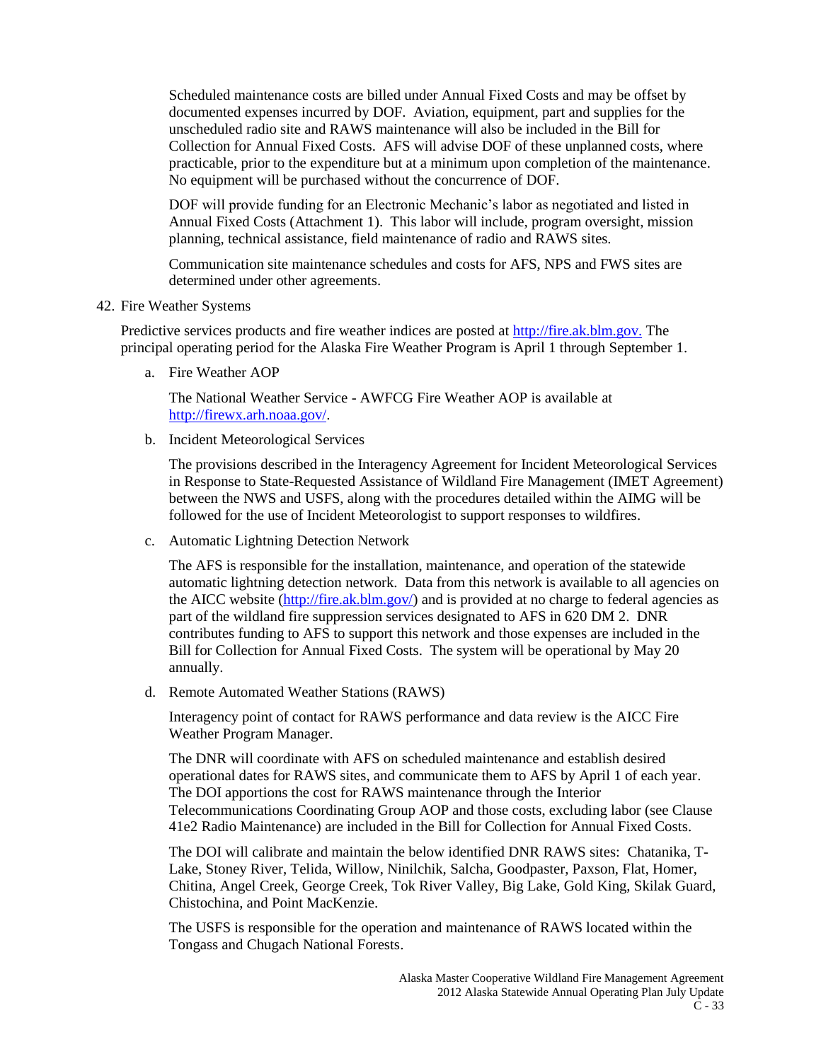Scheduled maintenance costs are billed under Annual Fixed Costs and may be offset by documented expenses incurred by DOF. Aviation, equipment, part and supplies for the unscheduled radio site and RAWS maintenance will also be included in the Bill for Collection for Annual Fixed Costs. AFS will advise DOF of these unplanned costs, where practicable, prior to the expenditure but at a minimum upon completion of the maintenance. No equipment will be purchased without the concurrence of DOF.

DOF will provide funding for an Electronic Mechanic's labor as negotiated and listed in Annual Fixed Costs (Attachment 1). This labor will include, program oversight, mission planning, technical assistance, field maintenance of radio and RAWS sites.

Communication site maintenance schedules and costs for AFS, NPS and FWS sites are determined under other agreements.

42. Fire Weather Systems

Predictive services products and fire weather indices are posted at http://fire.ak.blm.gov. The principal operating period for the Alaska Fire Weather Program is April 1 through September 1.

a. Fire Weather AOP

The National Weather Service - AWFCG Fire Weather AOP is available at http://firewx.arh.noaa.gov/.

b. Incident Meteorological Services

The provisions described in the Interagency Agreement for Incident Meteorological Services in Response to State-Requested Assistance of Wildland Fire Management (IMET Agreement) between the NWS and USFS, along with the procedures detailed within the AIMG will be followed for the use of Incident Meteorologist to support responses to wildfires.

c. Automatic Lightning Detection Network

The AFS is responsible for the installation, maintenance, and operation of the statewide automatic lightning detection network. Data from this network is available to all agencies on the AICC website (http://fire.ak.blm.gov/) and is provided at no charge to federal agencies as part of the wildland fire suppression services designated to AFS in 620 DM 2. DNR contributes funding to AFS to support this network and those expenses are included in the Bill for Collection for Annual Fixed Costs. The system will be operational by May 20 annually.

d. Remote Automated Weather Stations (RAWS)

Interagency point of contact for RAWS performance and data review is the AICC Fire Weather Program Manager.

The DNR will coordinate with AFS on scheduled maintenance and establish desired operational dates for RAWS sites, and communicate them to AFS by April 1 of each year. The DOI apportions the cost for RAWS maintenance through the Interior Telecommunications Coordinating Group AOP and those costs, excluding labor (see Clause 41e2 Radio Maintenance) are included in the Bill for Collection for Annual Fixed Costs.

The DOI will calibrate and maintain the below identified DNR RAWS sites: Chatanika, T-Lake, Stoney River, Telida, Willow, Ninilchik, Salcha, Goodpaster, Paxson, Flat, Homer, Chitina, Angel Creek, George Creek, Tok River Valley, Big Lake, Gold King, Skilak Guard, Chistochina, and Point MacKenzie.

The USFS is responsible for the operation and maintenance of RAWS located within the Tongass and Chugach National Forests.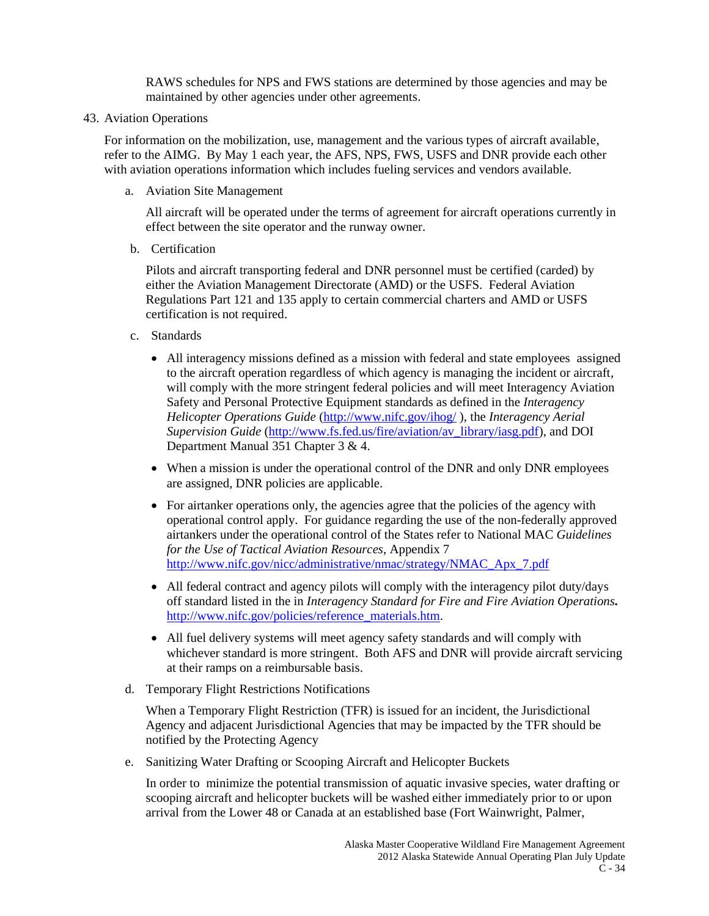RAWS schedules for NPS and FWS stations are determined by those agencies and may be maintained by other agencies under other agreements.

43. Aviation Operations

For information on the mobilization, use, management and the various types of aircraft available, refer to the AIMG. By May 1 each year, the AFS, NPS, FWS, USFS and DNR provide each other with aviation operations information which includes fueling services and vendors available.

a. Aviation Site Management

All aircraft will be operated under the terms of agreement for aircraft operations currently in effect between the site operator and the runway owner.

b. Certification

Pilots and aircraft transporting federal and DNR personnel must be certified (carded) by either the Aviation Management Directorate (AMD) or the USFS. Federal Aviation Regulations Part 121 and 135 apply to certain commercial charters and AMD or USFS certification is not required.

c. Standards

- All interagency missions defined as a mission with federal and state employees assigned to the aircraft operation regardless of which agency is managing the incident or aircraft, will comply with the more stringent federal policies and will meet Interagency Aviation Safety and Personal Protective Equipment standards as defined in the *Interagency Helicopter Operations Guide* (http://www.nifc.gov/ihog/ ), the *Interagency Aerial Supervision Guide* (http://www.fs.fed.us/fire/aviation/av_library/iasg.pdf), and DOI Department Manual 351 Chapter 3 & 4.
- When a mission is under the operational control of the DNR and only DNR employees are assigned, DNR policies are applicable.
- For airtanker operations only, the agencies agree that the policies of the agency with operational control apply. For guidance regarding the use of the non-federally approved airtankers under the operational control of the States refer to National MAC *Guidelines for the Use of Tactical Aviation Resources*, Appendix 7 http://www.nifc.gov/nicc/administrative/nmac/strategy/NMAC_Apx_7.pdf
- All federal contract and agency pilots will comply with the interagency pilot duty/days off standard listed in the in *Interagency Standard for Fire and Fire Aviation Operations.* http://www.nifc.gov/policies/reference_materials.htm.
- All fuel delivery systems will meet agency safety standards and will comply with whichever standard is more stringent. Both AFS and DNR will provide aircraft servicing at their ramps on a reimbursable basis.

d. Temporary Flight Restrictions Notifications

When a Temporary Flight Restriction (TFR) is issued for an incident, the Jurisdictional Agency and adjacent Jurisdictional Agencies that may be impacted by the TFR should be notified by the Protecting Agency

e. Sanitizing Water Drafting or Scooping Aircraft and Helicopter Buckets

In order to minimize the potential transmission of aquatic invasive species, water drafting or scooping aircraft and helicopter buckets will be washed either immediately prior to or upon arrival from the Lower 48 or Canada at an established base (Fort Wainwright, Palmer,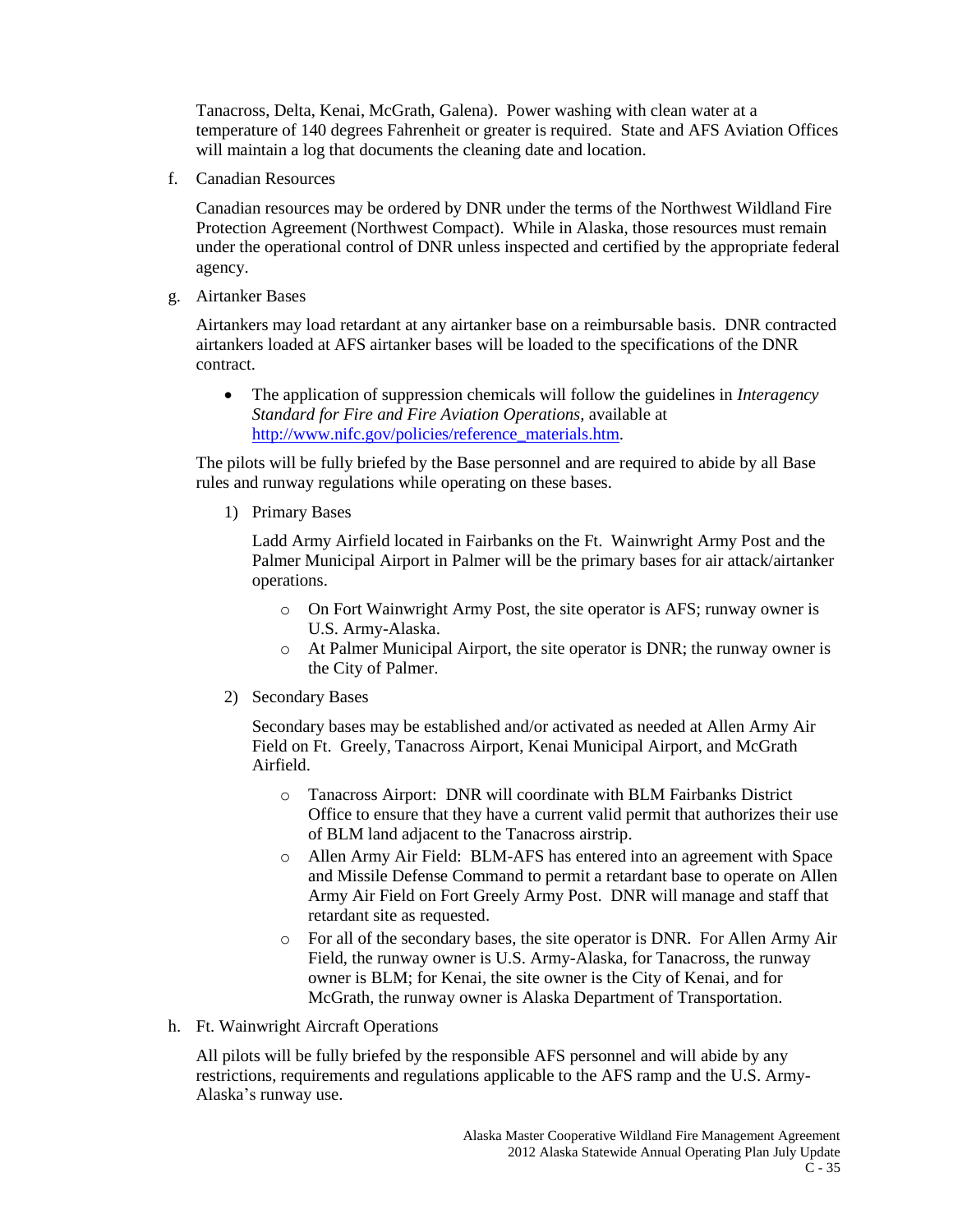Tanacross, Delta, Kenai, McGrath, Galena). Power washing with clean water at a temperature of 140 degrees Fahrenheit or greater is required. State and AFS Aviation Offices will maintain a log that documents the cleaning date and location.

f. Canadian Resources

Canadian resources may be ordered by DNR under the terms of the Northwest Wildland Fire Protection Agreement (Northwest Compact). While in Alaska, those resources must remain under the operational control of DNR unless inspected and certified by the appropriate federal agency.

g. Airtanker Bases

Airtankers may load retardant at any airtanker base on a reimbursable basis. DNR contracted airtankers loaded at AFS airtanker bases will be loaded to the specifications of the DNR contract.

- The application of suppression chemicals will follow the guidelines in *Interagency Standard for Fire and Fire Aviation Operations*, available at http://www.nifc.gov/policies/reference_materials.htm.

The pilots will be fully briefed by the Base personnel and are required to abide by all Base rules and runway regulations while operating on these bases.

1) Primary Bases

Ladd Army Airfield located in Fairbanks on the Ft. Wainwright Army Post and the Palmer Municipal Airport in Palmer will be the primary bases for air attack/airtanker operations.

- On Fort Wainwright Army Post, the site operator is AFS; runway owner is U.S. Army-Alaska.
- At Palmer Municipal Airport, the site operator is DNR; the runway owner is the City of Palmer.

2) Secondary Bases

Secondary bases may be established and/or activated as needed at Allen Army Air Field on Ft. Greely, Tanacross Airport, Kenai Municipal Airport, and McGrath Airfield.

- Tanacross Airport: DNR will coordinate with BLM Fairbanks District Office to ensure that they have a current valid permit that authorizes their use of BLM land adjacent to the Tanacross airstrip.
- Allen Army Air Field: BLM-AFS has entered into an agreement with Space and Missile Defense Command to permit a retardant base to operate on Allen Army Air Field on Fort Greely Army Post. DNR will manage and staff that retardant site as requested.
- For all of the secondary bases, the site operator is DNR. For Allen Army Air Field, the runway owner is U.S. Army-Alaska, for Tanacross, the runway owner is BLM; for Kenai, the site owner is the City of Kenai, and for McGrath, the runway owner is Alaska Department of Transportation.

h. Ft. Wainwright Aircraft Operations

All pilots will be fully briefed by the responsible AFS personnel and will abide by any restrictions, requirements and regulations applicable to the AFS ramp and the U.S. Army-Alaska's runway use.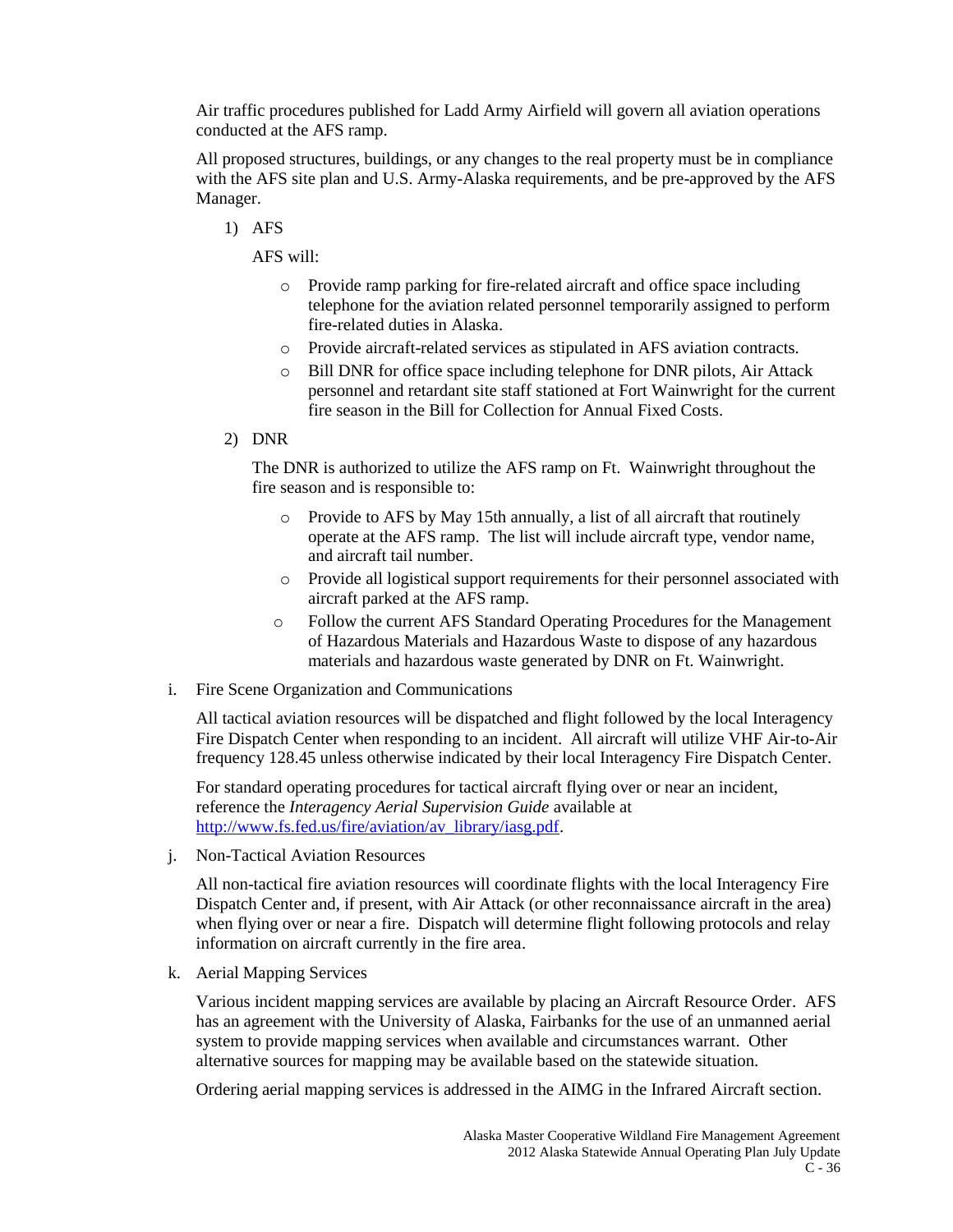Air traffic procedures published for Ladd Army Airfield will govern all aviation operations conducted at the AFS ramp.

All proposed structures, buildings, or any changes to the real property must be in compliance with the AFS site plan and U.S. Army-Alaska requirements, and be pre-approved by the AFS Manager.

1) AFS

   AFS will:

   - Provide ramp parking for fire-related aircraft and office space including telephone for the aviation related personnel temporarily assigned to perform fire-related duties in Alaska.
   - Provide aircraft-related services as stipulated in AFS aviation contracts.
   - Bill DNR for office space including telephone for DNR pilots, Air Attack personnel and retardant site staff stationed at Fort Wainwright for the current fire season in the Bill for Collection for Annual Fixed Costs.

2) DNR

   The DNR is authorized to utilize the AFS ramp on Ft. Wainwright throughout the fire season and is responsible to:

   - Provide to AFS by May 15th annually, a list of all aircraft that routinely operate at the AFS ramp. The list will include aircraft type, vendor name, and aircraft tail number.
   - Provide all logistical support requirements for their personnel associated with aircraft parked at the AFS ramp.
   - Follow the current AFS Standard Operating Procedures for the Management of Hazardous Materials and Hazardous Waste to dispose of any hazardous materials and hazardous waste generated by DNR on Ft. Wainwright.

i. Fire Scene Organization and Communications

All tactical aviation resources will be dispatched and flight followed by the local Interagency Fire Dispatch Center when responding to an incident. All aircraft will utilize VHF Air-to-Air frequency 128.45 unless otherwise indicated by their local Interagency Fire Dispatch Center.

For standard operating procedures for tactical aircraft flying over or near an incident, reference the *Interagency Aerial Supervision Guide* available at http://www.fs.fed.us/fire/aviation/av_library/iasg.pdf.

j. Non-Tactical Aviation Resources

All non-tactical fire aviation resources will coordinate flights with the local Interagency Fire Dispatch Center and, if present, with Air Attack (or other reconnaissance aircraft in the area) when flying over or near a fire. Dispatch will determine flight following protocols and relay information on aircraft currently in the fire area.

k. Aerial Mapping Services

Various incident mapping services are available by placing an Aircraft Resource Order. AFS has an agreement with the University of Alaska, Fairbanks for the use of an unmanned aerial system to provide mapping services when available and circumstances warrant. Other alternative sources for mapping may be available based on the statewide situation.

Ordering aerial mapping services is addressed in the AIMG in the Infrared Aircraft section.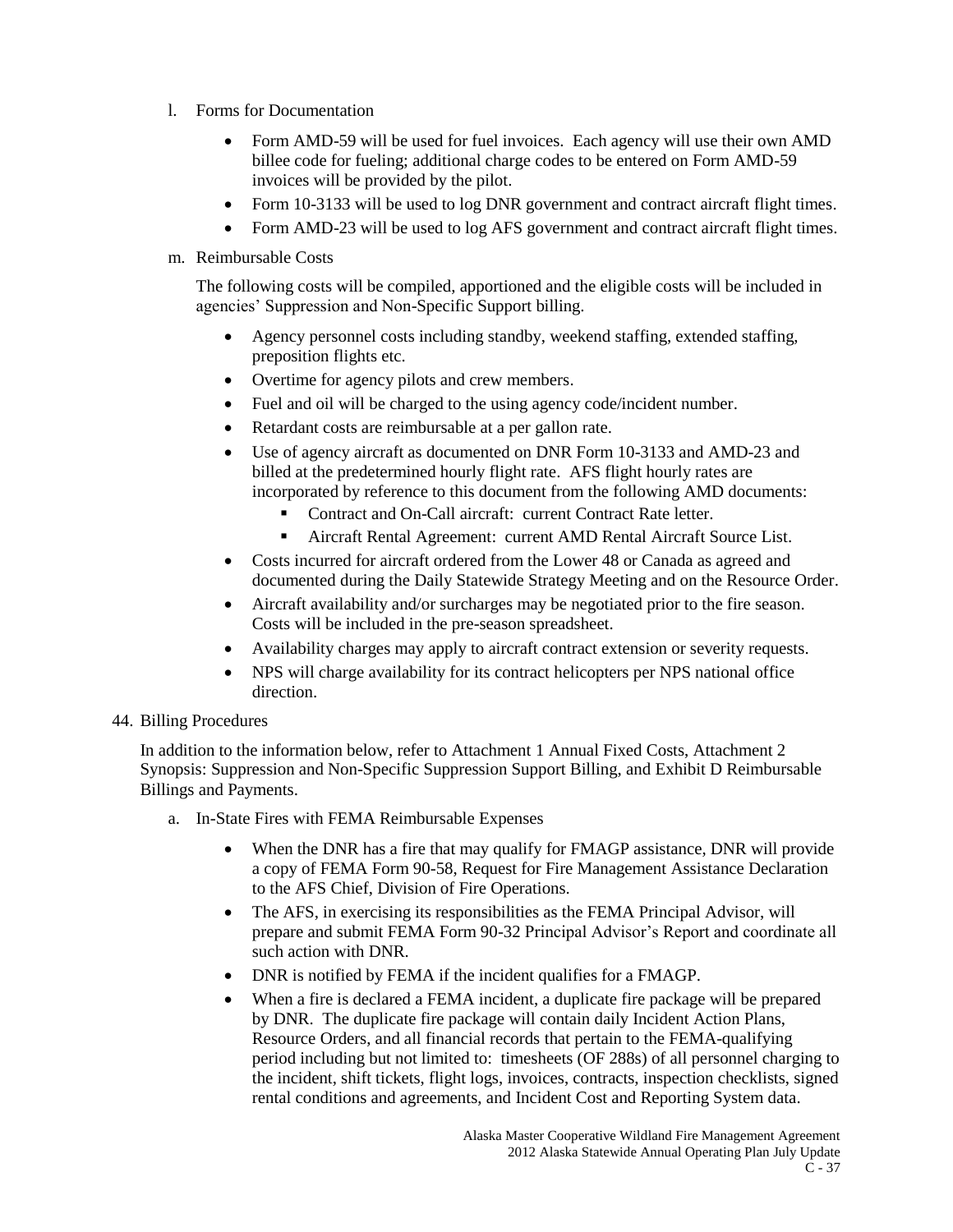l. Forms for Documentation

- Form AMD-59 will be used for fuel invoices. Each agency will use their own AMD billee code for fueling; additional charge codes to be entered on Form AMD-59 invoices will be provided by the pilot.
- Form 10-3133 will be used to log DNR government and contract aircraft flight times.
- Form AMD-23 will be used to log AFS government and contract aircraft flight times.

m. Reimbursable Costs

The following costs will be compiled, apportioned and the eligible costs will be included in agencies' Suppression and Non-Specific Support billing.

- Agency personnel costs including standby, weekend staffing, extended staffing, preposition flights etc.
- Overtime for agency pilots and crew members.
- Fuel and oil will be charged to the using agency code/incident number.
- Retardant costs are reimbursable at a per gallon rate.
- Use of agency aircraft as documented on DNR Form 10-3133 and AMD-23 and billed at the predetermined hourly flight rate. AFS flight hourly rates are incorporated by reference to this document from the following AMD documents:
    - Contract and On-Call aircraft: current Contract Rate letter.
    - Aircraft Rental Agreement: current AMD Rental Aircraft Source List.
- Costs incurred for aircraft ordered from the Lower 48 or Canada as agreed and documented during the Daily Statewide Strategy Meeting and on the Resource Order.
- Aircraft availability and/or surcharges may be negotiated prior to the fire season. Costs will be included in the pre-season spreadsheet.
- Availability charges may apply to aircraft contract extension or severity requests.
- NPS will charge availability for its contract helicopters per NPS national office direction.

44. Billing Procedures

In addition to the information below, refer to Attachment 1 Annual Fixed Costs, Attachment 2 Synopsis: Suppression and Non-Specific Suppression Support Billing, and Exhibit D Reimbursable Billings and Payments.

a. In-State Fires with FEMA Reimbursable Expenses

- When the DNR has a fire that may qualify for FMAGP assistance, DNR will provide a copy of FEMA Form 90-58, Request for Fire Management Assistance Declaration to the AFS Chief, Division of Fire Operations.
- The AFS, in exercising its responsibilities as the FEMA Principal Advisor, will prepare and submit FEMA Form 90-32 Principal Advisor's Report and coordinate all such action with DNR.
- DNR is notified by FEMA if the incident qualifies for a FMAGP.
- When a fire is declared a FEMA incident, a duplicate fire package will be prepared by DNR. The duplicate fire package will contain daily Incident Action Plans, Resource Orders, and all financial records that pertain to the FEMA-qualifying period including but not limited to: timesheets (OF 288s) of all personnel charging to the incident, shift tickets, flight logs, invoices, contracts, inspection checklists, signed rental conditions and agreements, and Incident Cost and Reporting System data.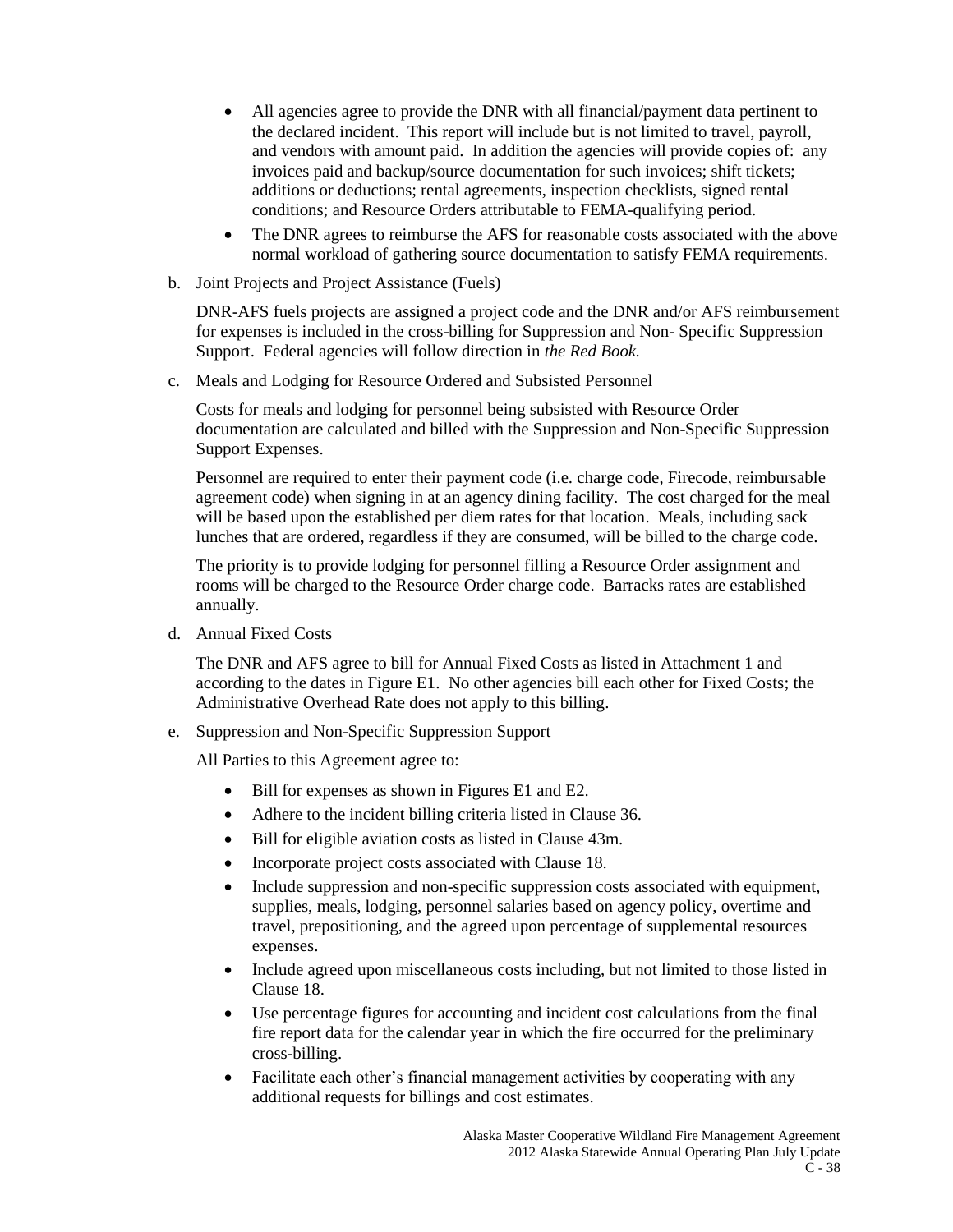- All agencies agree to provide the DNR with all financial/payment data pertinent to the declared incident. This report will include but is not limited to travel, payroll, and vendors with amount paid. In addition the agencies will provide copies of: any invoices paid and backup/source documentation for such invoices; shift tickets; additions or deductions; rental agreements, inspection checklists, signed rental conditions; and Resource Orders attributable to FEMA-qualifying period.
- The DNR agrees to reimburse the AFS for reasonable costs associated with the above normal workload of gathering source documentation to satisfy FEMA requirements.

b. Joint Projects and Project Assistance (Fuels)

DNR-AFS fuels projects are assigned a project code and the DNR and/or AFS reimbursement for expenses is included in the cross-billing for Suppression and Non- Specific Suppression Support. Federal agencies will follow direction in *the Red Book.*

c. Meals and Lodging for Resource Ordered and Subsisted Personnel

Costs for meals and lodging for personnel being subsisted with Resource Order documentation are calculated and billed with the Suppression and Non-Specific Suppression Support Expenses.

Personnel are required to enter their payment code (i.e. charge code, Firecode, reimbursable agreement code) when signing in at an agency dining facility. The cost charged for the meal will be based upon the established per diem rates for that location. Meals, including sack lunches that are ordered, regardless if they are consumed, will be billed to the charge code.

The priority is to provide lodging for personnel filling a Resource Order assignment and rooms will be charged to the Resource Order charge code. Barracks rates are established annually.

d. Annual Fixed Costs

The DNR and AFS agree to bill for Annual Fixed Costs as listed in Attachment 1 and according to the dates in Figure E1. No other agencies bill each other for Fixed Costs; the Administrative Overhead Rate does not apply to this billing.

e. Suppression and Non-Specific Suppression Support

All Parties to this Agreement agree to:

- Bill for expenses as shown in Figures E1 and E2.
- Adhere to the incident billing criteria listed in Clause 36.
- Bill for eligible aviation costs as listed in Clause 43m.
- Incorporate project costs associated with Clause 18.
- Include suppression and non-specific suppression costs associated with equipment, supplies, meals, lodging, personnel salaries based on agency policy, overtime and travel, prepositioning, and the agreed upon percentage of supplemental resources expenses.
- Include agreed upon miscellaneous costs including, but not limited to those listed in Clause 18.
- Use percentage figures for accounting and incident cost calculations from the final fire report data for the calendar year in which the fire occurred for the preliminary cross-billing.
- Facilitate each other's financial management activities by cooperating with any additional requests for billings and cost estimates.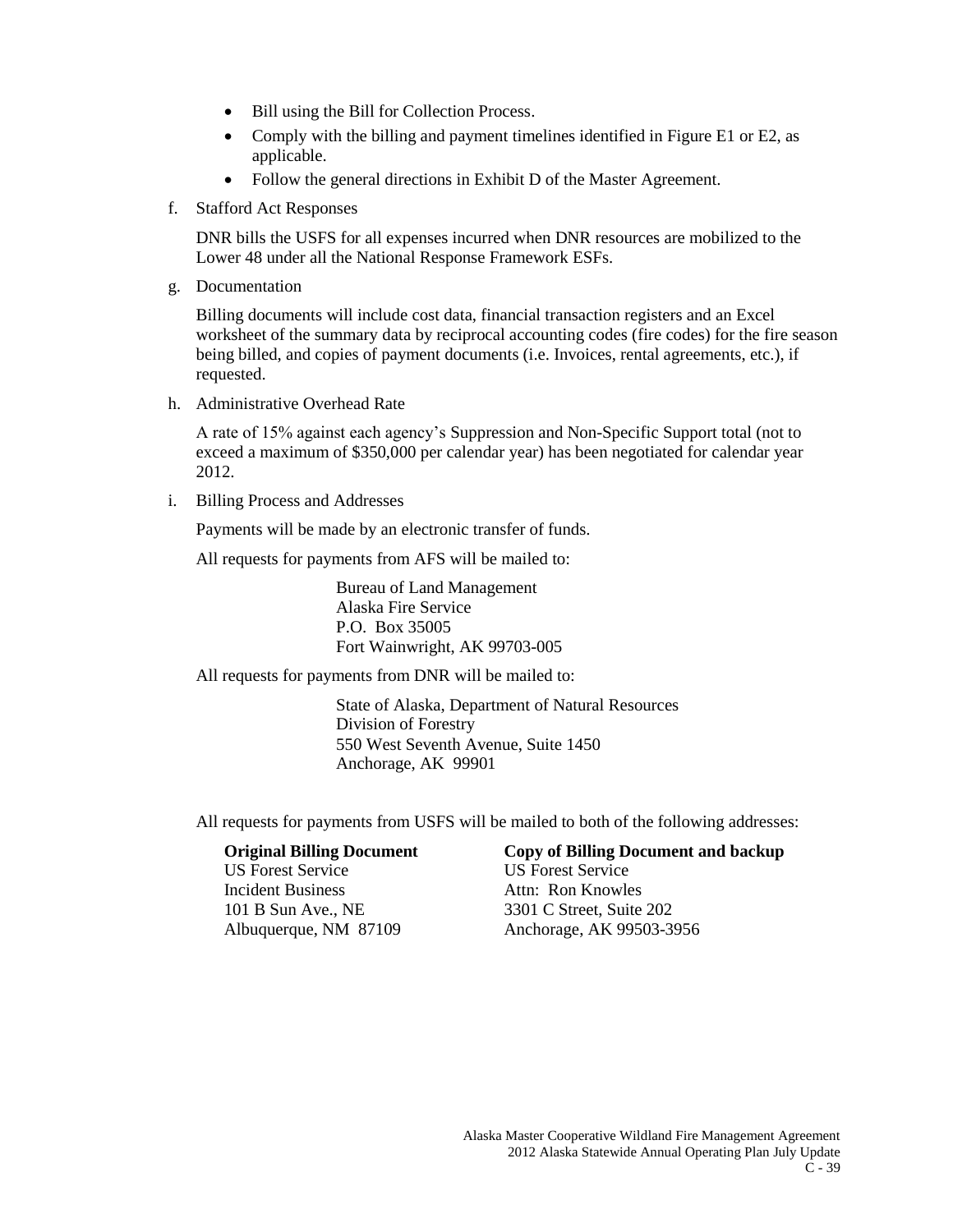- Bill using the Bill for Collection Process.
- Comply with the billing and payment timelines identified in Figure E1 or E2, as applicable.
- Follow the general directions in Exhibit D of the Master Agreement.

f. Stafford Act Responses

DNR bills the USFS for all expenses incurred when DNR resources are mobilized to the Lower 48 under all the National Response Framework ESFs.

g. Documentation

Billing documents will include cost data, financial transaction registers and an Excel worksheet of the summary data by reciprocal accounting codes (fire codes) for the fire season being billed, and copies of payment documents (i.e. Invoices, rental agreements, etc.), if requested.

h. Administrative Overhead Rate

A rate of 15% against each agency's Suppression and Non-Specific Support total (not to exceed a maximum of $350,000 per calendar year) has been negotiated for calendar year 2012.

i. Billing Process and Addresses

Payments will be made by an electronic transfer of funds.

All requests for payments from AFS will be mailed to:

Bureau of Land Management
Alaska Fire Service
P.O. Box 35005
Fort Wainwright, AK 99703-005

All requests for payments from DNR will be mailed to:

State of Alaska, Department of Natural Resources
Division of Forestry
550 West Seventh Avenue, Suite 1450
Anchorage, AK 99901

All requests for payments from USFS will be mailed to both of the following addresses:

**Original Billing Document**
US Forest Service
Incident Business
101 B Sun Ave., NE
Albuquerque, NM 87109

**Copy of Billing Document and backup**
US Forest Service
Attn: Ron Knowles
3301 C Street, Suite 202
Anchorage, AK 99503-3956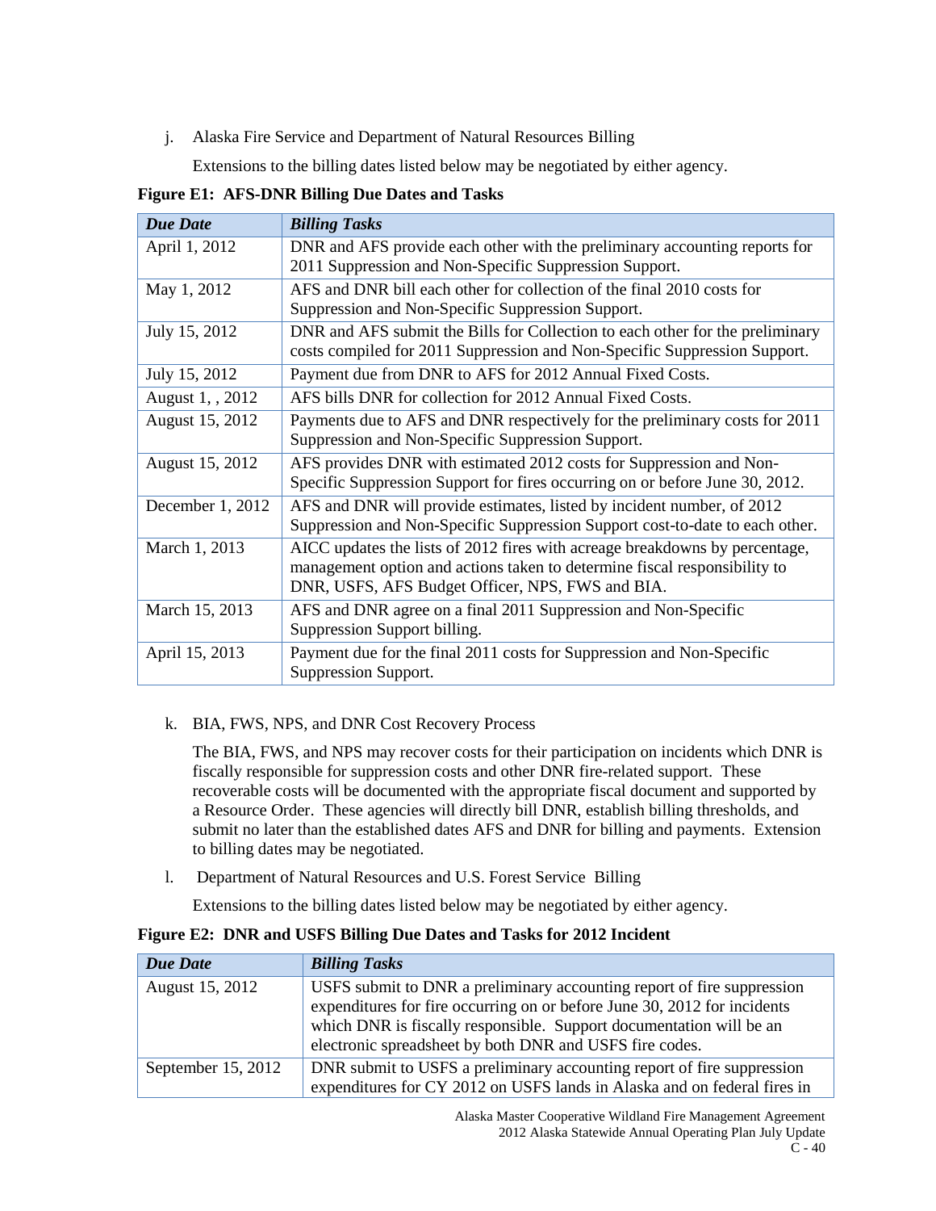j. Alaska Fire Service and Department of Natural Resources Billing

Extensions to the billing dates listed below may be negotiated by either agency.

**Figure E1: AFS-DNR Billing Due Dates and Tasks**

| *Due Date* | *Billing Tasks* |
|---|---|
| April 1, 2012 | DNR and AFS provide each other with the preliminary accounting reports for 2011 Suppression and Non-Specific Suppression Support. |
| May 1, 2012 | AFS and DNR bill each other for collection of the final 2010 costs for Suppression and Non-Specific Suppression Support. |
| July 15, 2012 | DNR and AFS submit the Bills for Collection to each other for the preliminary costs compiled for 2011 Suppression and Non-Specific Suppression Support. |
| July 15, 2012 | Payment due from DNR to AFS for 2012 Annual Fixed Costs. |
| August 1, , 2012 | AFS bills DNR for collection for 2012 Annual Fixed Costs. |
| August 15, 2012 | Payments due to AFS and DNR respectively for the preliminary costs for 2011 Suppression and Non-Specific Suppression Support. |
| August 15, 2012 | AFS provides DNR with estimated 2012 costs for Suppression and Non-Specific Suppression Support for fires occurring on or before June 30, 2012. |
| December 1, 2012 | AFS and DNR will provide estimates, listed by incident number, of 2012 Suppression and Non-Specific Suppression Support cost-to-date to each other. |
| March 1, 2013 | AICC updates the lists of 2012 fires with acreage breakdowns by percentage, management option and actions taken to determine fiscal responsibility to DNR, USFS, AFS Budget Officer, NPS, FWS and BIA. |
| March 15, 2013 | AFS and DNR agree on a final 2011 Suppression and Non-Specific Suppression Support billing. |
| April 15, 2013 | Payment due for the final 2011 costs for Suppression and Non-Specific Suppression Support. |

k. BIA, FWS, NPS, and DNR Cost Recovery Process

The BIA, FWS, and NPS may recover costs for their participation on incidents which DNR is fiscally responsible for suppression costs and other DNR fire-related support. These recoverable costs will be documented with the appropriate fiscal document and supported by a Resource Order. These agencies will directly bill DNR, establish billing thresholds, and submit no later than the established dates AFS and DNR for billing and payments. Extension to billing dates may be negotiated.

l. Department of Natural Resources and U.S. Forest Service Billing

Extensions to the billing dates listed below may be negotiated by either agency.

**Figure E2: DNR and USFS Billing Due Dates and Tasks for 2012 Incident**

| *Due Date* | *Billing Tasks* |
|---|---|
| August 15, 2012 | USFS submit to DNR a preliminary accounting report of fire suppression expenditures for fire occurring on or before June 30, 2012 for incidents which DNR is fiscally responsible. Support documentation will be an electronic spreadsheet by both DNR and USFS fire codes. |
| September 15, 2012 | DNR submit to USFS a preliminary accounting report of fire suppression expenditures for CY 2012 on USFS lands in Alaska and on federal fires in |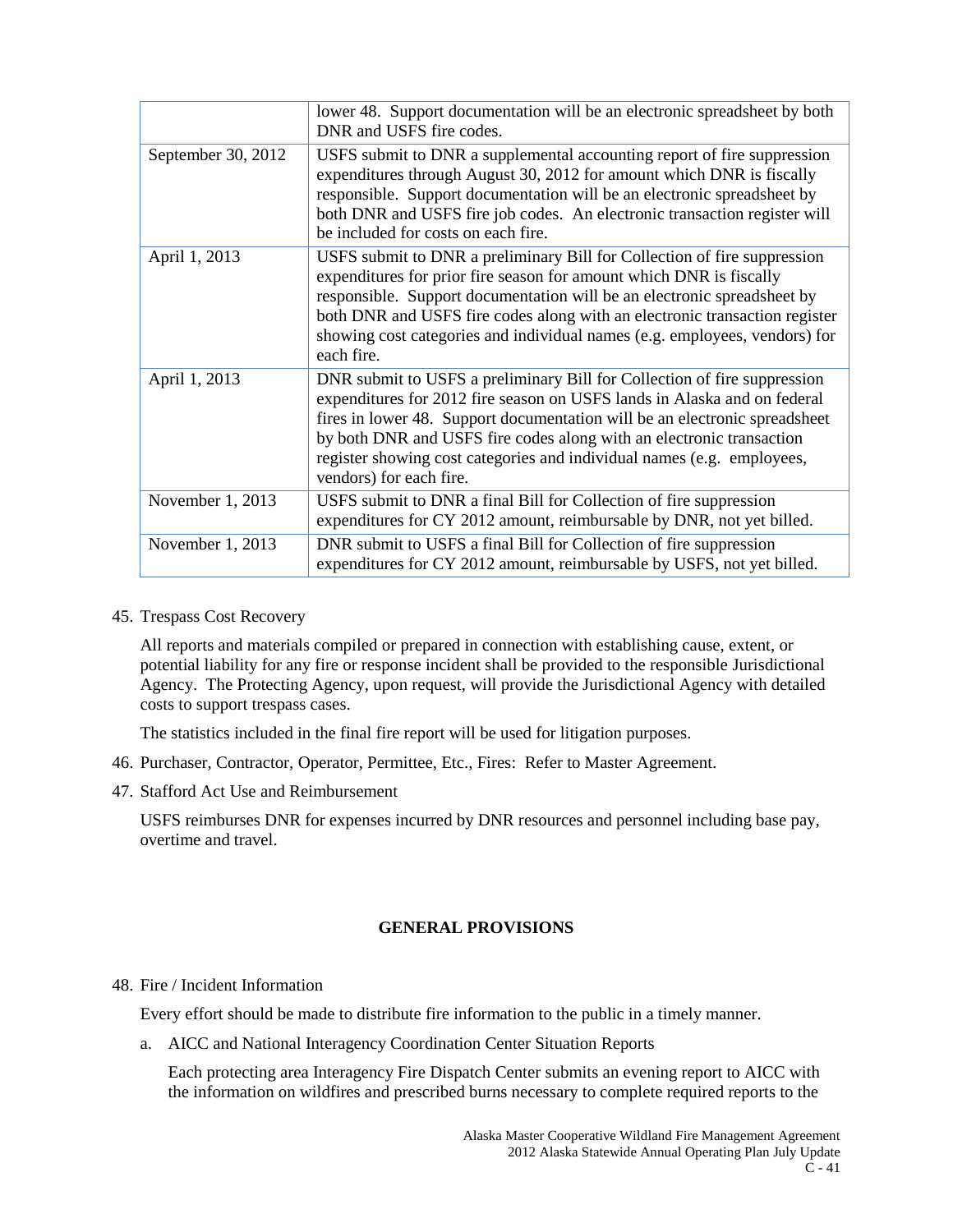|  |  |
| --- | --- |
|  | lower 48. Support documentation will be an electronic spreadsheet by both DNR and USFS fire codes. |
| September 30, 2012 | USFS submit to DNR a supplemental accounting report of fire suppression expenditures through August 30, 2012 for amount which DNR is fiscally responsible. Support documentation will be an electronic spreadsheet by both DNR and USFS fire job codes. An electronic transaction register will be included for costs on each fire. |
| April 1, 2013 | USFS submit to DNR a preliminary Bill for Collection of fire suppression expenditures for prior fire season for amount which DNR is fiscally responsible. Support documentation will be an electronic spreadsheet by both DNR and USFS fire codes along with an electronic transaction register showing cost categories and individual names (e.g. employees, vendors) for each fire. |
| April 1, 2013 | DNR submit to USFS a preliminary Bill for Collection of fire suppression expenditures for 2012 fire season on USFS lands in Alaska and on federal fires in lower 48. Support documentation will be an electronic spreadsheet by both DNR and USFS fire codes along with an electronic transaction register showing cost categories and individual names (e.g. employees, vendors) for each fire. |
| November 1, 2013 | USFS submit to DNR a final Bill for Collection of fire suppression expenditures for CY 2012 amount, reimbursable by DNR, not yet billed. |
| November 1, 2013 | DNR submit to USFS a final Bill for Collection of fire suppression expenditures for CY 2012 amount, reimbursable by USFS, not yet billed. |

45. Trespass Cost Recovery

    All reports and materials compiled or prepared in connection with establishing cause, extent, or potential liability for any fire or response incident shall be provided to the responsible Jurisdictional Agency. The Protecting Agency, upon request, will provide the Jurisdictional Agency with detailed costs to support trespass cases.

    The statistics included in the final fire report will be used for litigation purposes.

46. Purchaser, Contractor, Operator, Permittee, Etc., Fires: Refer to Master Agreement.

47. Stafford Act Use and Reimbursement

    USFS reimburses DNR for expenses incurred by DNR resources and personnel including base pay, overtime and travel.

## GENERAL PROVISIONS

48. Fire / Incident Information

    Every effort should be made to distribute fire information to the public in a timely manner.

    a. AICC and National Interagency Coordination Center Situation Reports

       Each protecting area Interagency Fire Dispatch Center submits an evening report to AICC with the information on wildfires and prescribed burns necessary to complete required reports to the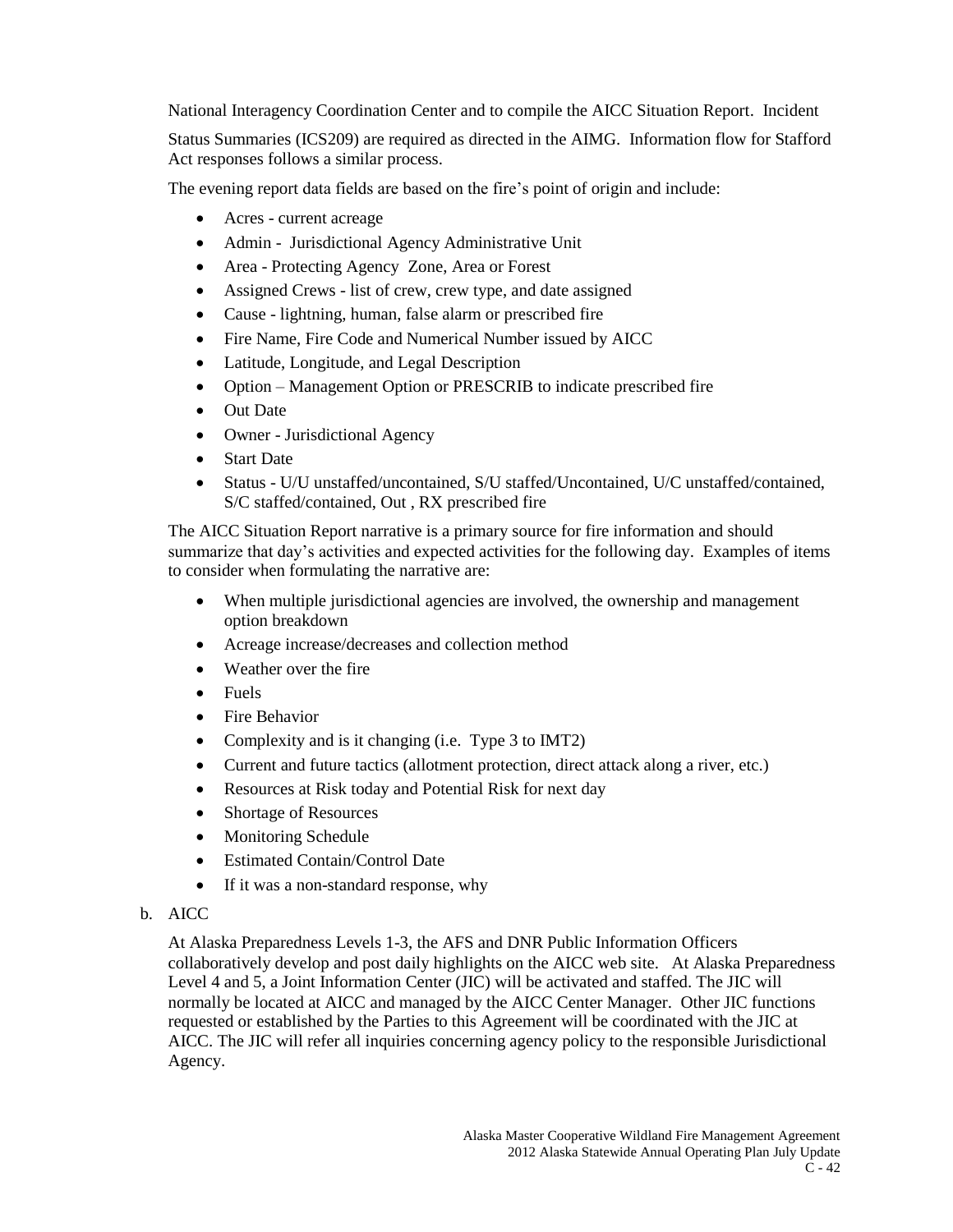National Interagency Coordination Center and to compile the AICC Situation Report. Incident Status Summaries (ICS209) are required as directed in the AIMG. Information flow for Stafford Act responses follows a similar process.

The evening report data fields are based on the fire's point of origin and include:

- Acres - current acreage
- Admin - Jurisdictional Agency Administrative Unit
- Area - Protecting Agency Zone, Area or Forest
- Assigned Crews - list of crew, crew type, and date assigned
- Cause - lightning, human, false alarm or prescribed fire
- Fire Name, Fire Code and Numerical Number issued by AICC
- Latitude, Longitude, and Legal Description
- Option – Management Option or PRESCRIB to indicate prescribed fire
- Out Date
- Owner - Jurisdictional Agency
- Start Date
- Status - U/U unstaffed/uncontained, S/U staffed/Uncontained, U/C unstaffed/contained, S/C staffed/contained, Out , RX prescribed fire

The AICC Situation Report narrative is a primary source for fire information and should summarize that day's activities and expected activities for the following day. Examples of items to consider when formulating the narrative are:

- When multiple jurisdictional agencies are involved, the ownership and management option breakdown
- Acreage increase/decreases and collection method
- Weather over the fire
- Fuels
- Fire Behavior
- Complexity and is it changing (i.e. Type 3 to IMT2)
- Current and future tactics (allotment protection, direct attack along a river, etc.)
- Resources at Risk today and Potential Risk for next day
- Shortage of Resources
- Monitoring Schedule
- Estimated Contain/Control Date
- If it was a non-standard response, why

b. AICC

At Alaska Preparedness Levels 1-3, the AFS and DNR Public Information Officers collaboratively develop and post daily highlights on the AICC web site. At Alaska Preparedness Level 4 and 5, a Joint Information Center (JIC) will be activated and staffed. The JIC will normally be located at AICC and managed by the AICC Center Manager. Other JIC functions requested or established by the Parties to this Agreement will be coordinated with the JIC at AICC. The JIC will refer all inquiries concerning agency policy to the responsible Jurisdictional Agency.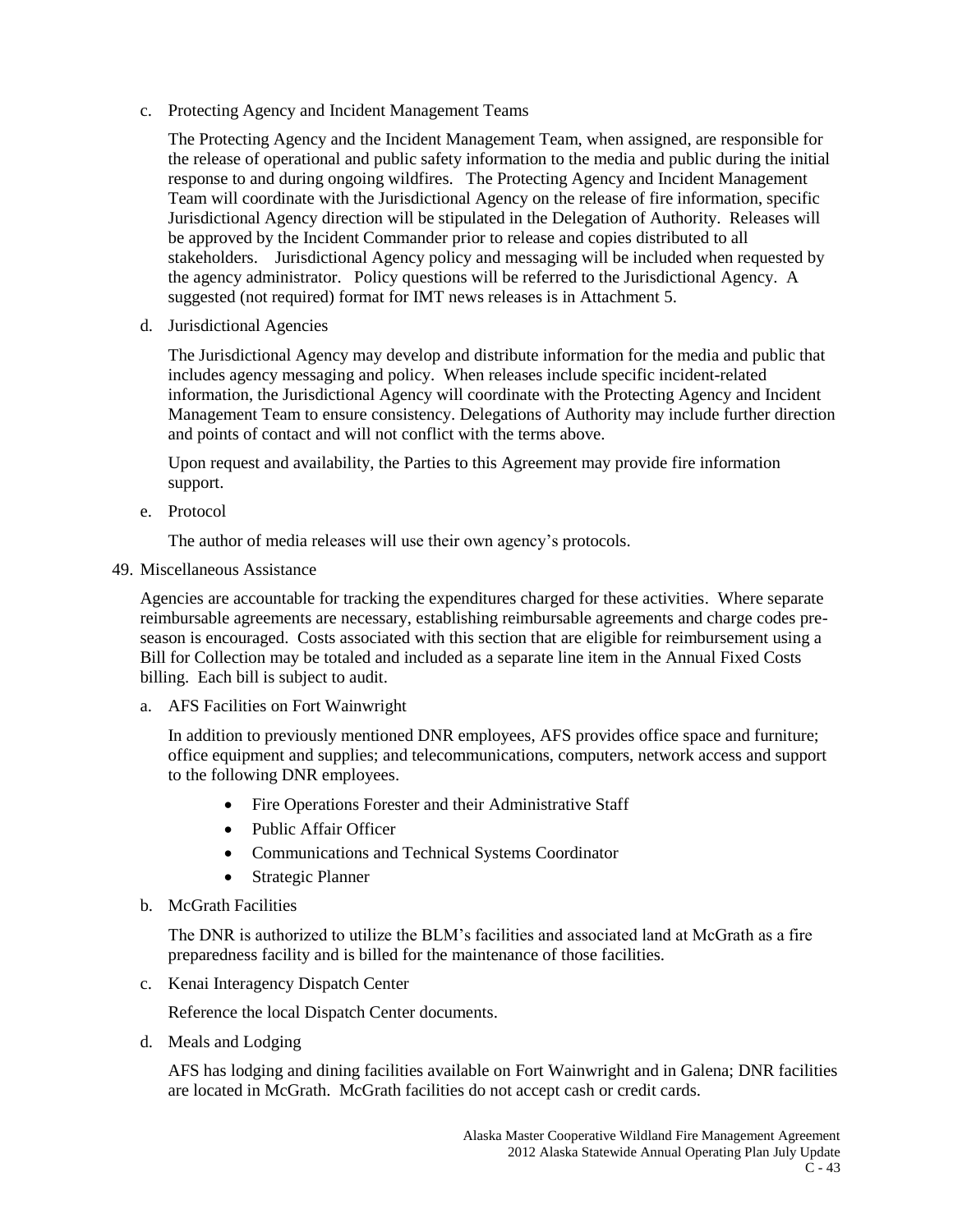c. Protecting Agency and Incident Management Teams

The Protecting Agency and the Incident Management Team, when assigned, are responsible for the release of operational and public safety information to the media and public during the initial response to and during ongoing wildfires. The Protecting Agency and Incident Management Team will coordinate with the Jurisdictional Agency on the release of fire information, specific Jurisdictional Agency direction will be stipulated in the Delegation of Authority. Releases will be approved by the Incident Commander prior to release and copies distributed to all stakeholders. Jurisdictional Agency policy and messaging will be included when requested by the agency administrator. Policy questions will be referred to the Jurisdictional Agency. A suggested (not required) format for IMT news releases is in Attachment 5.

d. Jurisdictional Agencies

The Jurisdictional Agency may develop and distribute information for the media and public that includes agency messaging and policy. When releases include specific incident-related information, the Jurisdictional Agency will coordinate with the Protecting Agency and Incident Management Team to ensure consistency. Delegations of Authority may include further direction and points of contact and will not conflict with the terms above.

Upon request and availability, the Parties to this Agreement may provide fire information support.

e. Protocol

The author of media releases will use their own agency's protocols.

49. Miscellaneous Assistance

Agencies are accountable for tracking the expenditures charged for these activities. Where separate reimbursable agreements are necessary, establishing reimbursable agreements and charge codes pre-season is encouraged. Costs associated with this section that are eligible for reimbursement using a Bill for Collection may be totaled and included as a separate line item in the Annual Fixed Costs billing. Each bill is subject to audit.

a. AFS Facilities on Fort Wainwright

In addition to previously mentioned DNR employees, AFS provides office space and furniture; office equipment and supplies; and telecommunications, computers, network access and support to the following DNR employees.

- Fire Operations Forester and their Administrative Staff
- Public Affair Officer
- Communications and Technical Systems Coordinator
- Strategic Planner

b. McGrath Facilities

The DNR is authorized to utilize the BLM's facilities and associated land at McGrath as a fire preparedness facility and is billed for the maintenance of those facilities.

c. Kenai Interagency Dispatch Center

Reference the local Dispatch Center documents.

d. Meals and Lodging

AFS has lodging and dining facilities available on Fort Wainwright and in Galena; DNR facilities are located in McGrath. McGrath facilities do not accept cash or credit cards.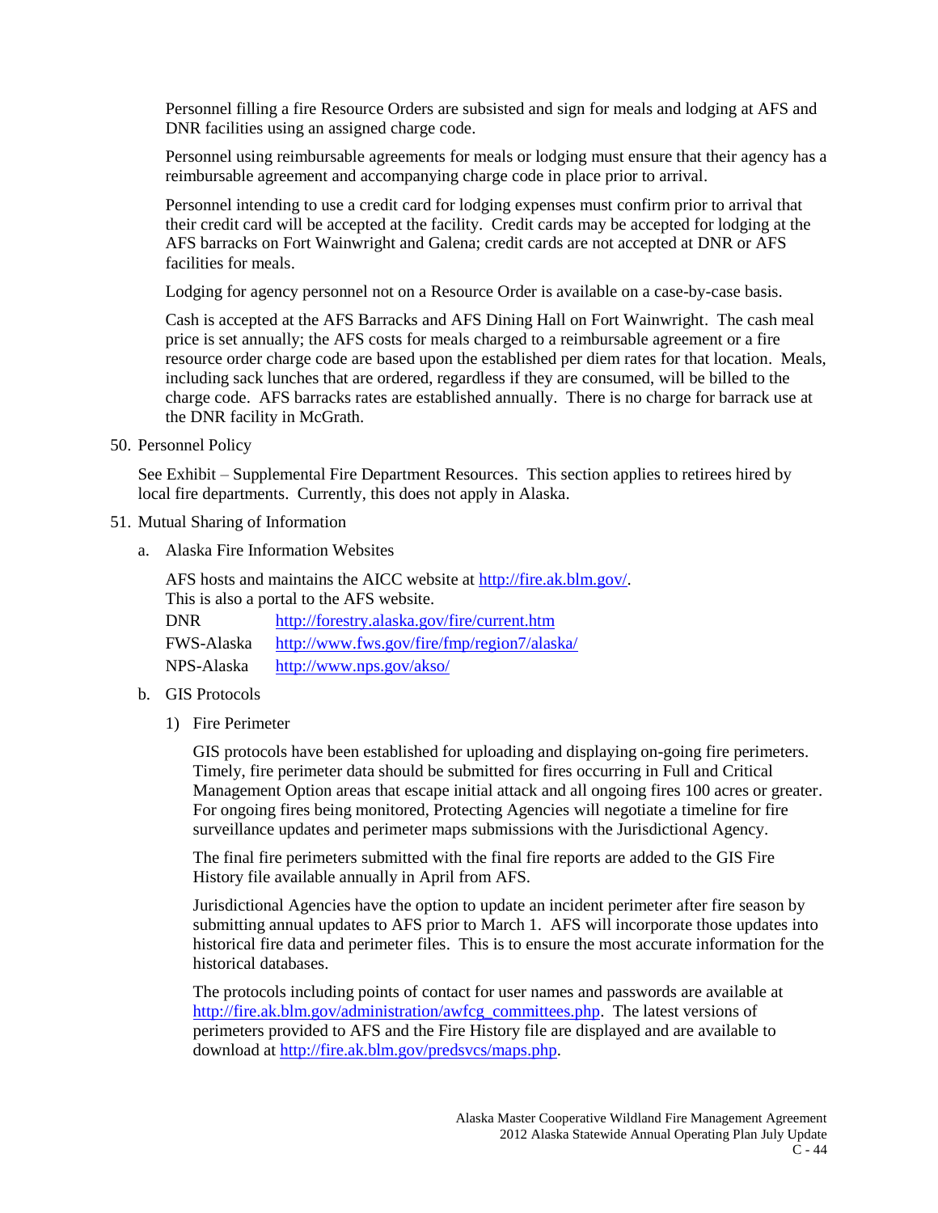Personnel filling a fire Resource Orders are subsisted and sign for meals and lodging at AFS and DNR facilities using an assigned charge code.

Personnel using reimbursable agreements for meals or lodging must ensure that their agency has a reimbursable agreement and accompanying charge code in place prior to arrival.

Personnel intending to use a credit card for lodging expenses must confirm prior to arrival that their credit card will be accepted at the facility. Credit cards may be accepted for lodging at the AFS barracks on Fort Wainwright and Galena; credit cards are not accepted at DNR or AFS facilities for meals.

Lodging for agency personnel not on a Resource Order is available on a case-by-case basis.

Cash is accepted at the AFS Barracks and AFS Dining Hall on Fort Wainwright. The cash meal price is set annually; the AFS costs for meals charged to a reimbursable agreement or a fire resource order charge code are based upon the established per diem rates for that location. Meals, including sack lunches that are ordered, regardless if they are consumed, will be billed to the charge code. AFS barracks rates are established annually. There is no charge for barrack use at the DNR facility in McGrath.

50. Personnel Policy

    See Exhibit – Supplemental Fire Department Resources. This section applies to retirees hired by local fire departments. Currently, this does not apply in Alaska.

51. Mutual Sharing of Information

    a. Alaska Fire Information Websites

       AFS hosts and maintains the AICC website at http://fire.ak.blm.gov/.
       This is also a portal to the AFS website.

       | | |
       |---|---|
       | DNR | http://forestry.alaska.gov/fire/current.htm |
       | FWS-Alaska | http://www.fws.gov/fire/fmp/region7/alaska/ |
       | NPS-Alaska | http://www.nps.gov/akso/ |

    b. GIS Protocols

       1) Fire Perimeter

          GIS protocols have been established for uploading and displaying on-going fire perimeters. Timely, fire perimeter data should be submitted for fires occurring in Full and Critical Management Option areas that escape initial attack and all ongoing fires 100 acres or greater. For ongoing fires being monitored, Protecting Agencies will negotiate a timeline for fire surveillance updates and perimeter maps submissions with the Jurisdictional Agency.

          The final fire perimeters submitted with the final fire reports are added to the GIS Fire History file available annually in April from AFS.

          Jurisdictional Agencies have the option to update an incident perimeter after fire season by submitting annual updates to AFS prior to March 1. AFS will incorporate those updates into historical fire data and perimeter files. This is to ensure the most accurate information for the historical databases.

          The protocols including points of contact for user names and passwords are available at http://fire.ak.blm.gov/administration/awfcg_committees.php. The latest versions of perimeters provided to AFS and the Fire History file are displayed and are available to download at http://fire.ak.blm.gov/predsvcs/maps.php.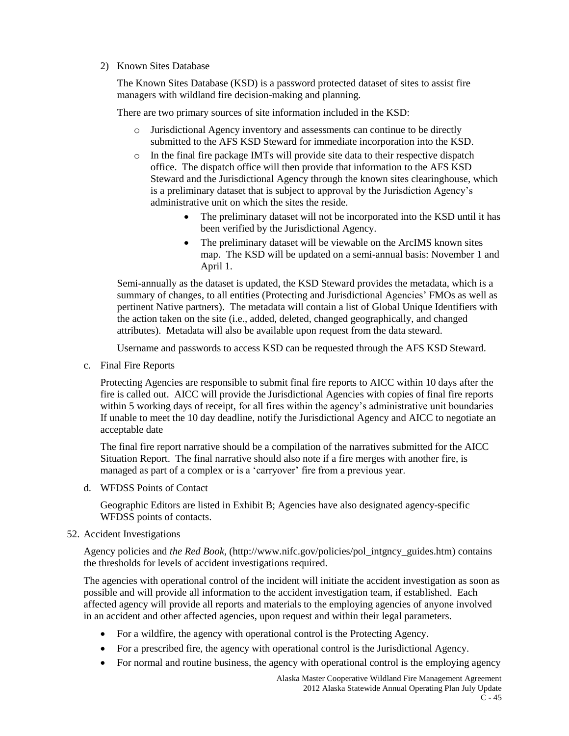2) Known Sites Database

   The Known Sites Database (KSD) is a password protected dataset of sites to assist fire managers with wildland fire decision-making and planning.

   There are two primary sources of site information included in the KSD:

   - Jurisdictional Agency inventory and assessments can continue to be directly submitted to the AFS KSD Steward for immediate incorporation into the KSD.
   - In the final fire package IMTs will provide site data to their respective dispatch office. The dispatch office will then provide that information to the AFS KSD Steward and the Jurisdictional Agency through the known sites clearinghouse, which is a preliminary dataset that is subject to approval by the Jurisdiction Agency's administrative unit on which the sites the reside.
     - The preliminary dataset will not be incorporated into the KSD until it has been verified by the Jurisdictional Agency.
     - The preliminary dataset will be viewable on the ArcIMS known sites map. The KSD will be updated on a semi-annual basis: November 1 and April 1.

   Semi-annually as the dataset is updated, the KSD Steward provides the metadata, which is a summary of changes, to all entities (Protecting and Jurisdictional Agencies' FMOs as well as pertinent Native partners). The metadata will contain a list of Global Unique Identifiers with the action taken on the site (i.e., added, deleted, changed geographically, and changed attributes). Metadata will also be available upon request from the data steward.

   Username and passwords to access KSD can be requested through the AFS KSD Steward.

c. Final Fire Reports

   Protecting Agencies are responsible to submit final fire reports to AICC within 10 days after the fire is called out. AICC will provide the Jurisdictional Agencies with copies of final fire reports within 5 working days of receipt, for all fires within the agency's administrative unit boundaries If unable to meet the 10 day deadline, notify the Jurisdictional Agency and AICC to negotiate an acceptable date

   The final fire report narrative should be a compilation of the narratives submitted for the AICC Situation Report. The final narrative should also note if a fire merges with another fire, is managed as part of a complex or is a 'carryover' fire from a previous year.

d. WFDSS Points of Contact

   Geographic Editors are listed in Exhibit B; Agencies have also designated agency-specific WFDSS points of contacts.

52. Accident Investigations

   Agency policies and *the Red Book*, (http://www.nifc.gov/policies/pol_intgncy_guides.htm) contains the thresholds for levels of accident investigations required.

   The agencies with operational control of the incident will initiate the accident investigation as soon as possible and will provide all information to the accident investigation team, if established. Each affected agency will provide all reports and materials to the employing agencies of anyone involved in an accident and other affected agencies, upon request and within their legal parameters.

   - For a wildfire, the agency with operational control is the Protecting Agency.
   - For a prescribed fire, the agency with operational control is the Jurisdictional Agency.
   - For normal and routine business, the agency with operational control is the employing agency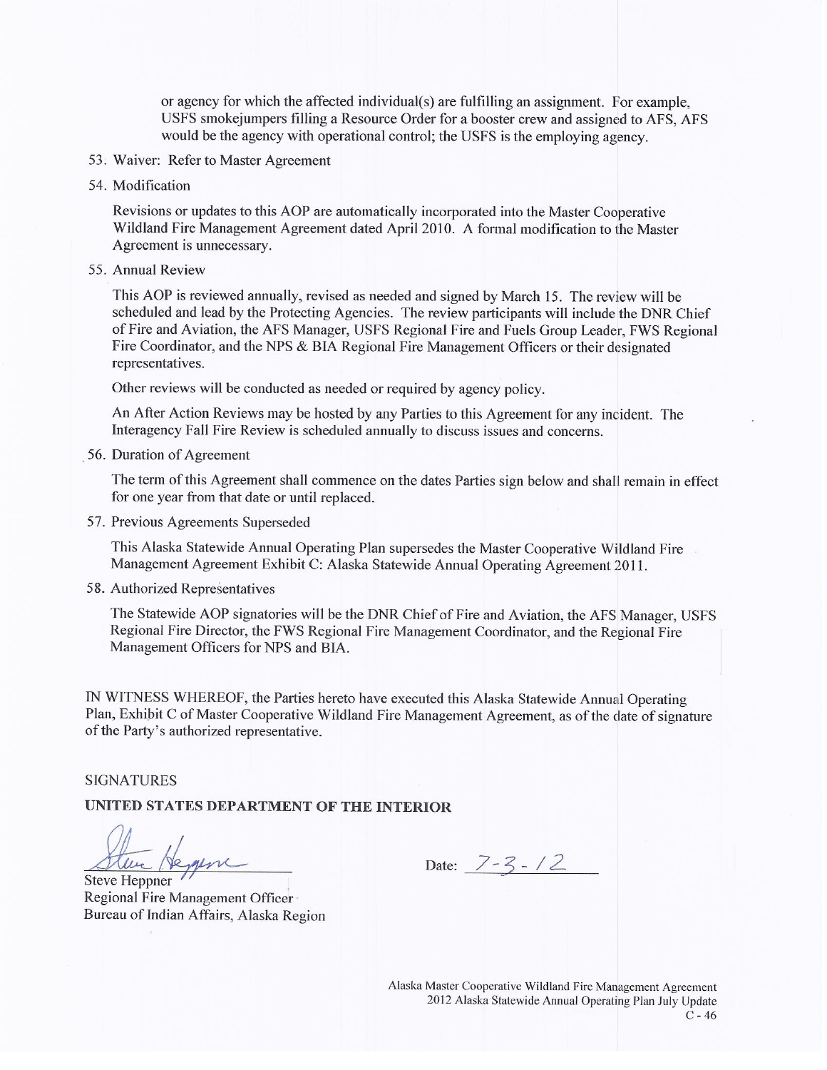or agency for which the affected individual(s) are fulfilling an assignment. For example, USFS smokejumpers filling a Resource Order for a booster crew and assigned to AFS, AFS would be the agency with operational control; the USFS is the employing agency.

53. Waiver: Refer to Master Agreement

54. Modification

    Revisions or updates to this AOP are automatically incorporated into the Master Cooperative Wildland Fire Management Agreement dated April 2010. A formal modification to the Master Agreement is unnecessary.

55. Annual Review

    This AOP is reviewed annually, revised as needed and signed by March 15. The review will be scheduled and lead by the Protecting Agencies. The review participants will include the DNR Chief of Fire and Aviation, the AFS Manager, USFS Regional Fire and Fuels Group Leader, FWS Regional Fire Coordinator, and the NPS & BIA Regional Fire Management Officers or their designated representatives.

    Other reviews will be conducted as needed or required by agency policy.

    An After Action Reviews may be hosted by any Parties to this Agreement for any incident. The Interagency Fall Fire Review is scheduled annually to discuss issues and concerns.

56. Duration of Agreement

    The term of this Agreement shall commence on the dates Parties sign below and shall remain in effect for one year from that date or until replaced.

57. Previous Agreements Superseded

    This Alaska Statewide Annual Operating Plan supersedes the Master Cooperative Wildland Fire Management Agreement Exhibit C: Alaska Statewide Annual Operating Agreement 2011.

58. Authorized Representatives

    The Statewide AOP signatories will be the DNR Chief of Fire and Aviation, the AFS Manager, USFS Regional Fire Director, the FWS Regional Fire Management Coordinator, and the Regional Fire Management Officers for NPS and BIA.

IN WITNESS WHEREOF, the Parties hereto have executed this Alaska Statewide Annual Operating Plan, Exhibit C of Master Cooperative Wildland Fire Management Agreement, as of the date of signature of the Party's authorized representative.

SIGNATURES

**UNITED STATES DEPARTMENT OF THE INTERIOR**

Steve Heppner
Regional Fire Management Officer
Bureau of Indian Affairs, Alaska Region

Date: 7-3-12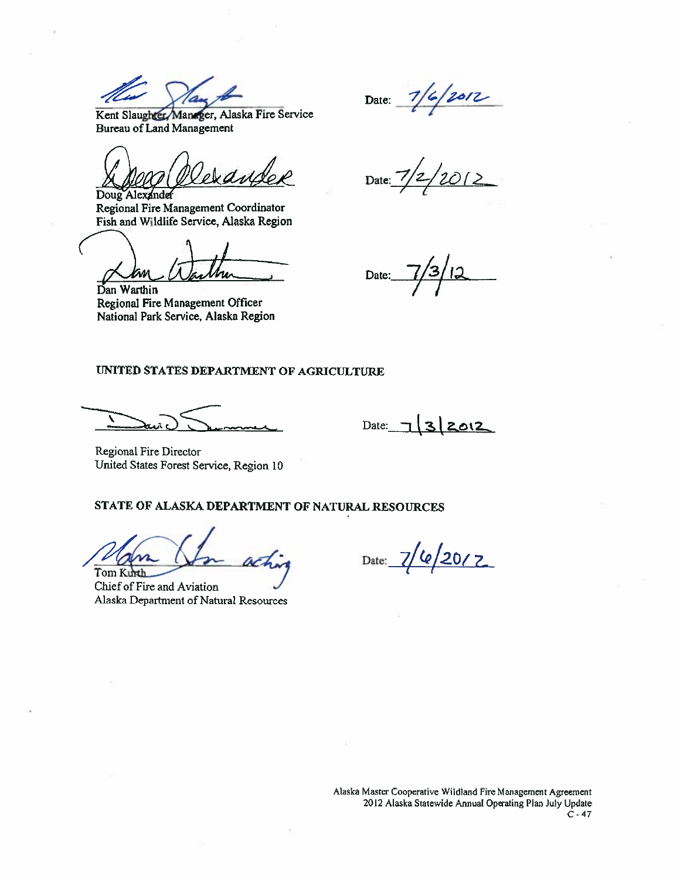Kent Slaughter, Manager, Alaska Fire Service
Bureau of Land Management

Date: 7/6/2012

Doug Alexander
Regional Fire Management Coordinator
Fish and Wildlife Service, Alaska Region

Date: 7/2/2012

Dan Warthin
Regional Fire Management Officer
National Park Service, Alaska Region

Date: 7/3/12

**UNITED STATES DEPARTMENT OF AGRICULTURE**

Regional Fire Director
United States Forest Service, Region 10

Date: 7/3/2012

**STATE OF ALASKA DEPARTMENT OF NATURAL RESOURCES**

Tom Kurth (acting)
Chief of Fire and Aviation
Alaska Department of Natural Resources

Date: 7/6/2012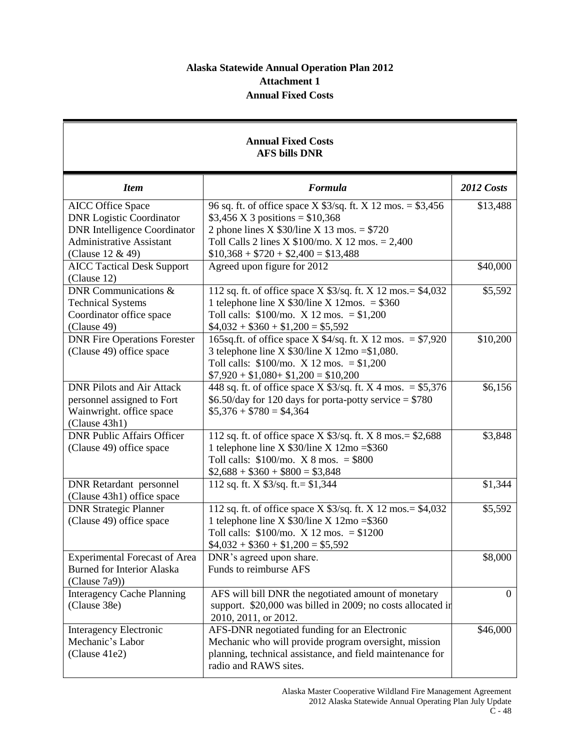**Alaska Statewide Annual Operation Plan 2012**
**Attachment 1**
**Annual Fixed Costs**

| **Annual Fixed Costs AFS bills DNR** | | |
|---|---|---|
| ***Item*** | ***Formula*** | ***2012 Costs*** |
| AICC Office Space<br>DNR Logistic Coordinator<br>DNR Intelligence Coordinator<br>Administrative Assistant<br>(Clause 12 & 49) | 96 sq. ft. of office space X $3/sq. ft. X 12 mos. = $3,456<br>$3,456 X 3 positions = $10,368<br>2 phone lines X $30/line X 13 mos. = $720<br>Toll Calls 2 lines X $100/mo. X 12 mos. = 2,400<br>$10,368 + $720 + $2,400 = $13,488 | $13,488 |
| AICC Tactical Desk Support (Clause 12) | Agreed upon figure for 2012 | $40,000 |
| DNR Communications & Technical Systems Coordinator office space (Clause 49) | 112 sq. ft. of office space X $3/sq. ft. X 12 mos.= $4,032<br>1 telephone line X $30/line X 12mos. = $360<br>Toll calls: $100/mo. X 12 mos. = $1,200<br>$4,032 + $360 + $1,200 = $5,592 | $5,592 |
| DNR Fire Operations Forester (Clause 49) office space | 165sq.ft. of office space X $4/sq. ft. X 12 mos. = $7,920<br>3 telephone line X $30/line X 12mo =$1,080.<br>Toll calls: $100/mo. X 12 mos. = $1,200<br>$7,920 + $1,080+ $1,200 = $10,200 | $10,200 |
| DNR Pilots and Air Attack personnel assigned to Fort Wainwright. office space (Clause 43h1) | 448 sq. ft. of office space X $3/sq. ft. X 4 mos. = $5,376<br>$6.50/day for 120 days for porta-potty service = $780<br>$5,376 + $780 = $4,364 | $6,156 |
| DNR Public Affairs Officer (Clause 49) office space | 112 sq. ft. of office space X $3/sq. ft. X 8 mos.= $2,688<br>1 telephone line X $30/line X 12mo =$360<br>Toll calls: $100/mo. X 8 mos. = $800<br>$2,688 + $360 + $800 = $3,848 | $3,848 |
| DNR Retardant personnel (Clause 43h1) office space | 112 sq. ft. X $3/sq. ft.= $1,344 | $1,344 |
| DNR Strategic Planner (Clause 49) office space | 112 sq. ft. of office space X $3/sq. ft. X 12 mos.= $4,032<br>1 telephone line X $30/line X 12mo =$360<br>Toll calls: $100/mo. X 12 mos. = $1200<br>$4,032 + $360 + $1,200 = $5,592 | $5,592 |
| Experimental Forecast of Area Burned for Interior Alaska (Clause 7a9)) | DNR's agreed upon share.<br>Funds to reimburse AFS | $8,000 |
| Interagency Cache Planning (Clause 38e) | AFS will bill DNR the negotiated amount of monetary support. $20,000 was billed in 2009; no costs allocated in 2010, 2011, or 2012. | 0 |
| Interagency Electronic Mechanic's Labor (Clause 41e2) | AFS-DNR negotiated funding for an Electronic Mechanic who will provide program oversight, mission planning, technical assistance, and field maintenance for radio and RAWS sites. | $46,000 |

Alaska Master Cooperative Wildland Fire Management Agreement
2012 Alaska Statewide Annual Operating Plan July Update
C - 48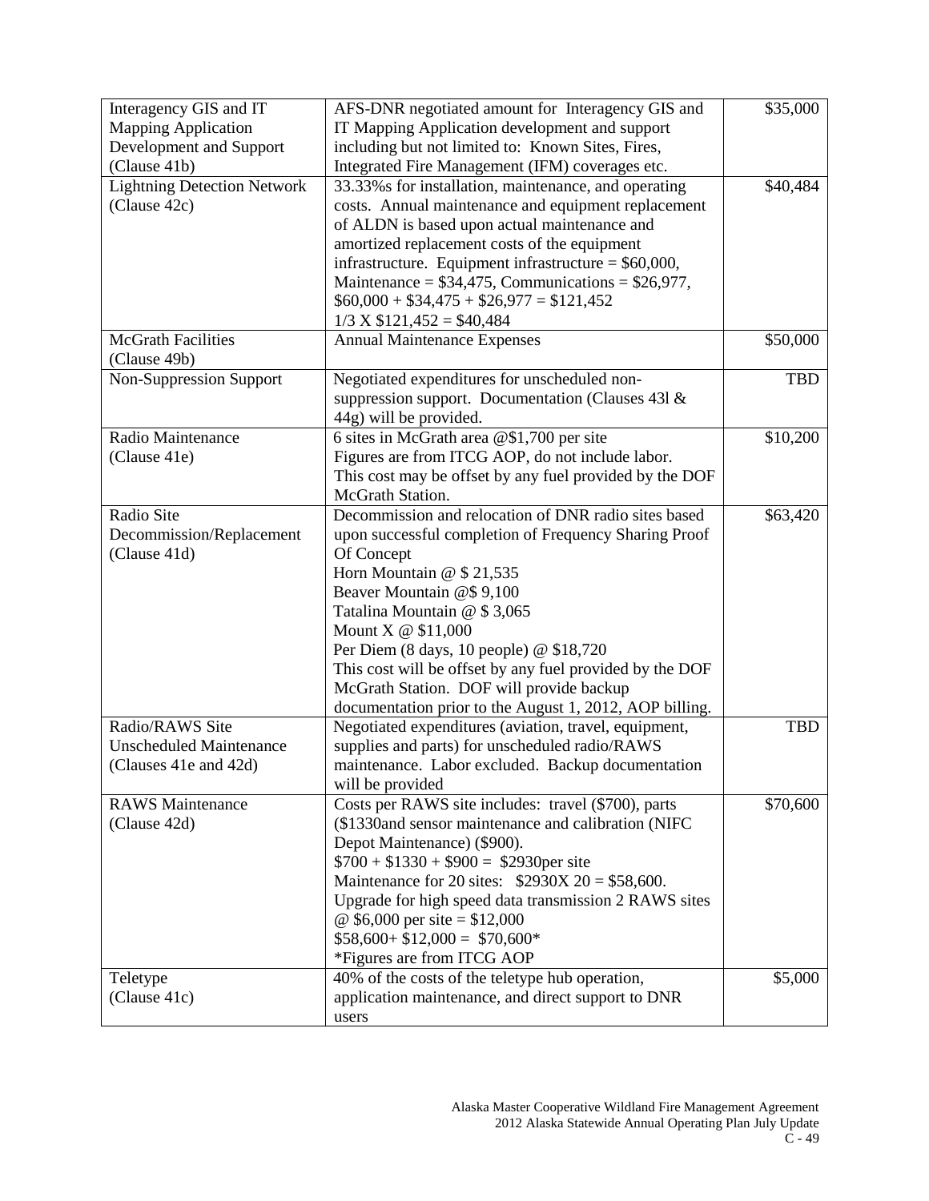| Interagency GIS and IT Mapping Application Development and Support (Clause 41b) | AFS-DNR negotiated amount for Interagency GIS and IT Mapping Application development and support including but not limited to: Known Sites, Fires, Integrated Fire Management (IFM) coverages etc. | $35,000 |
|---|---|---|
| Lightning Detection Network (Clause 42c) | 33.33%s for installation, maintenance, and operating costs. Annual maintenance and equipment replacement of ALDN is based upon actual maintenance and amortized replacement costs of the equipment infrastructure. Equipment infrastructure = $60,000, Maintenance = $34,475, Communications = $26,977, $60,000 + $34,475 + $26,977 = $121,452<br>1/3 X $121,452 = $40,484 | $40,484 |
| McGrath Facilities (Clause 49b) | Annual Maintenance Expenses | $50,000 |
| Non-Suppression Support | Negotiated expenditures for unscheduled non-suppression support. Documentation (Clauses 43l & 44g) will be provided. | TBD |
| Radio Maintenance (Clause 41e) | 6 sites in McGrath area @$1,700 per site<br>Figures are from ITCG AOP, do not include labor. This cost may be offset by any fuel provided by the DOF McGrath Station. | $10,200 |
| Radio Site Decommission/Replacement (Clause 41d) | Decommission and relocation of DNR radio sites based upon successful completion of Frequency Sharing Proof Of Concept<br>Horn Mountain @ $ 21,535<br>Beaver Mountain @$ 9,100<br>Tatalina Mountain @ $ 3,065<br>Mount X @ $11,000<br>Per Diem (8 days, 10 people) @ $18,720<br>This cost will be offset by any fuel provided by the DOF McGrath Station. DOF will provide backup documentation prior to the August 1, 2012, AOP billing. | $63,420 |
| Radio/RAWS Site Unscheduled Maintenance (Clauses 41e and 42d) | Negotiated expenditures (aviation, travel, equipment, supplies and parts) for unscheduled radio/RAWS maintenance. Labor excluded. Backup documentation will be provided | TBD |
| RAWS Maintenance (Clause 42d) | Costs per RAWS site includes: travel ($700), parts ($1330and sensor maintenance and calibration (NIFC Depot Maintenance) ($900).<br>$700 + $1330 + $900 = $2930per site<br>Maintenance for 20 sites: $2930X 20 = $58,600.<br>Upgrade for high speed data transmission 2 RAWS sites @ $6,000 per site = $12,000<br>$58,600+ $12,000 = $70,600*<br>*Figures are from ITCG AOP | $70,600 |
| Teletype (Clause 41c) | 40% of the costs of the teletype hub operation, application maintenance, and direct support to DNR users | $5,000 |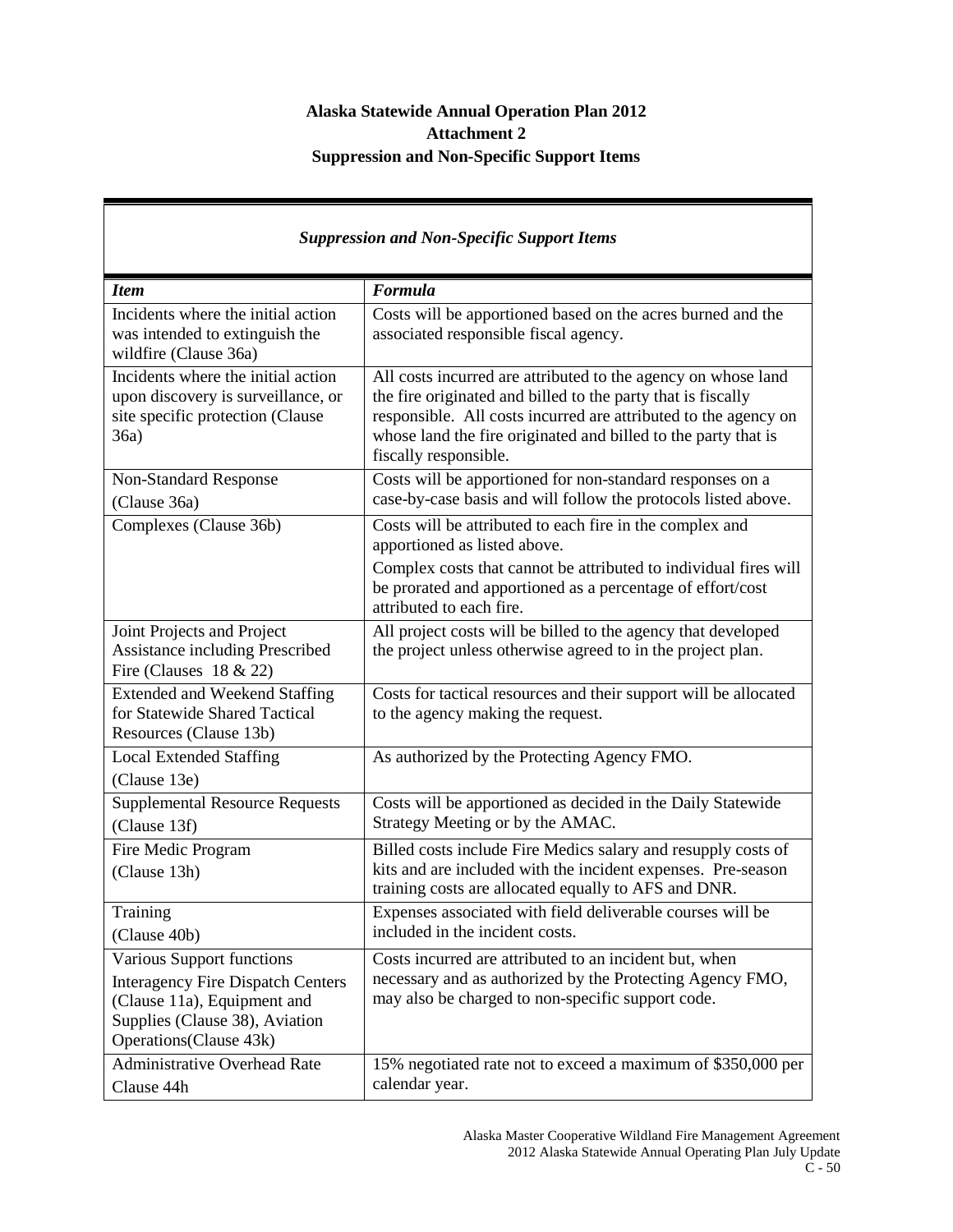# Alaska Statewide Annual Operation Plan 2012
## Attachment 2
## Suppression and Non-Specific Support Items

| *Suppression and Non-Specific Support Items* | |
|---|---|
| ***Item*** | ***Formula*** |
| Incidents where the initial action was intended to extinguish the wildfire (Clause 36a) | Costs will be apportioned based on the acres burned and the associated responsible fiscal agency. |
| Incidents where the initial action upon discovery is surveillance, or site specific protection (Clause 36a) | All costs incurred are attributed to the agency on whose land the fire originated and billed to the party that is fiscally responsible. All costs incurred are attributed to the agency on whose land the fire originated and billed to the party that is fiscally responsible. |
| Non-Standard Response (Clause 36a) | Costs will be apportioned for non-standard responses on a case-by-case basis and will follow the protocols listed above. |
| Complexes (Clause 36b) | Costs will be attributed to each fire in the complex and apportioned as listed above. Complex costs that cannot be attributed to individual fires will be prorated and apportioned as a percentage of effort/cost attributed to each fire. |
| Joint Projects and Project Assistance including Prescribed Fire (Clauses 18 & 22) | All project costs will be billed to the agency that developed the project unless otherwise agreed to in the project plan. |
| Extended and Weekend Staffing for Statewide Shared Tactical Resources (Clause 13b) | Costs for tactical resources and their support will be allocated to the agency making the request. |
| Local Extended Staffing (Clause 13e) | As authorized by the Protecting Agency FMO. |
| Supplemental Resource Requests (Clause 13f) | Costs will be apportioned as decided in the Daily Statewide Strategy Meeting or by the AMAC. |
| Fire Medic Program (Clause 13h) | Billed costs include Fire Medics salary and resupply costs of kits and are included with the incident expenses. Pre-season training costs are allocated equally to AFS and DNR. |
| Training (Clause 40b) | Expenses associated with field deliverable courses will be included in the incident costs. |
| Various Support functions Interagency Fire Dispatch Centers (Clause 11a), Equipment and Supplies (Clause 38), Aviation Operations(Clause 43k) | Costs incurred are attributed to an incident but, when necessary and as authorized by the Protecting Agency FMO, may also be charged to non-specific support code. |
| Administrative Overhead Rate Clause 44h | 15% negotiated rate not to exceed a maximum of $350,000 per calendar year. |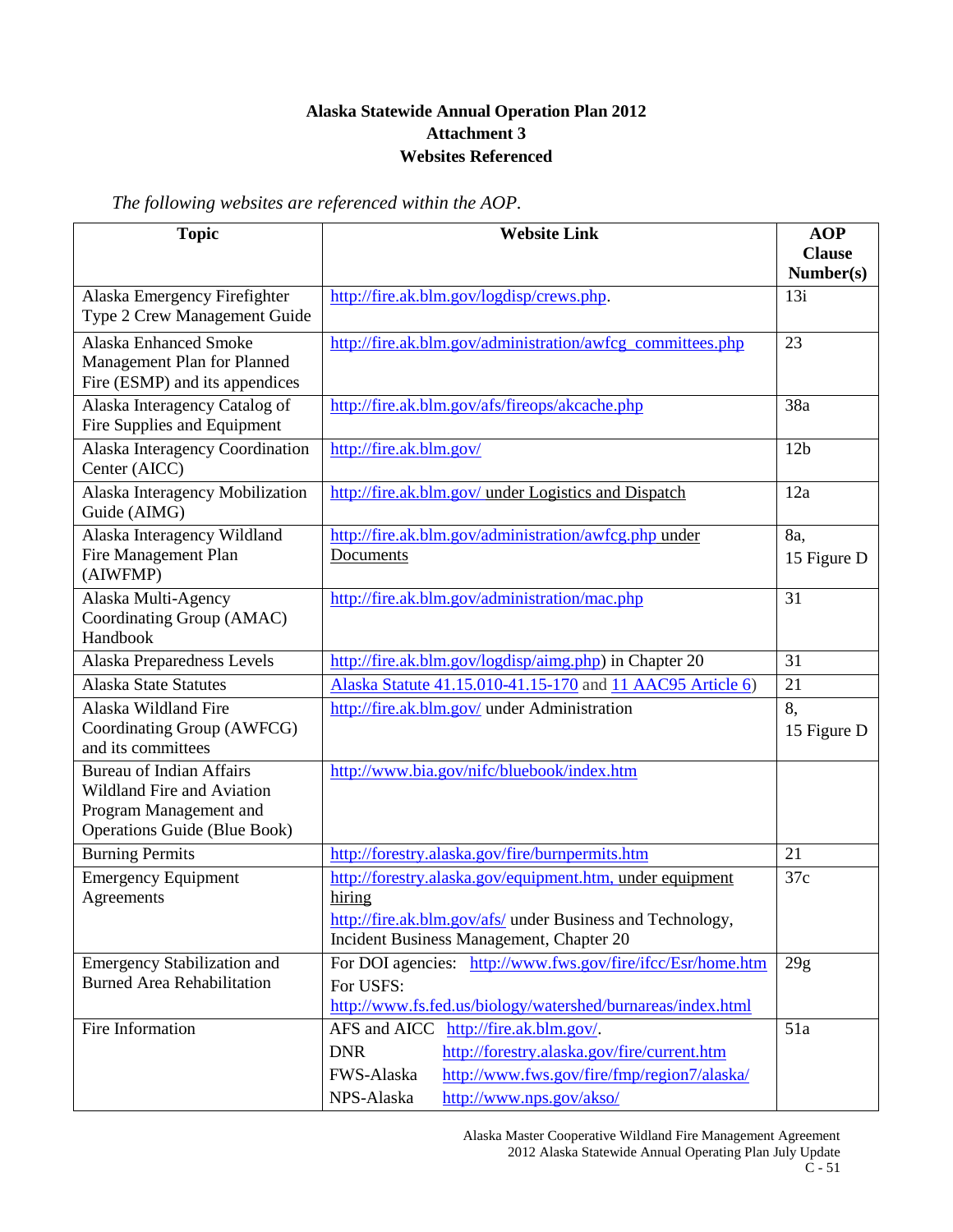**Alaska Statewide Annual Operation Plan 2012**
**Attachment 3**
**Websites Referenced**

*The following websites are referenced within the AOP.*

| Topic | Website Link | AOP Clause Number(s) |
|---|---|---|
| Alaska Emergency Firefighter Type 2 Crew Management Guide | http://fire.ak.blm.gov/logdisp/crews.php. | 13i |
| Alaska Enhanced Smoke Management Plan for Planned Fire (ESMP) and its appendices | http://fire.ak.blm.gov/administration/awfcg_committees.php | 23 |
| Alaska Interagency Catalog of Fire Supplies and Equipment | http://fire.ak.blm.gov/afs/fireops/akcache.php | 38a |
| Alaska Interagency Coordination Center (AICC) | http://fire.ak.blm.gov/ | 12b |
| Alaska Interagency Mobilization Guide (AIMG) | http://fire.ak.blm.gov/ under Logistics and Dispatch | 12a |
| Alaska Interagency Wildland Fire Management Plan (AIWFMP) | http://fire.ak.blm.gov/administration/awfcg.php under Documents | 8a, 15 Figure D |
| Alaska Multi-Agency Coordinating Group (AMAC) Handbook | http://fire.ak.blm.gov/administration/mac.php | 31 |
| Alaska Preparedness Levels | http://fire.ak.blm.gov/logdisp/aimg.php) in Chapter 20 | 31 |
| Alaska State Statutes | Alaska Statute 41.15.010-41.15-170 and 11 AAC95 Article 6) | 21 |
| Alaska Wildland Fire Coordinating Group (AWFCG) and its committees | http://fire.ak.blm.gov/ under Administration | 8, 15 Figure D |
| Bureau of Indian Affairs Wildland Fire and Aviation Program Management and Operations Guide (Blue Book) | http://www.bia.gov/nifc/bluebook/index.htm | |
| Burning Permits | http://forestry.alaska.gov/fire/burnpermits.htm | 21 |
| Emergency Equipment Agreements | http://forestry.alaska.gov/equipment.htm, under equipment hiring<br>http://fire.ak.blm.gov/afs/ under Business and Technology, Incident Business Management, Chapter 20 | 37c |
| Emergency Stabilization and Burned Area Rehabilitation | For DOI agencies: http://www.fws.gov/fire/ifcc/Esr/home.htm<br>For USFS:<br>http://www.fs.fed.us/biology/watershed/burnareas/index.html | 29g |
| Fire Information | AFS and AICC http://fire.ak.blm.gov/.<br>DNR http://forestry.alaska.gov/fire/current.htm<br>FWS-Alaska http://www.fws.gov/fire/fmp/region7/alaska/<br>NPS-Alaska http://www.nps.gov/akso/ | 51a |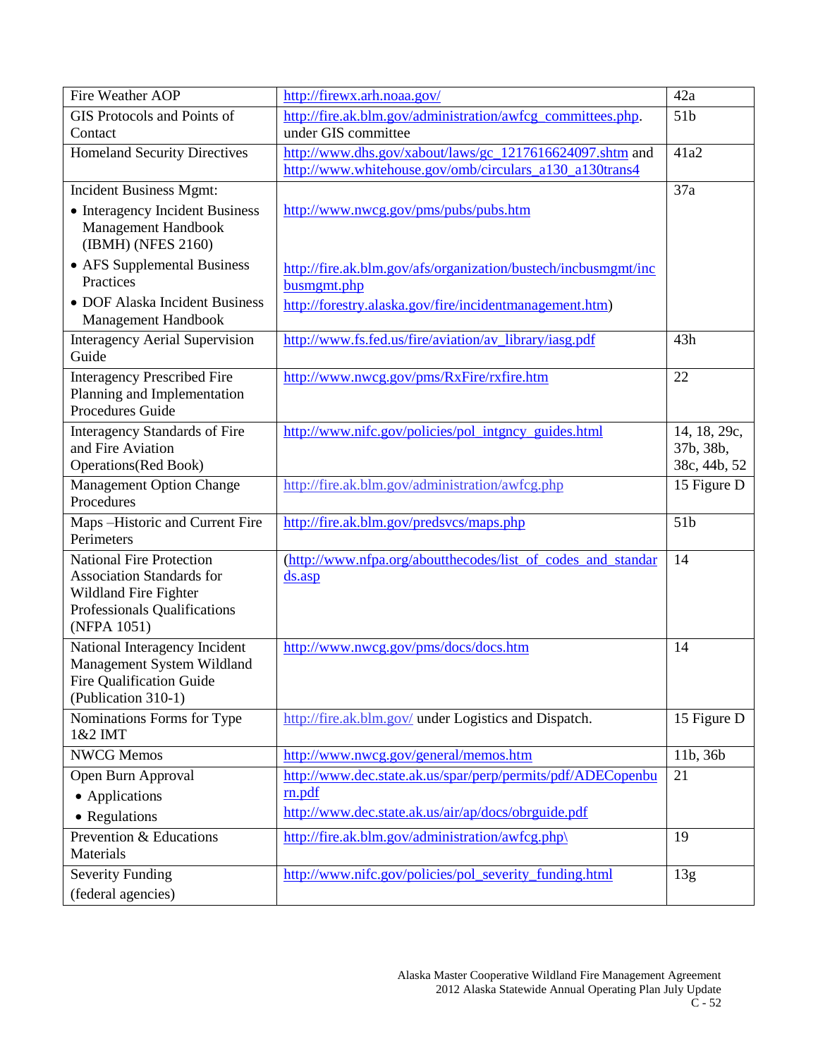| Fire Weather AOP | http://firewx.arh.noaa.gov/ | 42a |
|---|---|---|
| GIS Protocols and Points of Contact | http://fire.ak.blm.gov/administration/awfcg_committees.php. under GIS committee | 51b |
| Homeland Security Directives | http://www.dhs.gov/xabout/laws/gc_1217616624097.shtm and http://www.whitehouse.gov/omb/circulars_a130_a130trans4 | 41a2 |
| Incident Business Mgmt:<br>• Interagency Incident Business Management Handbook (IBMH) (NFES 2160)<br>• AFS Supplemental Business Practices<br>• DOF Alaska Incident Business Management Handbook | http://www.nwcg.gov/pms/pubs/pubs.htm<br>http://fire.ak.blm.gov/afs/organization/bustech/incbusmgmt/incbusmgmt.php<br>http://forestry.alaska.gov/fire/incidentmanagement.htm) | 37a |
| Interagency Aerial Supervision Guide | http://www.fs.fed.us/fire/aviation/av_library/iasg.pdf | 43h |
| Interagency Prescribed Fire Planning and Implementation Procedures Guide | http://www.nwcg.gov/pms/RxFire/rxfire.htm | 22 |
| Interagency Standards of Fire and Fire Aviation Operations(Red Book) | http://www.nifc.gov/policies/pol_intgncy_guides.html | 14, 18, 29c, 37b, 38b, 38c, 44b, 52 |
| Management Option Change Procedures | http://fire.ak.blm.gov/administration/awfcg.php | 15 Figure D |
| Maps –Historic and Current Fire Perimeters | http://fire.ak.blm.gov/predsvcs/maps.php | 51b |
| National Fire Protection Association Standards for Wildland Fire Fighter Professionals Qualifications (NFPA 1051) | (http://www.nfpa.org/aboutthecodes/list_of_codes_and_standards.asp | 14 |
| National Interagency Incident Management System Wildland Fire Qualification Guide (Publication 310-1) | http://www.nwcg.gov/pms/docs/docs.htm | 14 |
| Nominations Forms for Type 1&2 IMT | http://fire.ak.blm.gov/ under Logistics and Dispatch. | 15 Figure D |
| NWCG Memos | http://www.nwcg.gov/general/memos.htm | 11b, 36b |
| Open Burn Approval<br>• Applications<br>• Regulations | http://www.dec.state.ak.us/spar/perp/permits/pdf/ADECopenburn.pdf<br>http://www.dec.state.ak.us/air/ap/docs/obrguide.pdf | 21 |
| Prevention & Educations Materials | http://fire.ak.blm.gov/administration/awfcg.php\ | 19 |
| Severity Funding (federal agencies) | http://www.nifc.gov/policies/pol_severity_funding.html | 13g |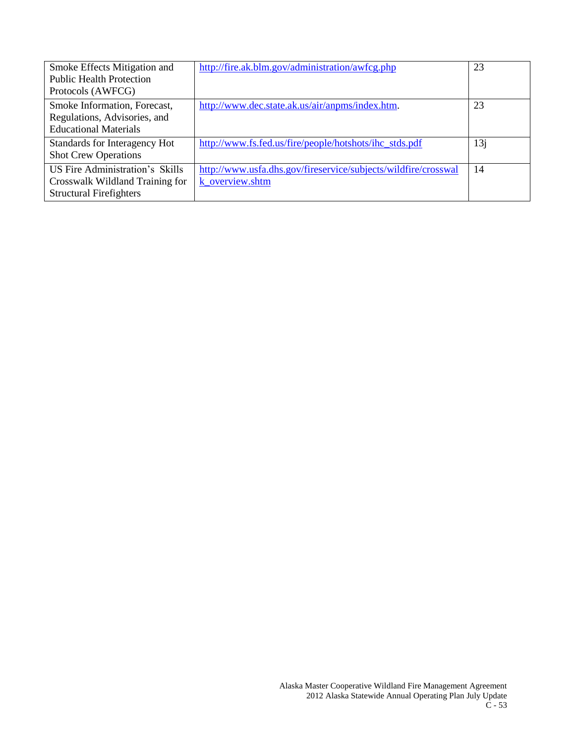| | | |
|---|---|---|
| Smoke Effects Mitigation and Public Health Protection Protocols (AWFCG) | http://fire.ak.blm.gov/administration/awfcg.php | 23 |
| Smoke Information, Forecast, Regulations, Advisories, and Educational Materials | http://www.dec.state.ak.us/air/anpms/index.htm. | 23 |
| Standards for Interagency Hot Shot Crew Operations | http://www.fs.fed.us/fire/people/hotshots/ihc_stds.pdf | 13j |
| US Fire Administration's Skills Crosswalk Wildland Training for Structural Firefighters | http://www.usfa.dhs.gov/fireservice/subjects/wildfire/crosswalk_overview.shtm | 14 |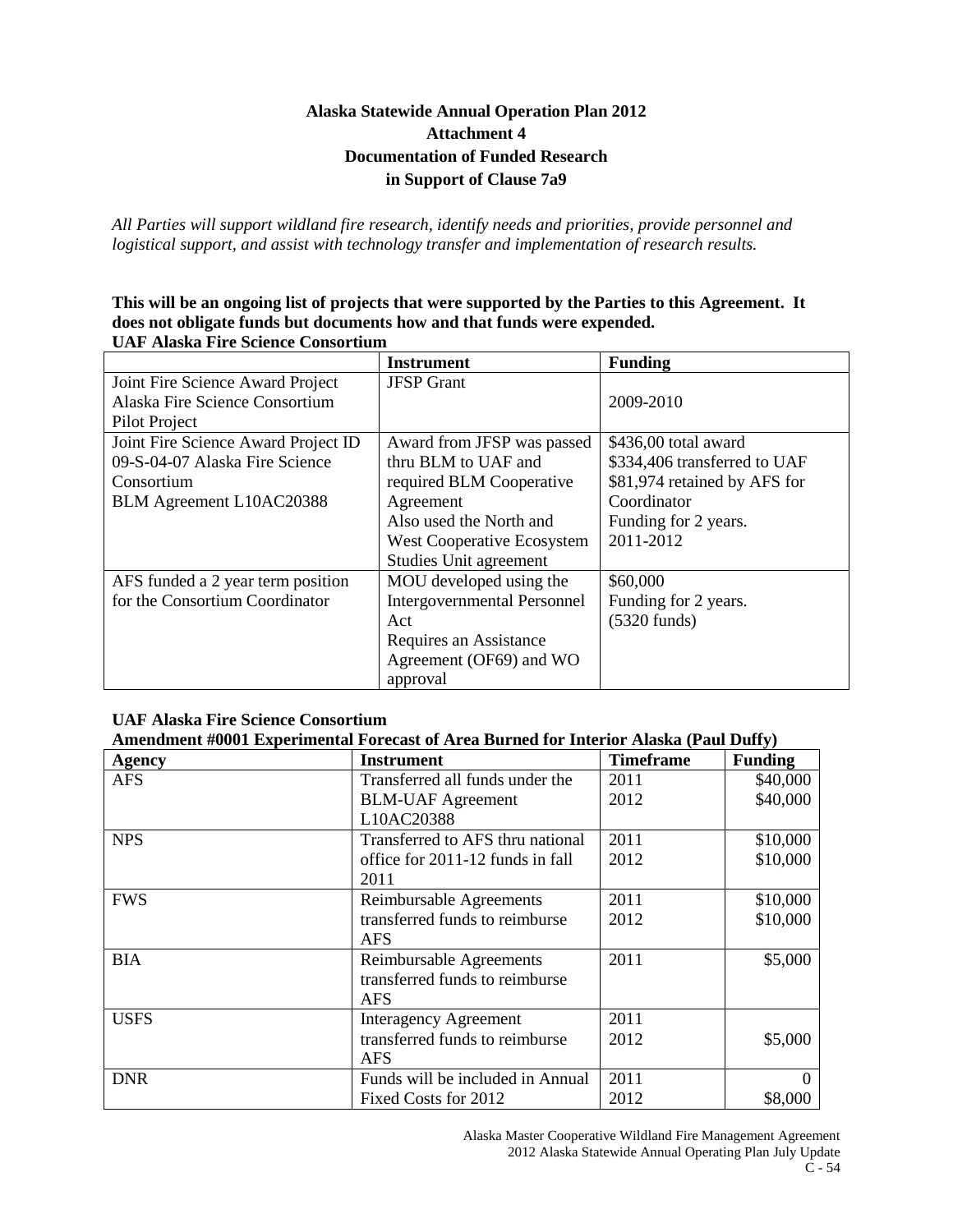# Alaska Statewide Annual Operation Plan 2012
## Attachment 4
## Documentation of Funded Research in Support of Clause 7a9

*All Parties will support wildland fire research, identify needs and priorities, provide personnel and logistical support, and assist with technology transfer and implementation of research results.*

**This will be an ongoing list of projects that were supported by the Parties to this Agreement. It does not obligate funds but documents how and that funds were expended.**

**UAF Alaska Fire Science Consortium**

| | Instrument | Funding |
|---|---|---|
| Joint Fire Science Award Project Alaska Fire Science Consortium Pilot Project | JFSP Grant | 2009-2010 |
| Joint Fire Science Award Project ID 09-S-04-07 Alaska Fire Science Consortium<br>BLM Agreement L10AC20388 | Award from JFSP was passed thru BLM to UAF and required BLM Cooperative Agreement<br>Also used the North and West Cooperative Ecosystem Studies Unit agreement | \$436,00 total award<br>\$334,406 transferred to UAF<br>\$81,974 retained by AFS for Coordinator<br>Funding for 2 years.<br>2011-2012 |
| AFS funded a 2 year term position for the Consortium Coordinator | MOU developed using the Intergovernmental Personnel Act<br>Requires an Assistance Agreement (OF69) and WO approval | \$60,000<br>Funding for 2 years.<br>(5320 funds) |

**UAF Alaska Fire Science Consortium**

**Amendment #0001 Experimental Forecast of Area Burned for Interior Alaska (Paul Duffy)**

| Agency | Instrument | Timeframe | Funding |
|---|---|---|---|
| AFS | Transferred all funds under the BLM-UAF Agreement L10AC20388 | 2011<br>2012 | \$40,000<br>\$40,000 |
| NPS | Transferred to AFS thru national office for 2011-12 funds in fall 2011 | 2011<br>2012 | \$10,000<br>\$10,000 |
| FWS | Reimbursable Agreements transferred funds to reimburse AFS | 2011<br>2012 | \$10,000<br>\$10,000 |
| BIA | Reimbursable Agreements transferred funds to reimburse AFS | 2011 | \$5,000 |
| USFS | Interagency Agreement transferred funds to reimburse AFS | 2011<br>2012 | <br>\$5,000 |
| DNR | Funds will be included in Annual Fixed Costs for 2012 | 2011<br>2012 | 0<br>\$8,000 |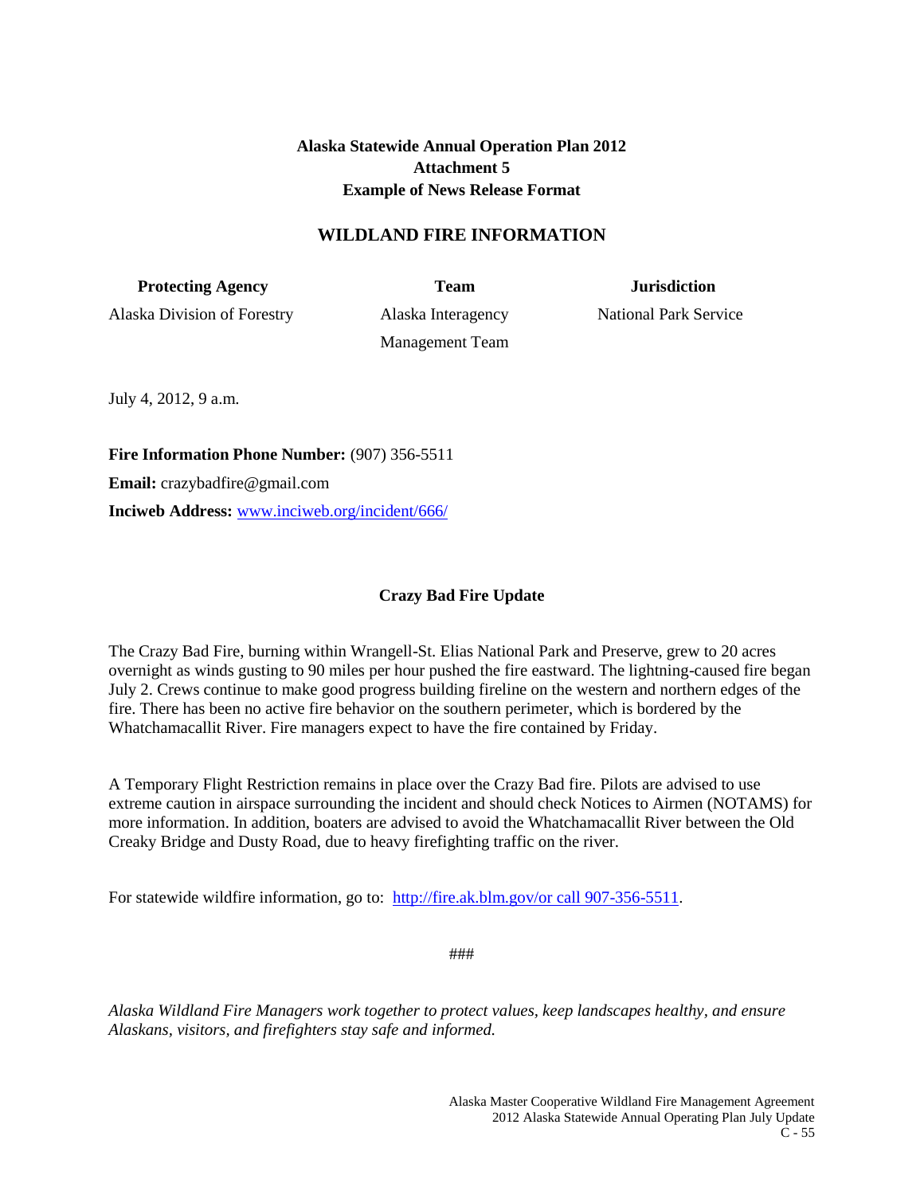**Alaska Statewide Annual Operation Plan 2012**
**Attachment 5**
**Example of News Release Format**

## WILDLAND FIRE INFORMATION

| **Protecting Agency** | **Team** | **Jurisdiction** |
| --- | --- | --- |
| Alaska Division of Forestry | Alaska Interagency Management Team | National Park Service |

July 4, 2012, 9 a.m.

**Fire Information Phone Number:** (907) 356-5511

**Email:** crazybadfire@gmail.com

**Inciweb Address:** [www.inciweb.org/incident/666/](www.inciweb.org/incident/666/)

### Crazy Bad Fire Update

The Crazy Bad Fire, burning within Wrangell-St. Elias National Park and Preserve, grew to 20 acres overnight as winds gusting to 90 miles per hour pushed the fire eastward. The lightning-caused fire began July 2. Crews continue to make good progress building fireline on the western and northern edges of the fire. There has been no active fire behavior on the southern perimeter, which is bordered by the Whatchamacallit River. Fire managers expect to have the fire contained by Friday.

A Temporary Flight Restriction remains in place over the Crazy Bad fire. Pilots are advised to use extreme caution in airspace surrounding the incident and should check Notices to Airmen (NOTAMS) for more information. In addition, boaters are advised to avoid the Whatchamacallit River between the Old Creaky Bridge and Dusty Road, due to heavy firefighting traffic on the river.

For statewide wildfire information, go to: [http://fire.ak.blm.gov/or call 907-356-5511](http://fire.ak.blm.gov/).

###

*Alaska Wildland Fire Managers work together to protect values, keep landscapes healthy, and ensure Alaskans, visitors, and firefighters stay safe and informed.*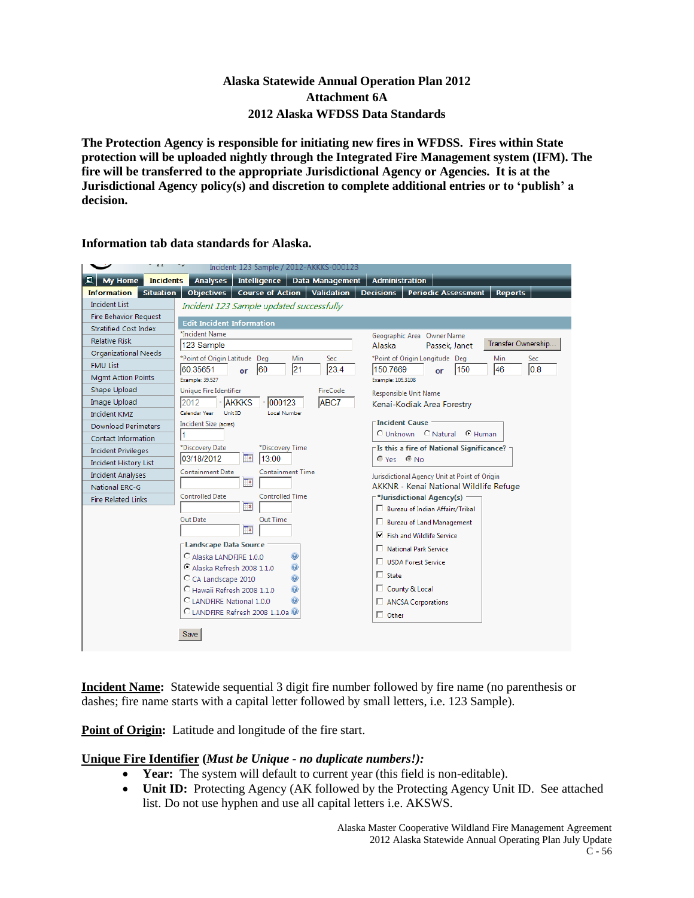# Alaska Statewide Annual Operation Plan 2012
## Attachment 6A
## 2012 Alaska WFDSS Data Standards

**The Protection Agency is responsible for initiating new fires in WFDSS. Fires within State protection will be uploaded nightly through the Integrated Fire Management system (IFM). The fire will be transferred to the appropriate Jurisdictional Agency or Agencies. It is at the Jurisdictional Agency policy(s) and discretion to complete additional entries or to 'publish' a decision.**

**Information tab data standards for Alaska.**

**Incident Name**: Statewide sequential 3 digit fire number followed by fire name (no parenthesis or dashes; fire name starts with a capital letter followed by small letters, i.e. 123 Sample).

**Point of Origin**: Latitude and longitude of the fire start.

**Unique Fire Identifier** (*Must be Unique - no duplicate numbers!):*

- **Year:** The system will default to current year (this field is non-editable).
- **Unit ID:** Protecting Agency (AK followed by the Protecting Agency Unit ID. See attached list. Do not use hyphen and use all capital letters i.e. AKSWS.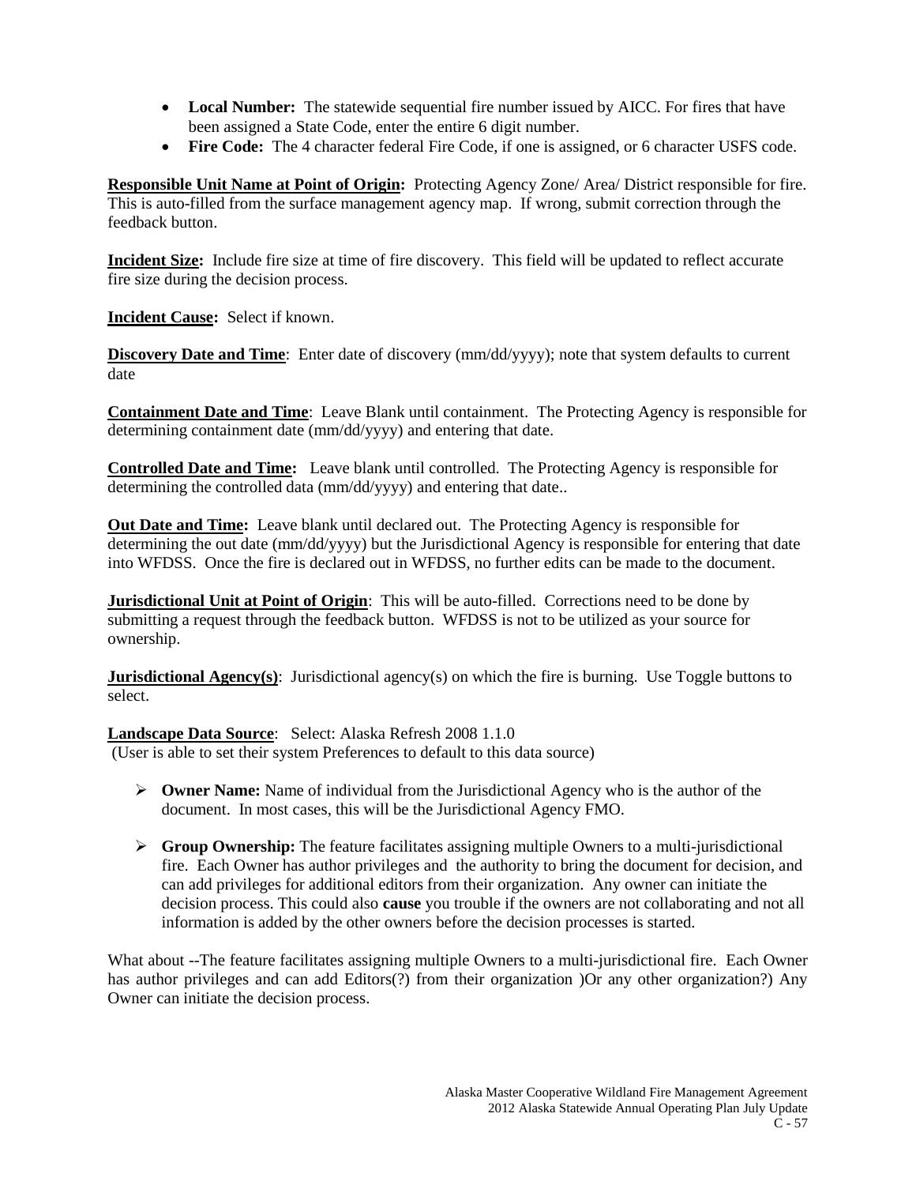- **Local Number:** The statewide sequential fire number issued by AICC. For fires that have been assigned a State Code, enter the entire 6 digit number.
- **Fire Code:** The 4 character federal Fire Code, if one is assigned, or 6 character USFS code.

**Responsible Unit Name at Point of Origin:** Protecting Agency Zone/ Area/ District responsible for fire. This is auto-filled from the surface management agency map. If wrong, submit correction through the feedback button.

**Incident Size:** Include fire size at time of fire discovery. This field will be updated to reflect accurate fire size during the decision process.

**Incident Cause:** Select if known.

**Discovery Date and Time**: Enter date of discovery (mm/dd/yyyy); note that system defaults to current date

**Containment Date and Time**: Leave Blank until containment. The Protecting Agency is responsible for determining containment date (mm/dd/yyyy) and entering that date.

**Controlled Date and Time:** Leave blank until controlled. The Protecting Agency is responsible for determining the controlled data (mm/dd/yyyy) and entering that date..

**Out Date and Time:** Leave blank until declared out. The Protecting Agency is responsible for determining the out date (mm/dd/yyyy) but the Jurisdictional Agency is responsible for entering that date into WFDSS. Once the fire is declared out in WFDSS, no further edits can be made to the document.

**Jurisdictional Unit at Point of Origin**: This will be auto-filled. Corrections need to be done by submitting a request through the feedback button. WFDSS is not to be utilized as your source for ownership.

**Jurisdictional Agency(s)**: Jurisdictional agency(s) on which the fire is burning. Use Toggle buttons to select.

**Landscape Data Source**: Select: Alaska Refresh 2008 1.1.0
(User is able to set their system Preferences to default to this data source)

- **Owner Name:** Name of individual from the Jurisdictional Agency who is the author of the document. In most cases, this will be the Jurisdictional Agency FMO.

- **Group Ownership:** The feature facilitates assigning multiple Owners to a multi-jurisdictional fire. Each Owner has author privileges and the authority to bring the document for decision, and can add privileges for additional editors from their organization. Any owner can initiate the decision process. This could also **cause** you trouble if the owners are not collaborating and not all information is added by the other owners before the decision processes is started.

What about --The feature facilitates assigning multiple Owners to a multi-jurisdictional fire. Each Owner has author privileges and can add Editors(?) from their organization )Or any other organization?) Any Owner can initiate the decision process.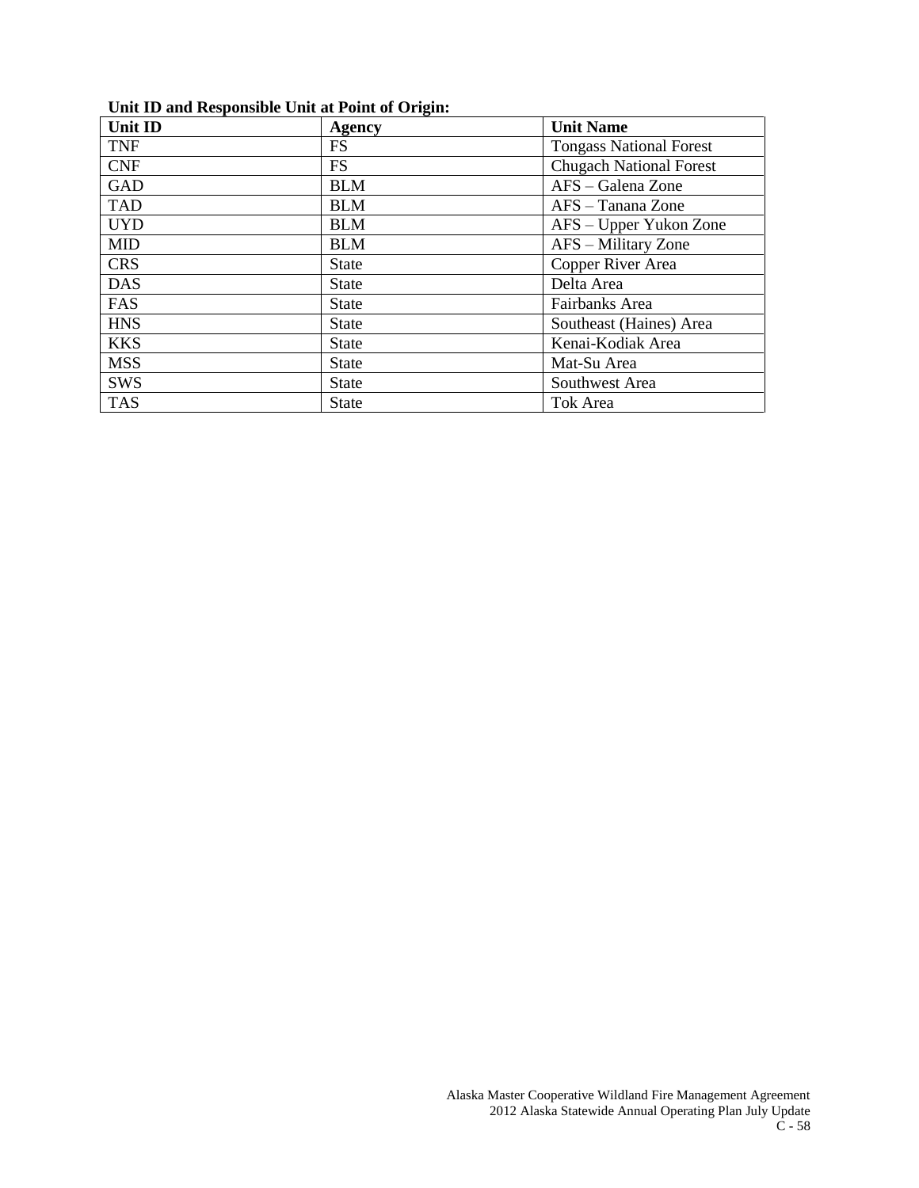**Unit ID and Responsible Unit at Point of Origin:**

| Unit ID | Agency | Unit Name |
|---|---|---|
| TNF | FS | Tongass National Forest |
| CNF | FS | Chugach National Forest |
| GAD | BLM | AFS – Galena Zone |
| TAD | BLM | AFS – Tanana Zone |
| UYD | BLM | AFS – Upper Yukon Zone |
| MID | BLM | AFS – Military Zone |
| CRS | State | Copper River Area |
| DAS | State | Delta Area |
| FAS | State | Fairbanks Area |
| HNS | State | Southeast (Haines) Area |
| KKS | State | Kenai-Kodiak Area |
| MSS | State | Mat-Su Area |
| SWS | State | Southwest Area |
| TAS | State | Tok Area |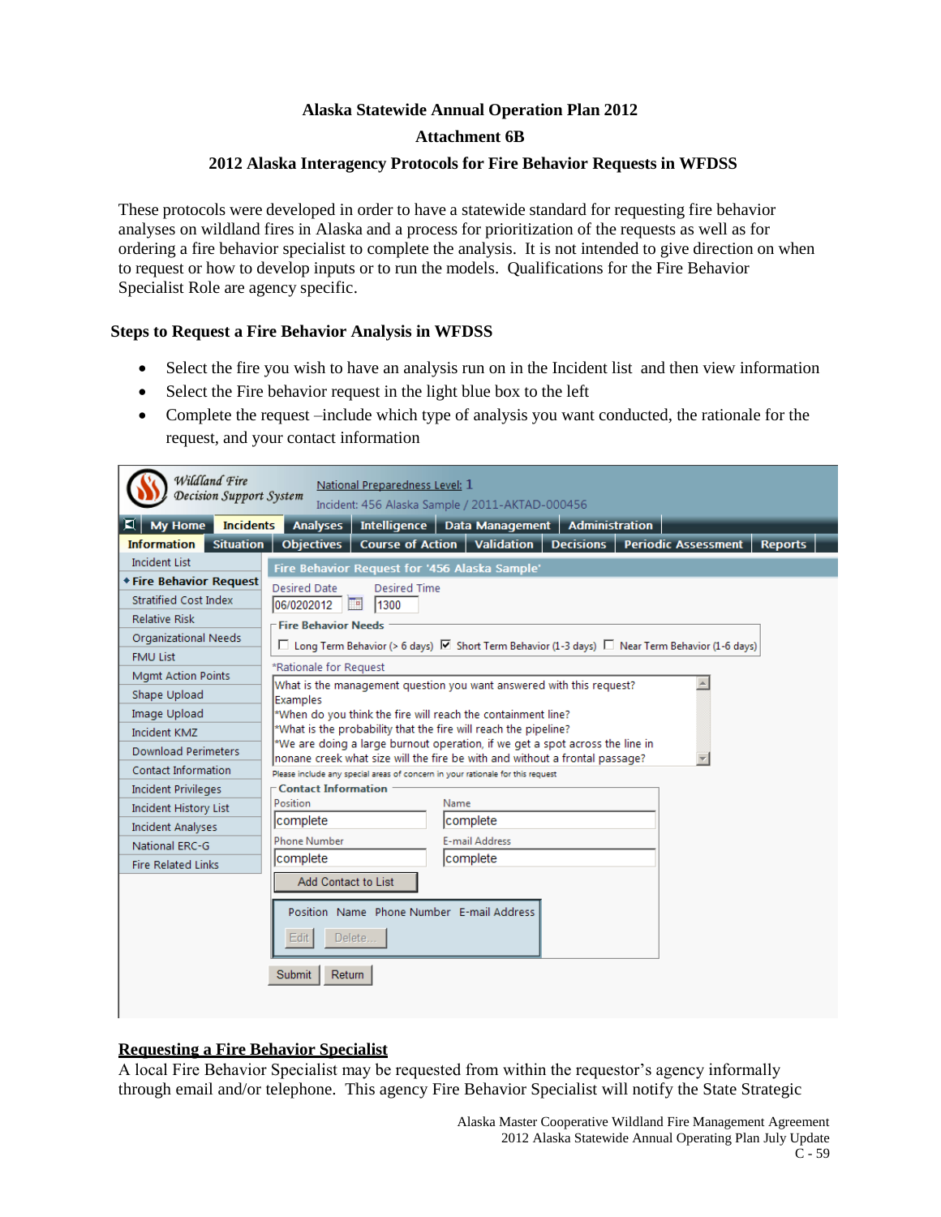# Alaska Statewide Annual Operation Plan 2012

## Attachment 6B

## 2012 Alaska Interagency Protocols for Fire Behavior Requests in WFDSS

These protocols were developed in order to have a statewide standard for requesting fire behavior analyses on wildland fires in Alaska and a process for prioritization of the requests as well as for ordering a fire behavior specialist to complete the analysis. It is not intended to give direction on when to request or how to develop inputs or to run the models. Qualifications for the Fire Behavior Specialist Role are agency specific.

### Steps to Request a Fire Behavior Analysis in WFDSS

- Select the fire you wish to have an analysis run on in the Incident list and then view information
- Select the Fire behavior request in the light blue box to the left
- Complete the request –include which type of analysis you want conducted, the rationale for the request, and your contact information

Wildland Fire Decision Support System

National Preparedness Level: 1

Incident: 456 Alaska Sample / 2011-AKTAD-000456

My Home | Incidents | Analyses | Intelligence | Data Management | Administration

Information | Situation | Objectives | Course of Action | Validation | Decisions | Periodic Assessment | Reports

- Incident List
- Fire Behavior Request
- Stratified Cost Index
- Relative Risk
- Organizational Needs
- FMU List
- Mgmt Action Points
- Shape Upload
- Image Upload
- Incident KMZ
- Download Perimeters
- Contact Information
- Incident Privileges
- Incident History List
- Incident Analyses
- National ERC-G
- Fire Related Links

**Fire Behavior Request for '456 Alaska Sample'**

Desired Date: 06/0202012 Desired Time: 1300

Fire Behavior Needs

☐ Long Term Behavior (> 6 days) ☑ Short Term Behavior (1-3 days) ☐ Near Term Behavior (1-6 days)

*Rationale for Request

What is the management question you want answered with this request?
Examples
*When do you think the fire will reach the containment line?
*What is the probability that the fire will reach the pipeline?
*We are doing a large burnout operation, if we get a spot across the line in nonane creek what size will the fire be with and without a frontal passage?

Please include any special areas of concern in your rationale for this request

Contact Information

| Position | Name |
|---|---|
| complete | complete |

| Phone Number | E-mail Address |
|---|---|
| complete | complete |

Add Contact to List

| Position | Name | Phone Number | E-mail Address |
|---|---|---|---|

Edit | Delete...

Submit | Return

### Requesting a Fire Behavior Specialist

A local Fire Behavior Specialist may be requested from within the requestor's agency informally through email and/or telephone. This agency Fire Behavior Specialist will notify the State Strategic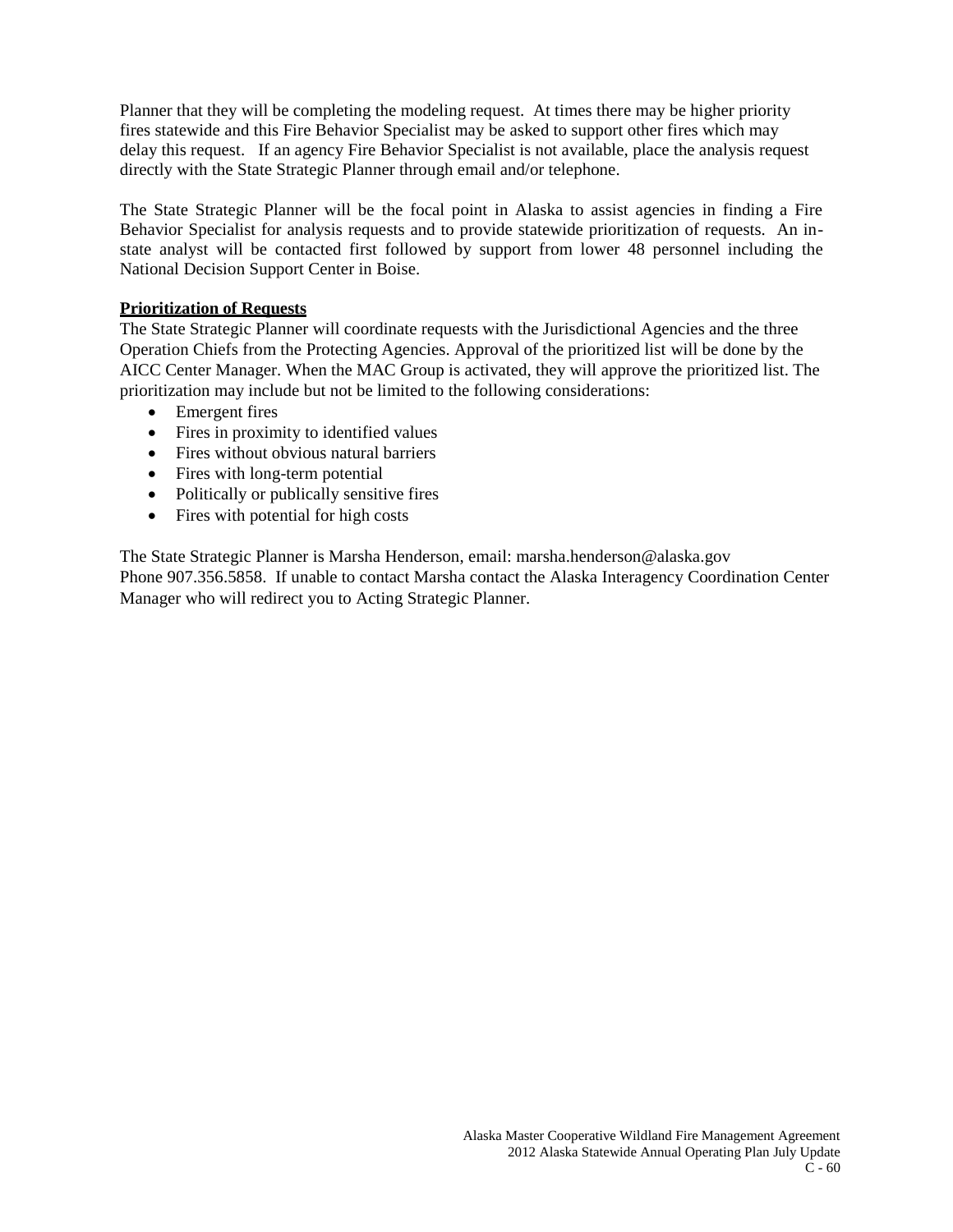Planner that they will be completing the modeling request. At times there may be higher priority fires statewide and this Fire Behavior Specialist may be asked to support other fires which may delay this request. If an agency Fire Behavior Specialist is not available, place the analysis request directly with the State Strategic Planner through email and/or telephone.

The State Strategic Planner will be the focal point in Alaska to assist agencies in finding a Fire Behavior Specialist for analysis requests and to provide statewide prioritization of requests. An in-state analyst will be contacted first followed by support from lower 48 personnel including the National Decision Support Center in Boise.

**Prioritization of Requests**

The State Strategic Planner will coordinate requests with the Jurisdictional Agencies and the three Operation Chiefs from the Protecting Agencies. Approval of the prioritized list will be done by the AICC Center Manager. When the MAC Group is activated, they will approve the prioritized list. The prioritization may include but not be limited to the following considerations:

- Emergent fires
- Fires in proximity to identified values
- Fires without obvious natural barriers
- Fires with long-term potential
- Politically or publically sensitive fires
- Fires with potential for high costs

The State Strategic Planner is Marsha Henderson, email: marsha.henderson@alaska.gov
Phone 907.356.5858. If unable to contact Marsha contact the Alaska Interagency Coordination Center Manager who will redirect you to Acting Strategic Planner.